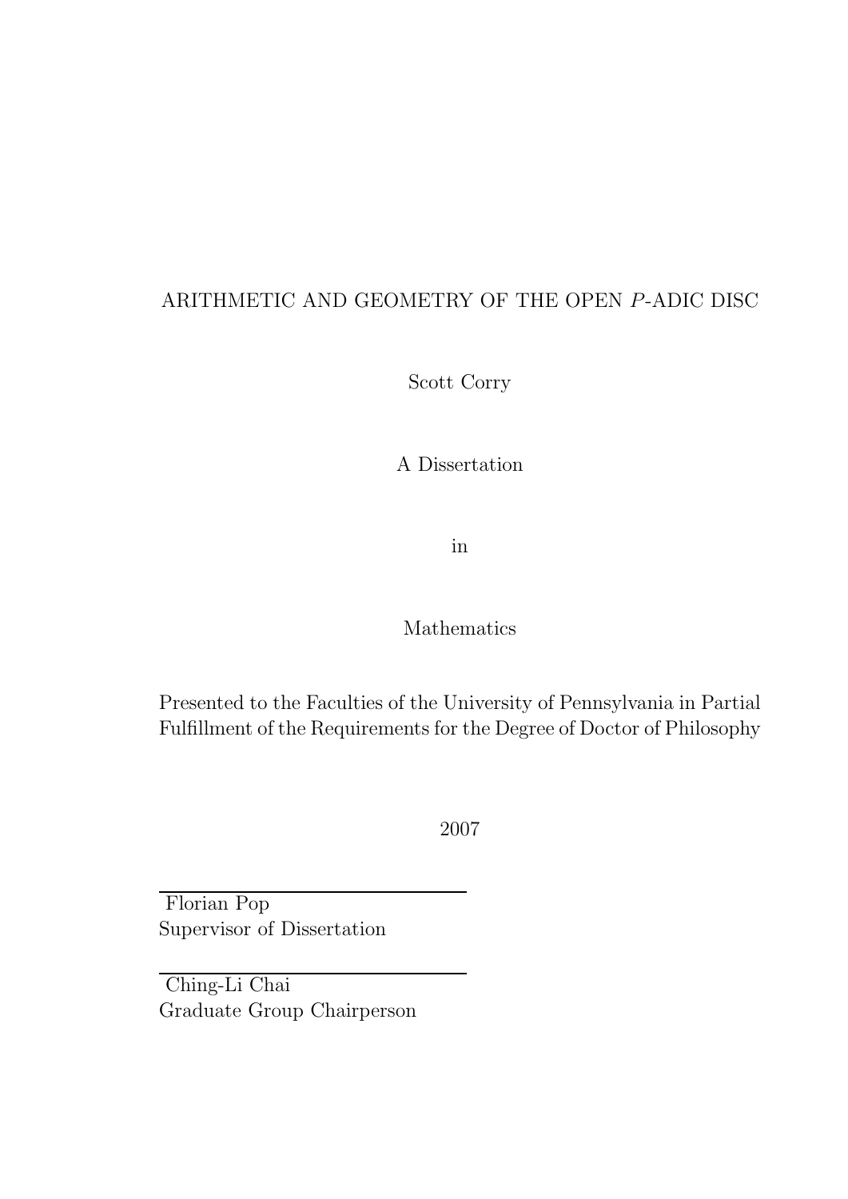# ARITHMETIC AND GEOMETRY OF THE OPEN $P$-ADIC DISC

Scott Corry

A Dissertation

in

Mathematics

Presented to the Faculties of the University of Pennsylvania in Partial Fulfillment of the Requirements for the Degree of Doctor of Philosophy

2007

Florian Pop
Supervisor of Dissertation

Ching-Li Chai
Graduate Group Chairperson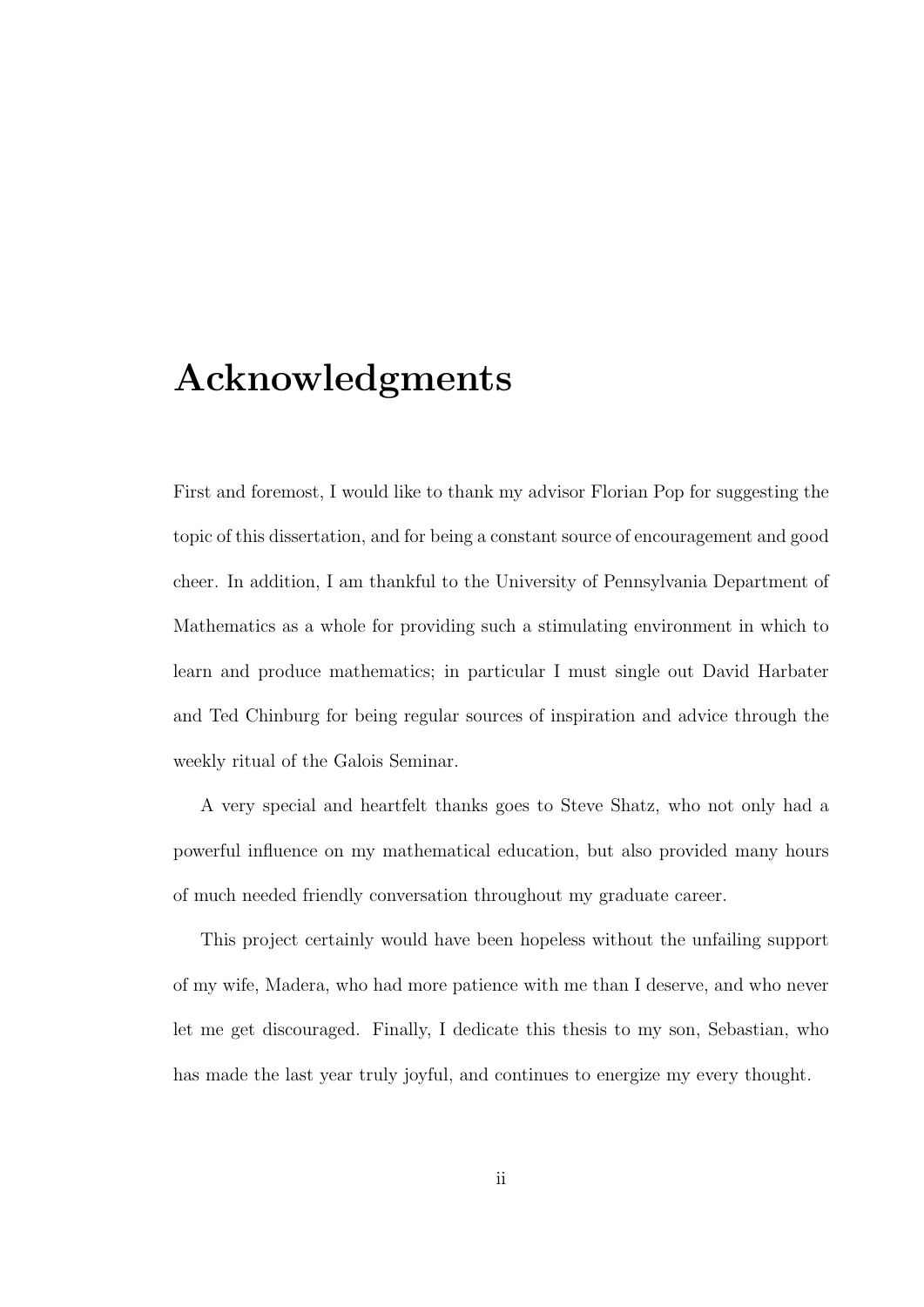# Acknowledgments

First and foremost, I would like to thank my advisor Florian Pop for suggesting the topic of this dissertation, and for being a constant source of encouragement and good cheer. In addition, I am thankful to the University of Pennsylvania Department of Mathematics as a whole for providing such a stimulating environment in which to learn and produce mathematics; in particular I must single out David Harbater and Ted Chinburg for being regular sources of inspiration and advice through the weekly ritual of the Galois Seminar.

A very special and heartfelt thanks goes to Steve Shatz, who not only had a powerful influence on my mathematical education, but also provided many hours of much needed friendly conversation throughout my graduate career.

This project certainly would have been hopeless without the unfailing support of my wife, Madera, who had more patience with me than I deserve, and who never let me get discouraged. Finally, I dedicate this thesis to my son, Sebastian, who has made the last year truly joyful, and continues to energize my every thought.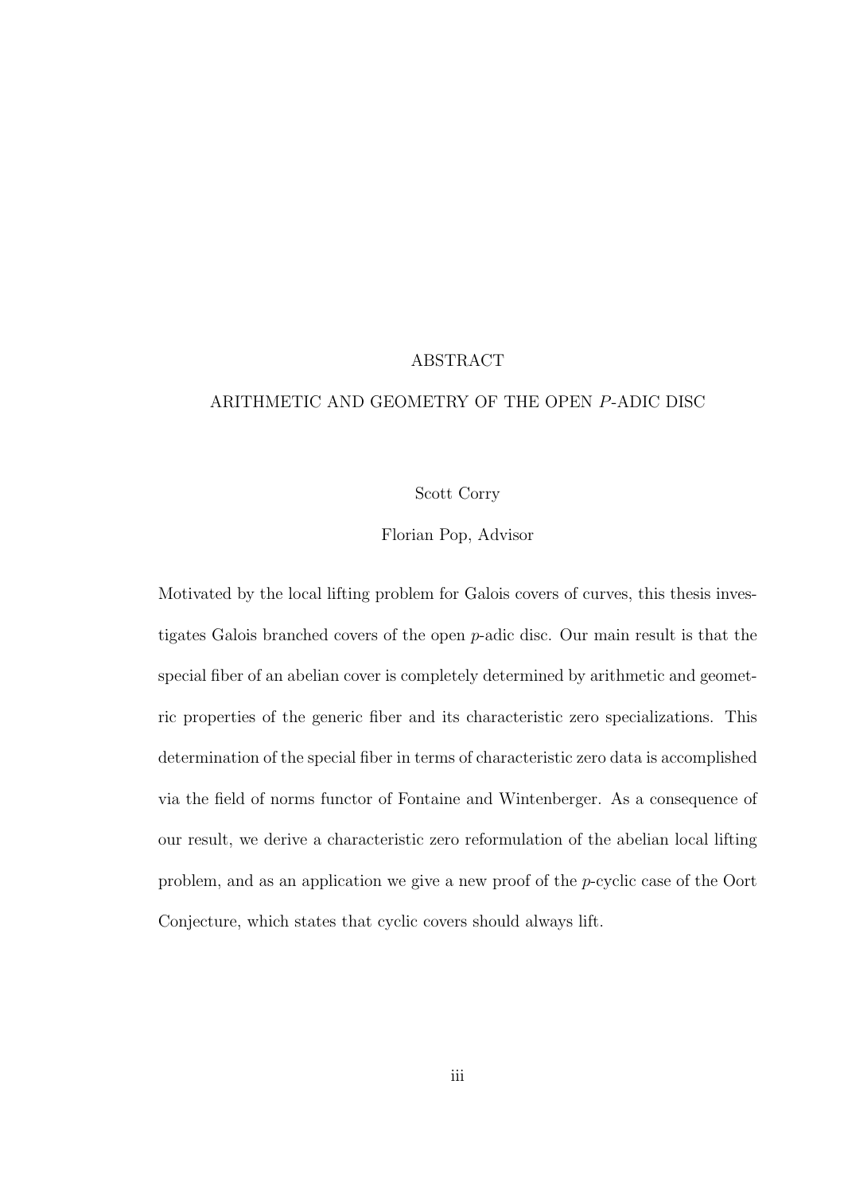# ABSTRACT

## ARITHMETIC AND GEOMETRY OF THE OPEN $P$-ADIC DISC

Scott Corry

Florian Pop, Advisor

Motivated by the local lifting problem for Galois covers of curves, this thesis investigates Galois branched covers of the open $p$-adic disc. Our main result is that the special fiber of an abelian cover is completely determined by arithmetic and geometric properties of the generic fiber and its characteristic zero specializations. This determination of the special fiber in terms of characteristic zero data is accomplished via the field of norms functor of Fontaine and Wintenberger. As a consequence of our result, we derive a characteristic zero reformulation of the abelian local lifting problem, and as an application we give a new proof of the $p$-cyclic case of the Oort Conjecture, which states that cyclic covers should always lift.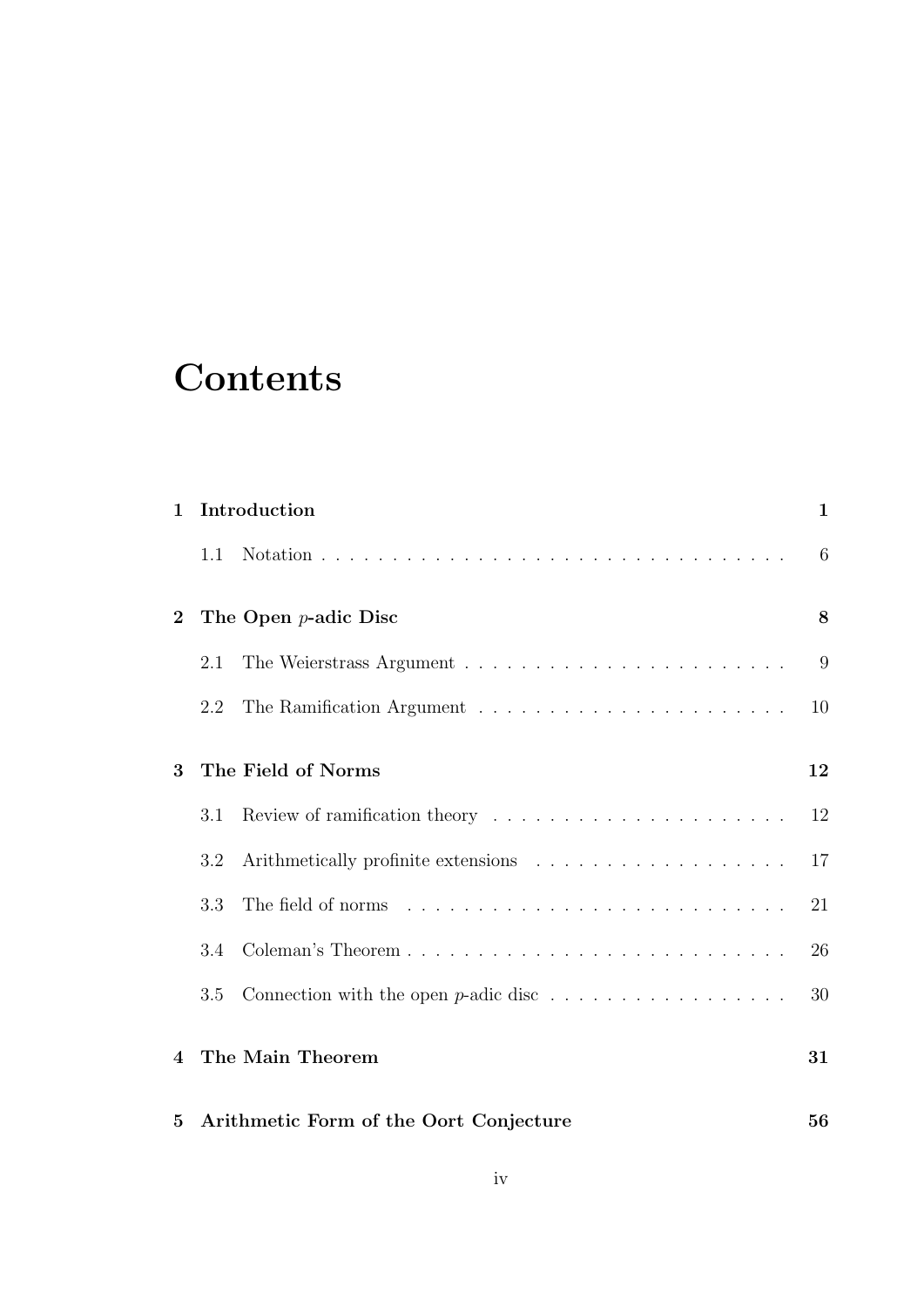# Contents

**1 Introduction** **1**

1.1 Notation . . . . . . . . . . . . . . . . . . . . . . . . . . . . . . . . . 6

**2 The Open $p$-adic Disc** **8**

2.1 The Weierstrass Argument . . . . . . . . . . . . . . . . . . . . . . . 9

2.2 The Ramification Argument . . . . . . . . . . . . . . . . . . . . . . 10

**3 The Field of Norms** **12**

3.1 Review of ramification theory . . . . . . . . . . . . . . . . . . . . . 12

3.2 Arithmetically profinite extensions . . . . . . . . . . . . . . . . . . 17

3.3 The field of norms . . . . . . . . . . . . . . . . . . . . . . . . . . . 21

3.4 Coleman's Theorem . . . . . . . . . . . . . . . . . . . . . . . . . . . 26

3.5 Connection with the open $p$-adic disc . . . . . . . . . . . . . . . . . 30

**4 The Main Theorem** **31**

**5 Arithmetic Form of the Oort Conjecture** **56**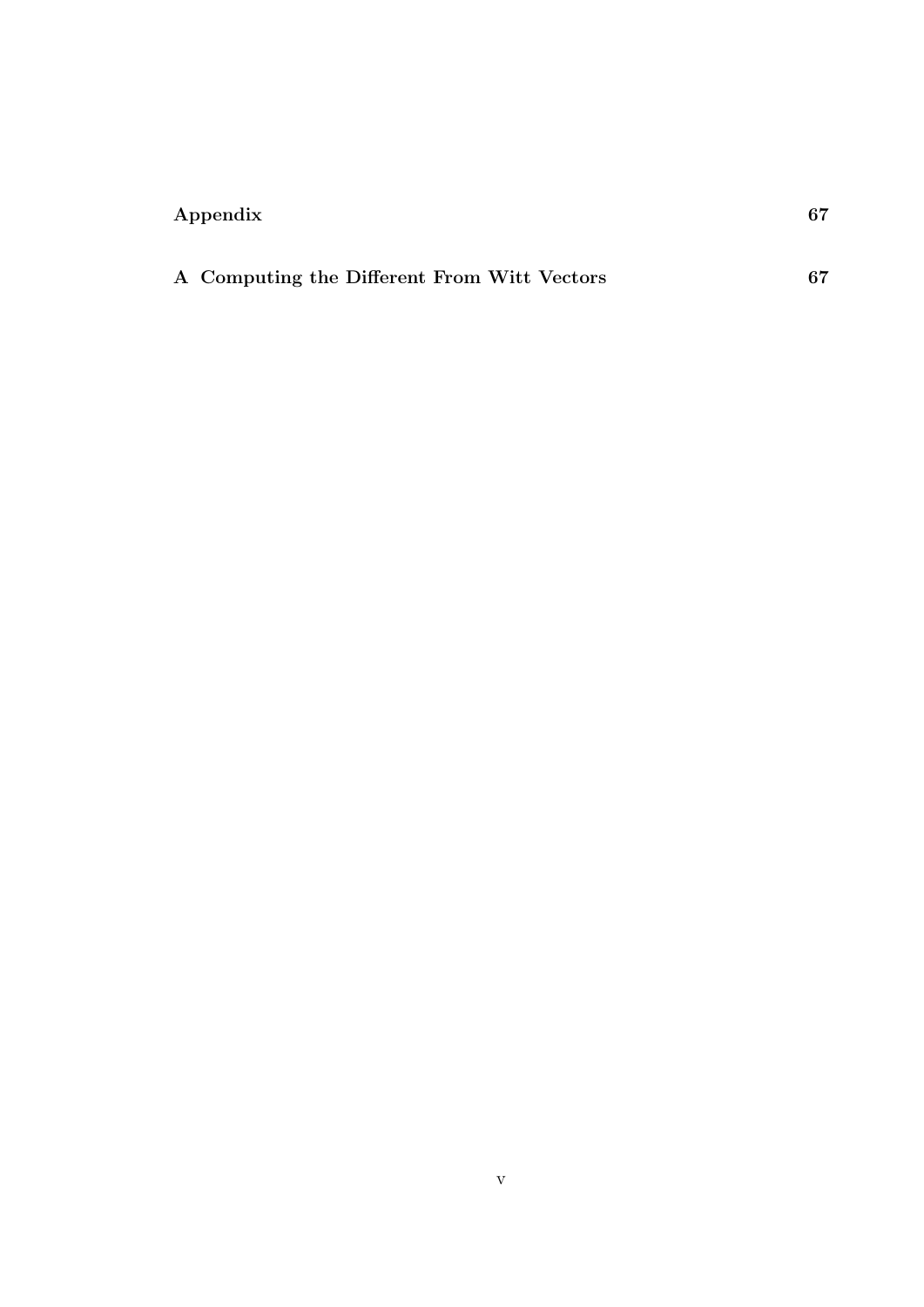**Appendix** **67**

**A Computing the Different From Witt Vectors** **67**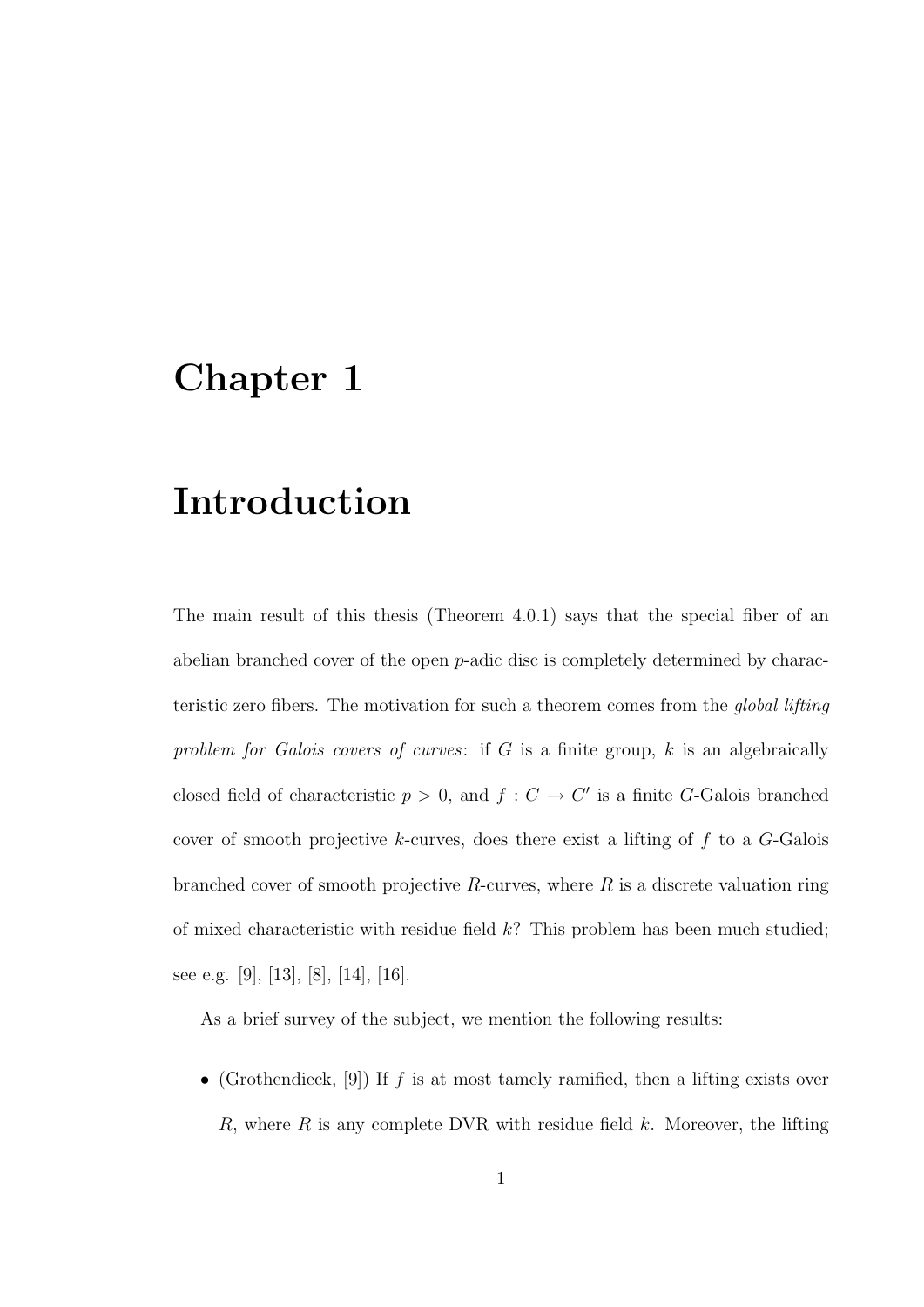# Chapter 1

# Introduction

The main result of this thesis (Theorem 4.0.1) says that the special fiber of an abelian branched cover of the open $p$-adic disc is completely determined by characteristic zero fibers. The motivation for such a theorem comes from the *global lifting problem for Galois covers of curves*: if $G$ is a finite group, $k$ is an algebraically closed field of characteristic $p > 0$, and $f : C \to C'$ is a finite $G$-Galois branched cover of smooth projective $k$-curves, does there exist a lifting of $f$ to a $G$-Galois branched cover of smooth projective $R$-curves, where $R$ is a discrete valuation ring of mixed characteristic with residue field $k$? This problem has been much studied; see e.g. [9], [13], [8], [14], [16].

As a brief survey of the subject, we mention the following results:

- (Grothendieck, [9]) If $f$ is at most tamely ramified, then a lifting exists over $R$, where $R$ is any complete DVR with residue field $k$. Moreover, the lifting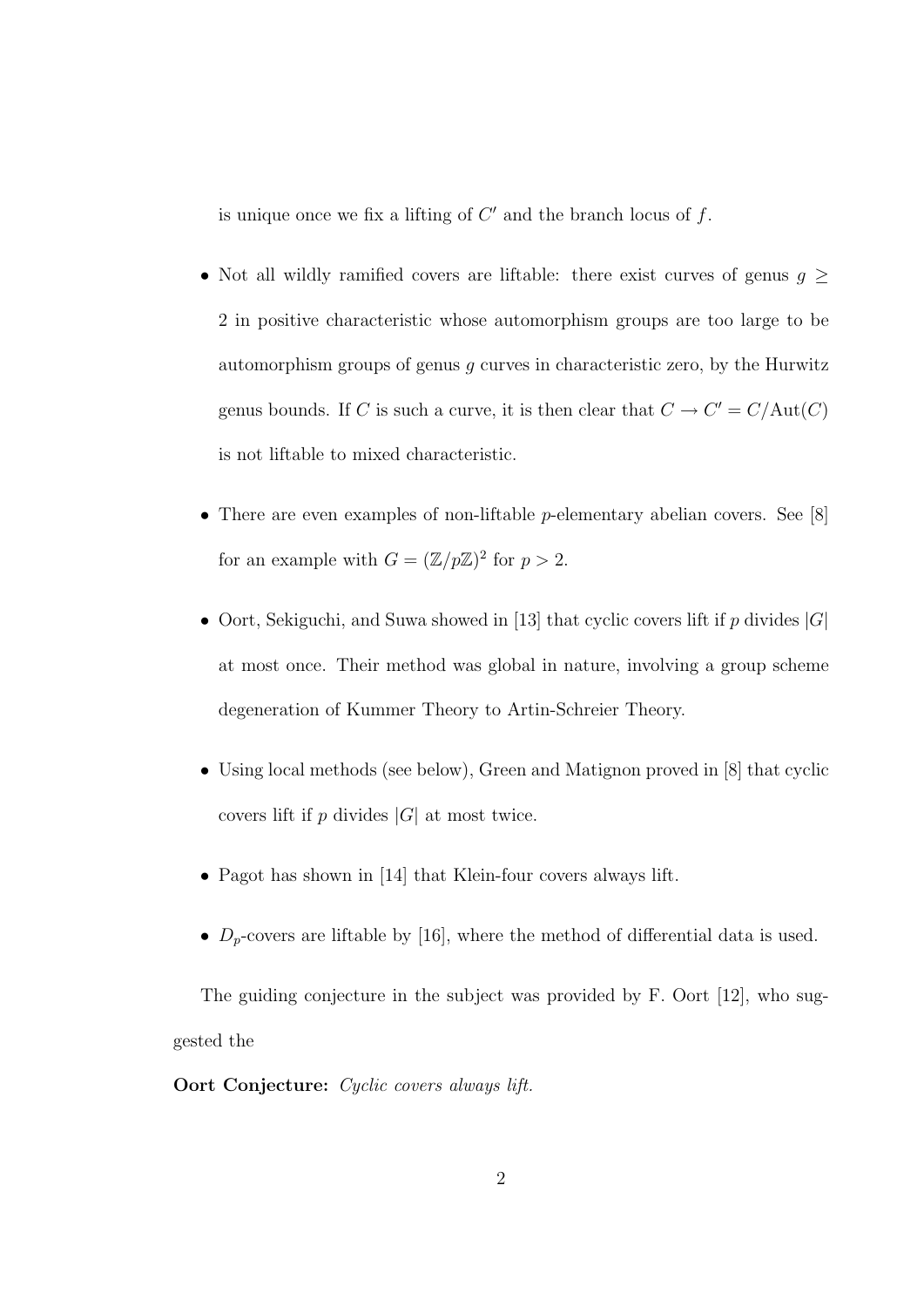is unique once we fix a lifting of $C'$ and the branch locus of $f$.

- Not all wildly ramified covers are liftable: there exist curves of genus $g \geq 2$ in positive characteristic whose automorphism groups are too large to be automorphism groups of genus $g$ curves in characteristic zero, by the Hurwitz genus bounds. If $C$ is such a curve, it is then clear that $C \to C' = C/\mathrm{Aut}(C)$ is not liftable to mixed characteristic.

- There are even examples of non-liftable $p$-elementary abelian covers. See [8] for an example with $G = (\mathbb{Z}/p\mathbb{Z})^2$ for $p > 2$.

- Oort, Sekiguchi, and Suwa showed in [13] that cyclic covers lift if $p$ divides $|G|$ at most once. Their method was global in nature, involving a group scheme degeneration of Kummer Theory to Artin-Schreier Theory.

- Using local methods (see below), Green and Matignon proved in [8] that cyclic covers lift if $p$ divides $|G|$ at most twice.

- Pagot has shown in [14] that Klein-four covers always lift.

- $D_p$-covers are liftable by [16], where the method of differential data is used.

The guiding conjecture in the subject was provided by F. Oort [12], who suggested the

**Oort Conjecture:** *Cyclic covers always lift.*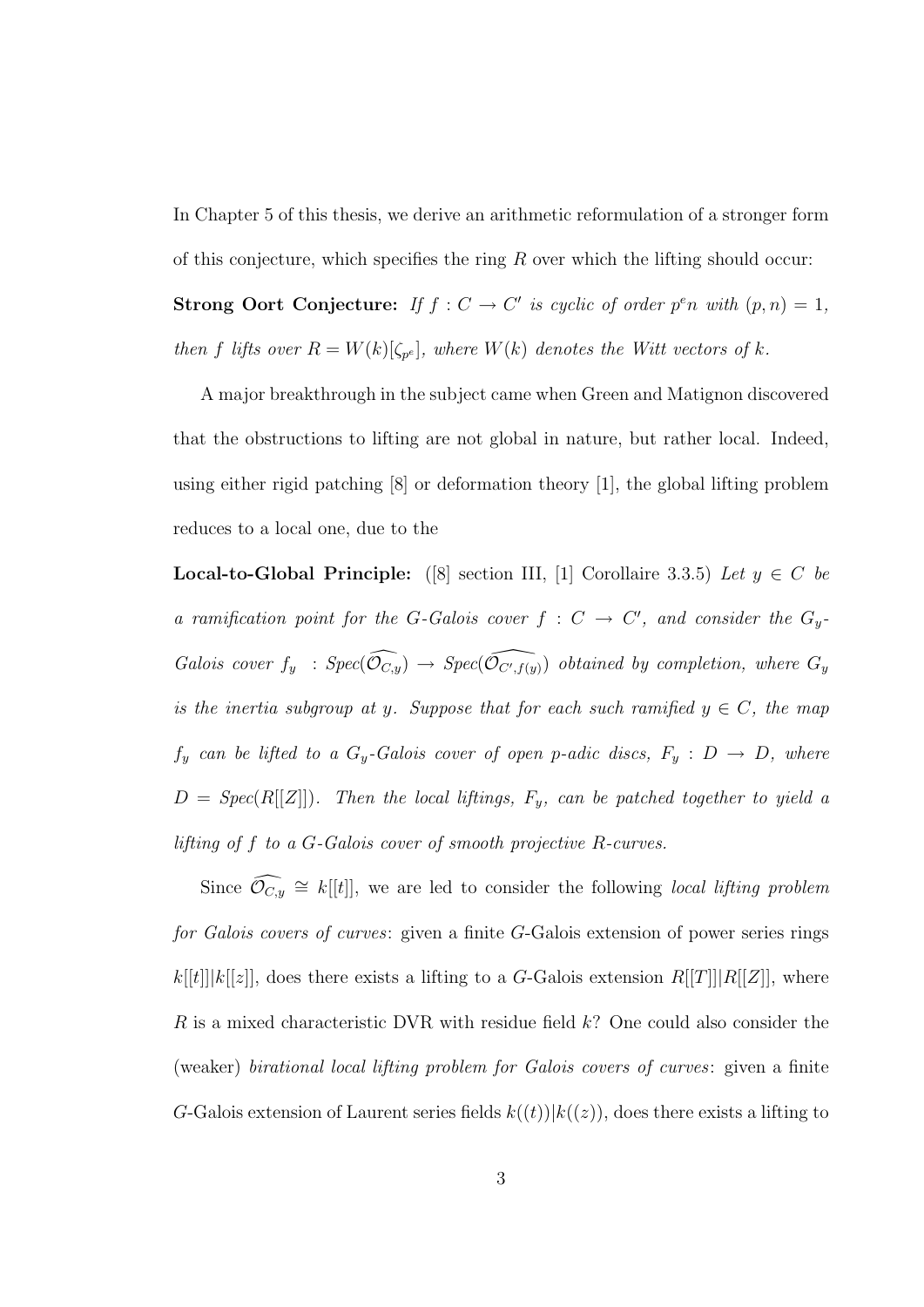In Chapter 5 of this thesis, we derive an arithmetic reformulation of a stronger form of this conjecture, which specifies the ring $R$ over which the lifting should occur:

**Strong Oort Conjecture:** *If $f : C \to C'$ is cyclic of order $p^e n$ with $(p, n) = 1$, then $f$ lifts over $R = W(k)[\zeta_{p^e}]$, where $W(k)$ denotes the Witt vectors of $k$.*

A major breakthrough in the subject came when Green and Matignon discovered that the obstructions to lifting are not global in nature, but rather local. Indeed, using either rigid patching [8] or deformation theory [1], the global lifting problem reduces to a local one, due to the

**Local-to-Global Principle:** ([8] section III, [1] Corollaire 3.3.5) *Let $y \in C$ be a ramification point for the $G$-Galois cover $f : C \to C'$, and consider the $G_y$-Galois cover $f_y$ : Spec($\widehat{\mathcal{O}_{C,y}}$) $\to$ Spec($\widehat{\mathcal{O}_{C',f(y)}}$) obtained by completion, where $G_y$ is the inertia subgroup at $y$. Suppose that for each such ramified $y \in C$, the map $f_y$ can be lifted to a $G_y$-Galois cover of open $p$-adic discs, $F_y : D \to D$, where $D =$ Spec($R[[Z]]$). Then the local liftings, $F_y$, can be patched together to yield a lifting of $f$ to a $G$-Galois cover of smooth projective $R$-curves.*

Since $\widehat{\mathcal{O}_{C,y}} \cong k[[t]]$, we are led to consider the following *local lifting problem for Galois covers of curves*: given a finite $G$-Galois extension of power series rings $k[[t]]|k[[z]]$, does there exists a lifting to a $G$-Galois extension $R[[T]]|R[[Z]]$, where $R$ is a mixed characteristic DVR with residue field $k$? One could also consider the (weaker) *birational local lifting problem for Galois covers of curves*: given a finite $G$-Galois extension of Laurent series fields $k((t))|k((z))$, does there exists a lifting to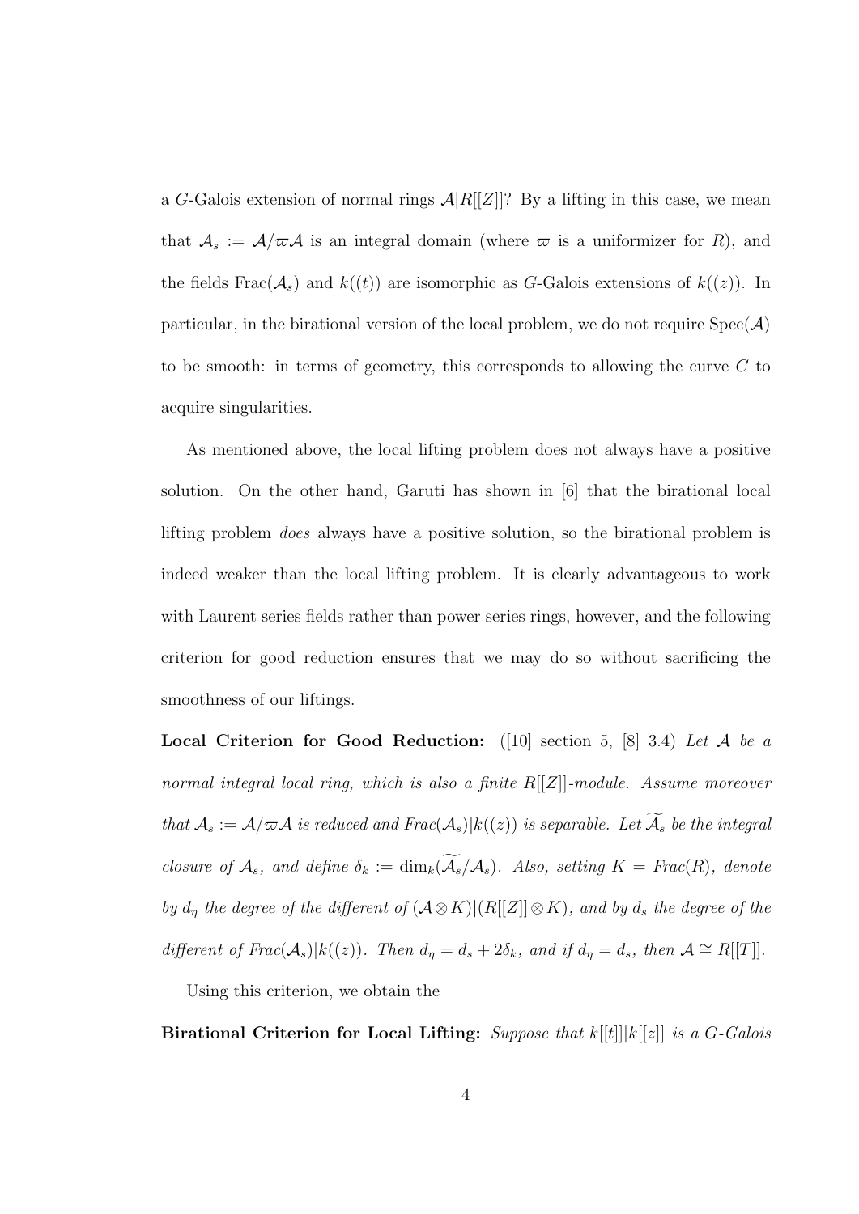a $G$-Galois extension of normal rings $\mathcal{A}|R[[Z]]$? By a lifting in this case, we mean that $\mathcal{A}_s := \mathcal{A}/\varpi\mathcal{A}$ is an integral domain (where $\varpi$ is a uniformizer for $R$), and the fields $\mathrm{Frac}(\mathcal{A}_s)$ and $k((t))$ are isomorphic as $G$-Galois extensions of $k((z))$. In particular, in the birational version of the local problem, we do not require $\mathrm{Spec}(\mathcal{A})$ to be smooth: in terms of geometry, this corresponds to allowing the curve $C$ to acquire singularities.

As mentioned above, the local lifting problem does not always have a positive solution. On the other hand, Garuti has shown in [6] that the birational local lifting problem *does* always have a positive solution, so the birational problem is indeed weaker than the local lifting problem. It is clearly advantageous to work with Laurent series fields rather than power series rings, however, and the following criterion for good reduction ensures that we may do so without sacrificing the smoothness of our liftings.

**Local Criterion for Good Reduction:** ([10] section 5, [8] 3.4) *Let $\mathcal{A}$ be a normal integral local ring, which is also a finite $R[[Z]]$-module. Assume moreover that $\mathcal{A}_s := \mathcal{A}/\varpi\mathcal{A}$ is reduced and $Frac(\mathcal{A}_s)|k((z))$ is separable. Let $\widetilde{\mathcal{A}_s}$ be the integral closure of $\mathcal{A}_s$, and define $\delta_k := \dim_k(\widetilde{\mathcal{A}_s}/\mathcal{A}_s)$. Also, setting $K = Frac(R)$, denote by $d_\eta$ the degree of the different of $(\mathcal{A}\otimes K)|(R[[Z]]\otimes K)$, and by $d_s$ the degree of the different of $Frac(\mathcal{A}_s)|k((z))$. Then $d_\eta = d_s + 2\delta_k$, and if $d_\eta = d_s$, then $\mathcal{A} \cong R[[T]]$.*

Using this criterion, we obtain the

**Birational Criterion for Local Lifting:** *Suppose that $k[[t]]|k[[z]]$ is a $G$-Galois*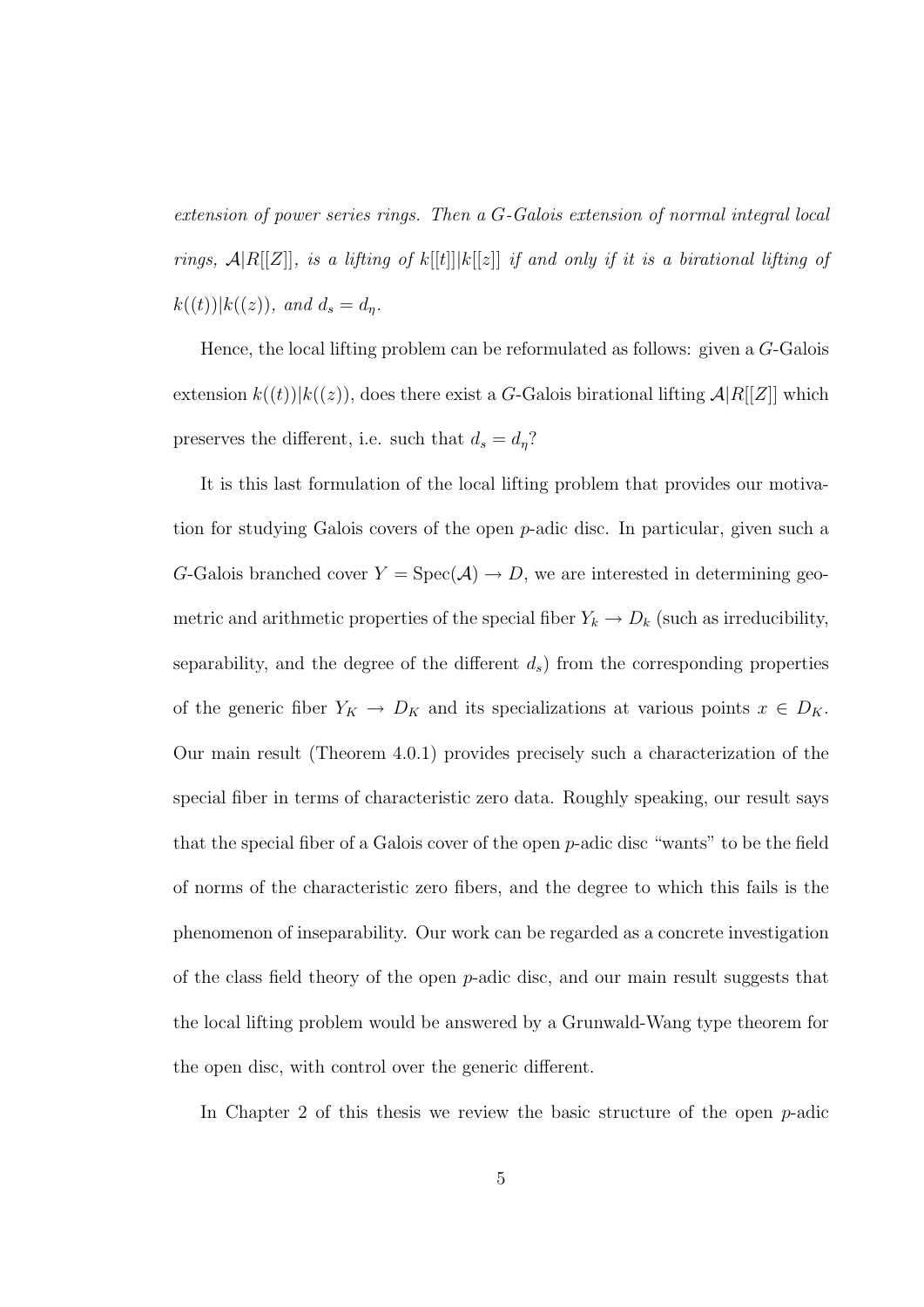*extension of power series rings. Then a $G$-Galois extension of normal integral local rings, $\mathcal{A}|R[[Z]]$, is a lifting of $k[[t]]|k[[z]]$ if and only if it is a birational lifting of $k((t))|k((z))$, and $d_s = d_\eta$.*

Hence, the local lifting problem can be reformulated as follows: given a $G$-Galois extension $k((t))|k((z))$, does there exist a $G$-Galois birational lifting $\mathcal{A}|R[[Z]]$ which preserves the different, i.e. such that $d_s = d_\eta$?

It is this last formulation of the local lifting problem that provides our motivation for studying Galois covers of the open $p$-adic disc. In particular, given such a $G$-Galois branched cover $Y = \mathrm{Spec}(\mathcal{A}) \to D$, we are interested in determining geometric and arithmetic properties of the special fiber $Y_k \to D_k$ (such as irreducibility, separability, and the degree of the different $d_s$) from the corresponding properties of the generic fiber $Y_K \to D_K$ and its specializations at various points $x \in D_K$. Our main result (Theorem 4.0.1) provides precisely such a characterization of the special fiber in terms of characteristic zero data. Roughly speaking, our result says that the special fiber of a Galois cover of the open $p$-adic disc "wants" to be the field of norms of the characteristic zero fibers, and the degree to which this fails is the phenomenon of inseparability. Our work can be regarded as a concrete investigation of the class field theory of the open $p$-adic disc, and our main result suggests that the local lifting problem would be answered by a Grunwald-Wang type theorem for the open disc, with control over the generic different.

In Chapter 2 of this thesis we review the basic structure of the open $p$-adic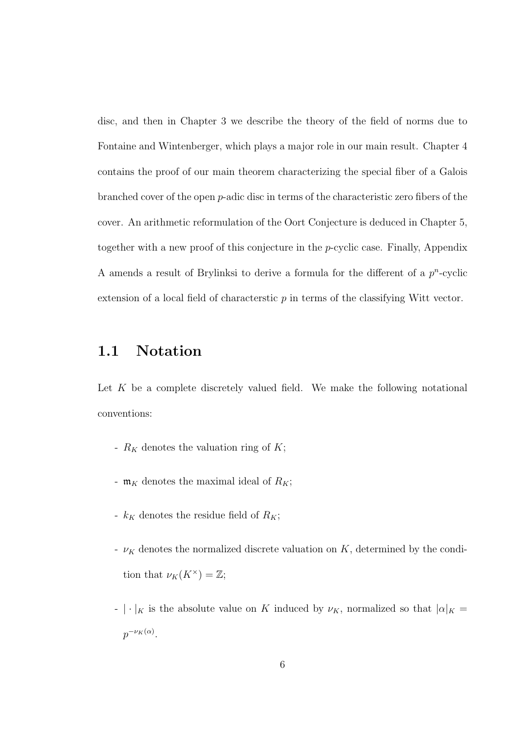disc, and then in Chapter 3 we describe the theory of the field of norms due to Fontaine and Wintenberger, which plays a major role in our main result. Chapter 4 contains the proof of our main theorem characterizing the special fiber of a Galois branched cover of the open $p$-adic disc in terms of the characteristic zero fibers of the cover. An arithmetic reformulation of the Oort Conjecture is deduced in Chapter 5, together with a new proof of this conjecture in the $p$-cyclic case. Finally, Appendix A amends a result of Brylinksi to derive a formula for the different of a $p^n$-cyclic extension of a local field of characterstic $p$ in terms of the classifying Witt vector.

## 1.1 Notation

Let $K$ be a complete discretely valued field. We make the following notational conventions:

- $R_K$ denotes the valuation ring of $K$;
- $\mathfrak{m}_K$ denotes the maximal ideal of $R_K$;
- $k_K$ denotes the residue field of $R_K$;
- $\nu_K$ denotes the normalized discrete valuation on $K$, determined by the condition that $\nu_K(K^\times) = \mathbb{Z}$;
- $|\cdot|_K$ is the absolute value on $K$ induced by $\nu_K$, normalized so that $|\alpha|_K = p^{-\nu_K(\alpha)}$.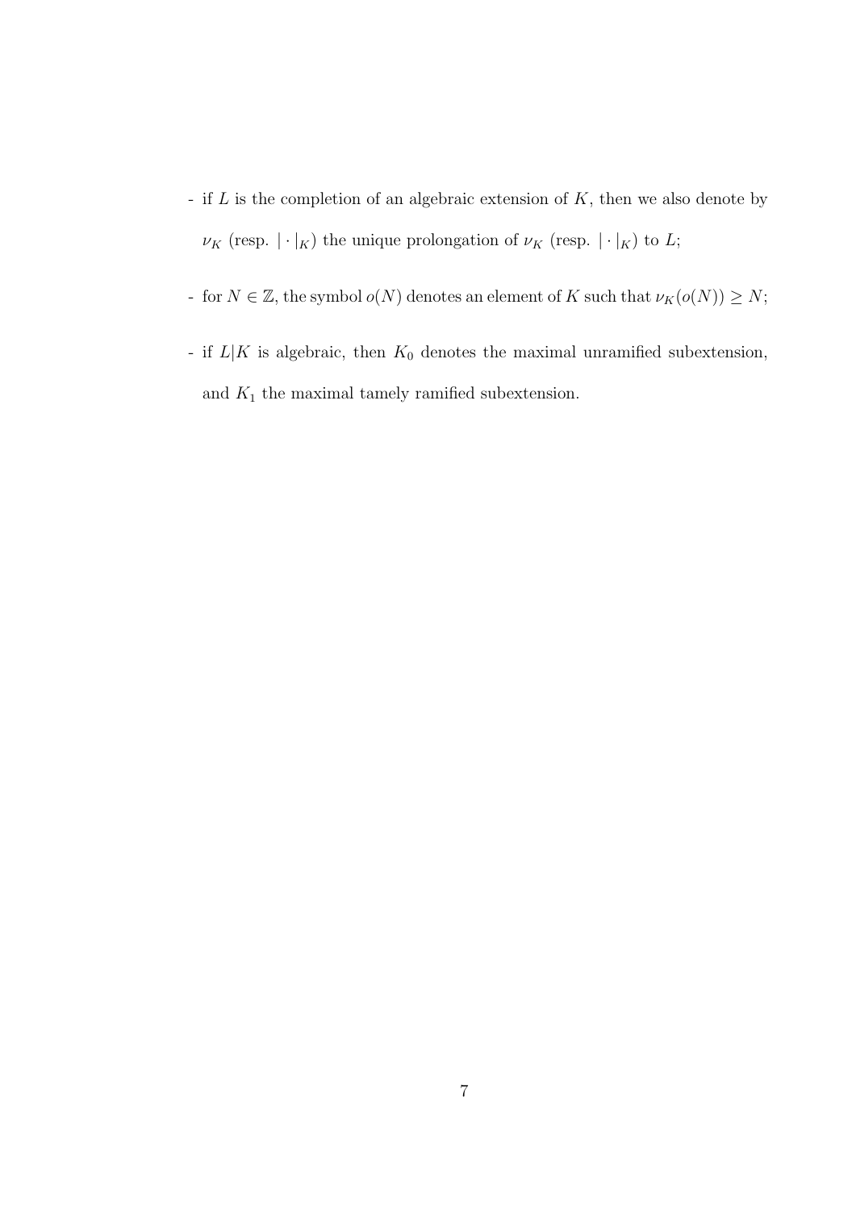- if $L$ is the completion of an algebraic extension of $K$, then we also denote by $\nu_K$ (resp. $|\cdot|_K$) the unique prolongation of $\nu_K$ (resp. $|\cdot|_K$) to $L$;

- for $N \in \mathbb{Z}$, the symbol $o(N)$ denotes an element of $K$ such that $\nu_K(o(N)) \geq N$;

- if $L|K$ is algebraic, then $K_0$ denotes the maximal unramified subextension, and $K_1$ the maximal tamely ramified subextension.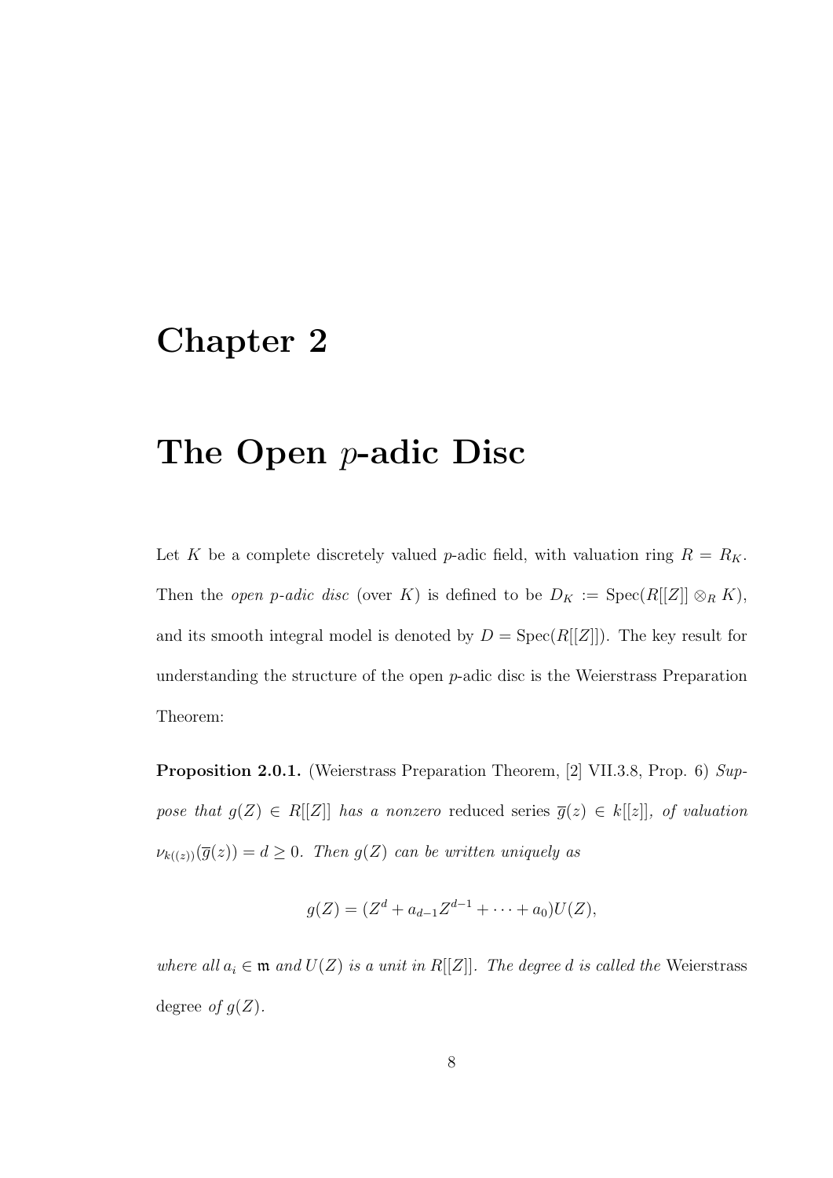# Chapter 2

# The Open $p$-adic Disc

Let $K$ be a complete discretely valued $p$-adic field, with valuation ring $R = R_K$. Then the *open p-adic disc* (over $K$) is defined to be $D_K := \mathrm{Spec}(R[[Z]] \otimes_R K)$, and its smooth integral model is denoted by $D = \mathrm{Spec}(R[[Z]])$. The key result for understanding the structure of the open $p$-adic disc is the Weierstrass Preparation Theorem:

**Proposition 2.0.1.** (Weierstrass Preparation Theorem, [2] VII.3.8, Prop. 6) *Suppose that $g(Z) \in R[[Z]]$ has a nonzero* reduced series *$\overline{g}(z) \in k[[z]]$, of valuation $\nu_{k((z))}(\overline{g}(z)) = d \geq 0$. Then $g(Z)$ can be written uniquely as*

$$g(Z) = (Z^d + a_{d-1}Z^{d-1} + \cdots + a_0)U(Z),$$

*where all $a_i \in \mathfrak{m}$ and $U(Z)$ is a unit in $R[[Z]]$. The degree $d$ is called the* Weierstrass degree *of $g(Z)$.*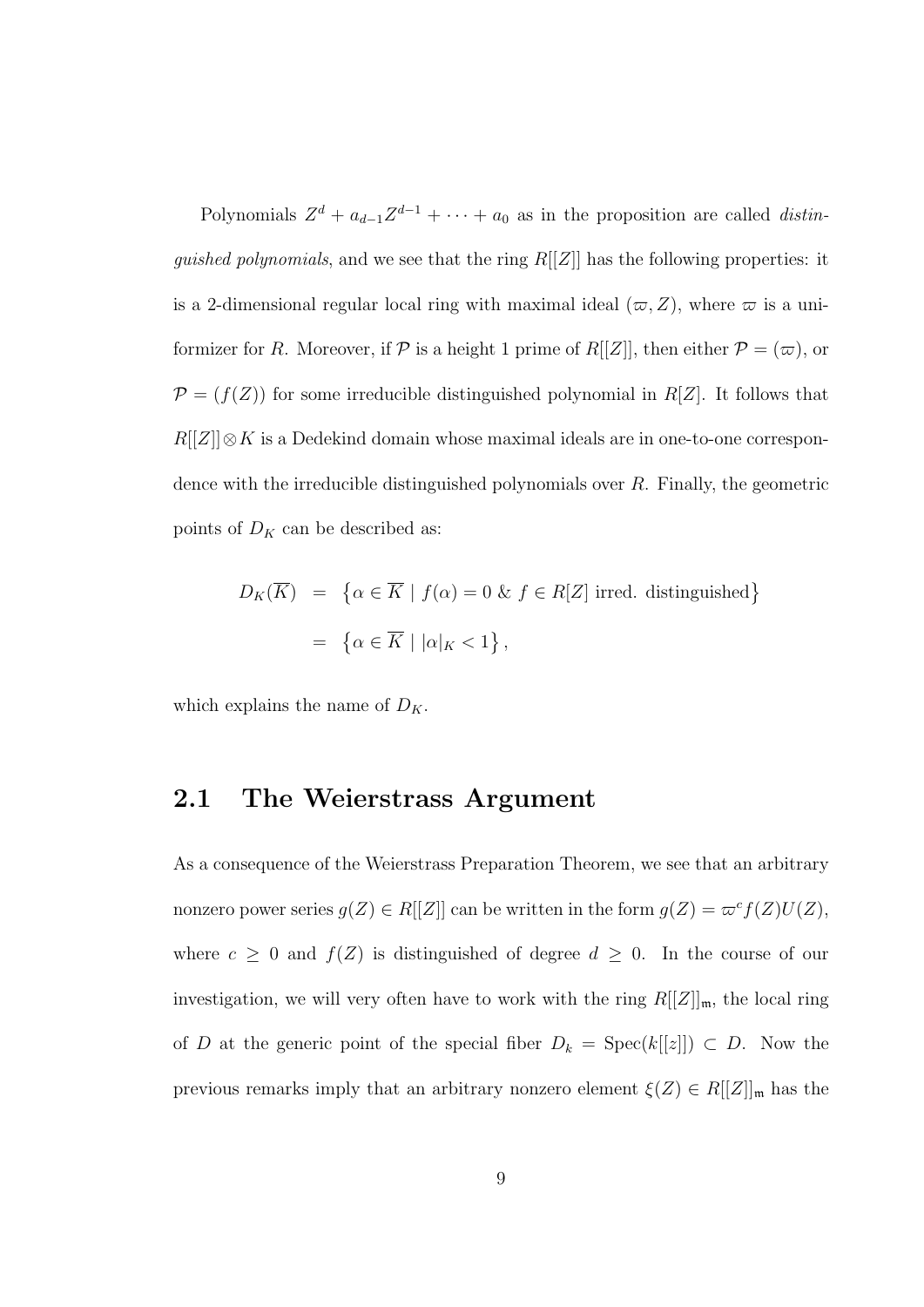Polynomials $Z^d + a_{d-1}Z^{d-1} + \cdots + a_0$ as in the proposition are called *distinguished polynomials*, and we see that the ring $R[[Z]]$ has the following properties: it is a 2-dimensional regular local ring with maximal ideal $(\varpi, Z)$, where $\varpi$ is a uniformizer for $R$. Moreover, if $\mathcal{P}$ is a height 1 prime of $R[[Z]]$, then either $\mathcal{P} = (\varpi)$, or $\mathcal{P} = (f(Z))$ for some irreducible distinguished polynomial in $R[Z]$. It follows that $R[[Z]] \otimes K$ is a Dedekind domain whose maximal ideals are in one-to-one correspondence with the irreducible distinguished polynomials over $R$. Finally, the geometric points of $D_K$ can be described as:

$$
\begin{aligned}
D_K(\overline{K}) &= \left\{ \alpha \in \overline{K} \mid f(\alpha) = 0 \ \& \ f \in R[Z] \text{ irred. distinguished} \right\} \\
&= \left\{ \alpha \in \overline{K} \mid |\alpha|_K < 1 \right\},
\end{aligned}
$$

which explains the name of $D_K$.

## 2.1 The Weierstrass Argument

As a consequence of the Weierstrass Preparation Theorem, we see that an arbitrary nonzero power series $g(Z) \in R[[Z]]$ can be written in the form $g(Z) = \varpi^c f(Z) U(Z)$, where $c \geq 0$ and $f(Z)$ is distinguished of degree $d \geq 0$. In the course of our investigation, we will very often have to work with the ring $R[[Z]]_{\mathfrak{m}}$, the local ring of $D$ at the generic point of the special fiber $D_k = \operatorname{Spec}(k[[z]]) \subset D$. Now the previous remarks imply that an arbitrary nonzero element $\xi(Z) \in R[[Z]]_{\mathfrak{m}}$ has the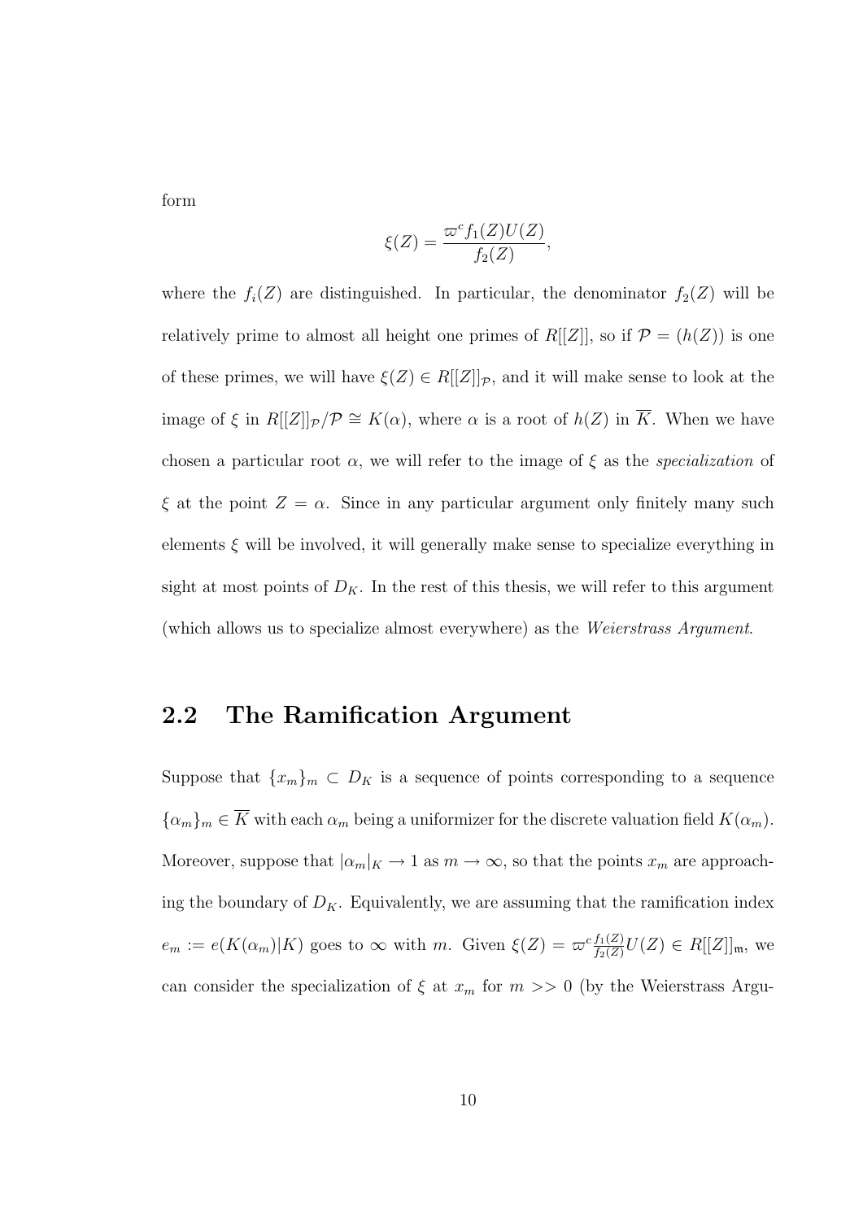form

$$\xi(Z) = \frac{\varpi^c f_1(Z) U(Z)}{f_2(Z)},$$

where the $f_i(Z)$ are distinguished. In particular, the denominator $f_2(Z)$ will be relatively prime to almost all height one primes of $R[[Z]]$, so if $\mathcal{P} = (h(Z))$ is one of these primes, we will have $\xi(Z) \in R[[Z]]_{\mathcal{P}}$, and it will make sense to look at the image of $\xi$ in $R[[Z]]_{\mathcal{P}}/\mathcal{P} \cong K(\alpha)$, where $\alpha$ is a root of $h(Z)$ in $\overline{K}$. When we have chosen a particular root $\alpha$, we will refer to the image of $\xi$ as the *specialization* of $\xi$ at the point $Z = \alpha$. Since in any particular argument only finitely many such elements $\xi$ will be involved, it will generally make sense to specialize everything in sight at most points of $D_K$. In the rest of this thesis, we will refer to this argument (which allows us to specialize almost everywhere) as the *Weierstrass Argument*.

## 2.2 The Ramification Argument

Suppose that $\{x_m\}_m \subset D_K$ is a sequence of points corresponding to a sequence $\{\alpha_m\}_m \in \overline{K}$ with each $\alpha_m$ being a uniformizer for the discrete valuation field $K(\alpha_m)$. Moreover, suppose that $|\alpha_m|_K \to 1$ as $m \to \infty$, so that the points $x_m$ are approaching the boundary of $D_K$. Equivalently, we are assuming that the ramification index $e_m := e(K(\alpha_m)|K)$ goes to $\infty$ with $m$. Given $\xi(Z) = \varpi^c \frac{f_1(Z)}{f_2(Z)} U(Z) \in R[[Z]]_{\mathfrak{m}}$, we can consider the specialization of $\xi$ at $x_m$ for $m >> 0$ (by the Weierstrass Argu-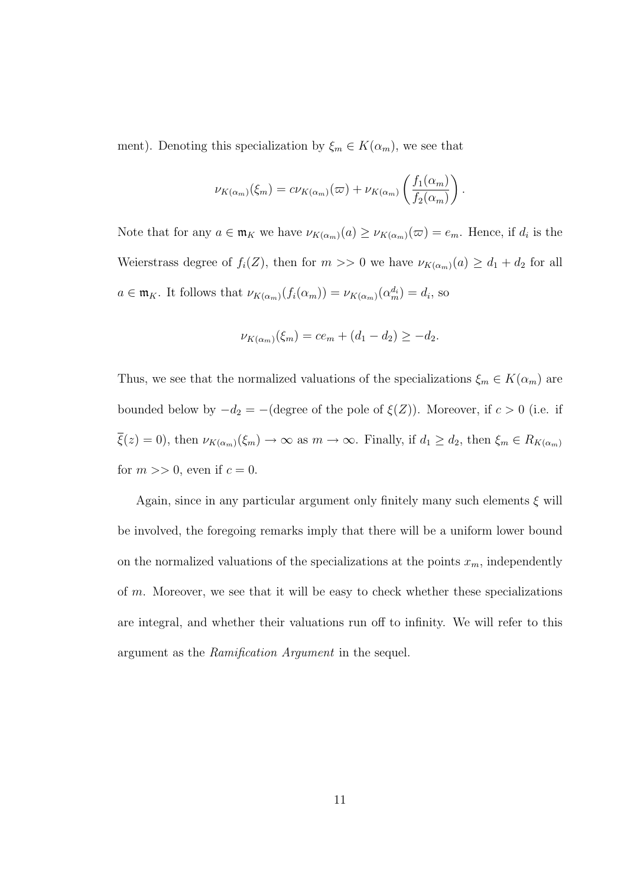ment). Denoting this specialization by $\xi_m \in K(\alpha_m)$, we see that

$$\nu_{K(\alpha_m)}(\xi_m) = c\nu_{K(\alpha_m)}(\varpi) + \nu_{K(\alpha_m)}\left(\frac{f_1(\alpha_m)}{f_2(\alpha_m)}\right).$$

Note that for any $a \in \mathfrak{m}_K$ we have $\nu_{K(\alpha_m)}(a) \geq \nu_{K(\alpha_m)}(\varpi) = e_m$. Hence, if $d_i$ is the Weierstrass degree of $f_i(Z)$, then for $m >> 0$ we have $\nu_{K(\alpha_m)}(a) \geq d_1 + d_2$ for all $a \in \mathfrak{m}_K$. It follows that $\nu_{K(\alpha_m)}(f_i(\alpha_m)) = \nu_{K(\alpha_m)}(\alpha_m^{d_i}) = d_i$, so

$$\nu_{K(\alpha_m)}(\xi_m) = ce_m + (d_1 - d_2) \geq -d_2.$$

Thus, we see that the normalized valuations of the specializations $\xi_m \in K(\alpha_m)$ are bounded below by $-d_2 = -$(degree of the pole of $\xi(Z)$). Moreover, if $c > 0$ (i.e. if $\overline{\xi}(z) = 0$), then $\nu_{K(\alpha_m)}(\xi_m) \to \infty$ as $m \to \infty$. Finally, if $d_1 \geq d_2$, then $\xi_m \in R_{K(\alpha_m)}$ for $m >> 0$, even if $c = 0$.

Again, since in any particular argument only finitely many such elements $\xi$ will be involved, the foregoing remarks imply that there will be a uniform lower bound on the normalized valuations of the specializations at the points $x_m$, independently of $m$. Moreover, we see that it will be easy to check whether these specializations are integral, and whether their valuations run off to infinity. We will refer to this argument as the *Ramification Argument* in the sequel.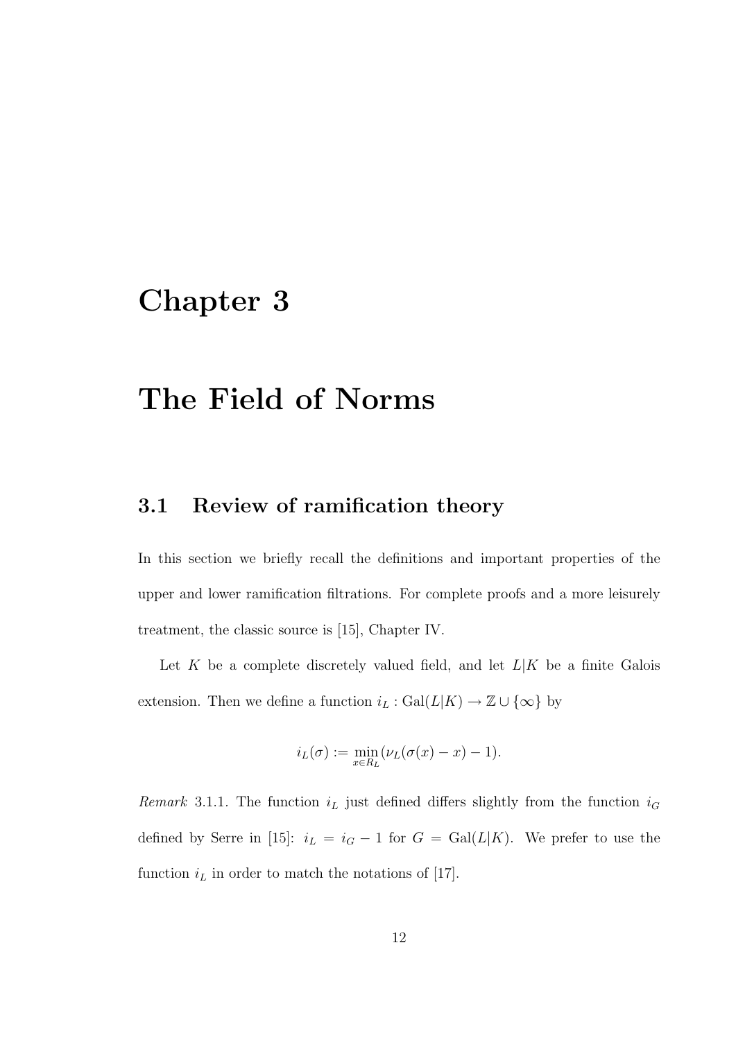# Chapter 3

# The Field of Norms

## 3.1 Review of ramification theory

In this section we briefly recall the definitions and important properties of the upper and lower ramification filtrations. For complete proofs and a more leisurely treatment, the classic source is [15], Chapter IV.

Let $K$ be a complete discretely valued field, and let $L|K$ be a finite Galois extension. Then we define a function $i_L : \mathrm{Gal}(L|K) \to \mathbb{Z} \cup \{\infty\}$ by

$$i_L(\sigma) := \min_{x \in R_L} (\nu_L(\sigma(x) - x) - 1).$$

*Remark* 3.1.1. The function $i_L$ just defined differs slightly from the function $i_G$ defined by Serre in [15]: $i_L = i_G - 1$ for $G = \mathrm{Gal}(L|K)$. We prefer to use the function $i_L$ in order to match the notations of [17].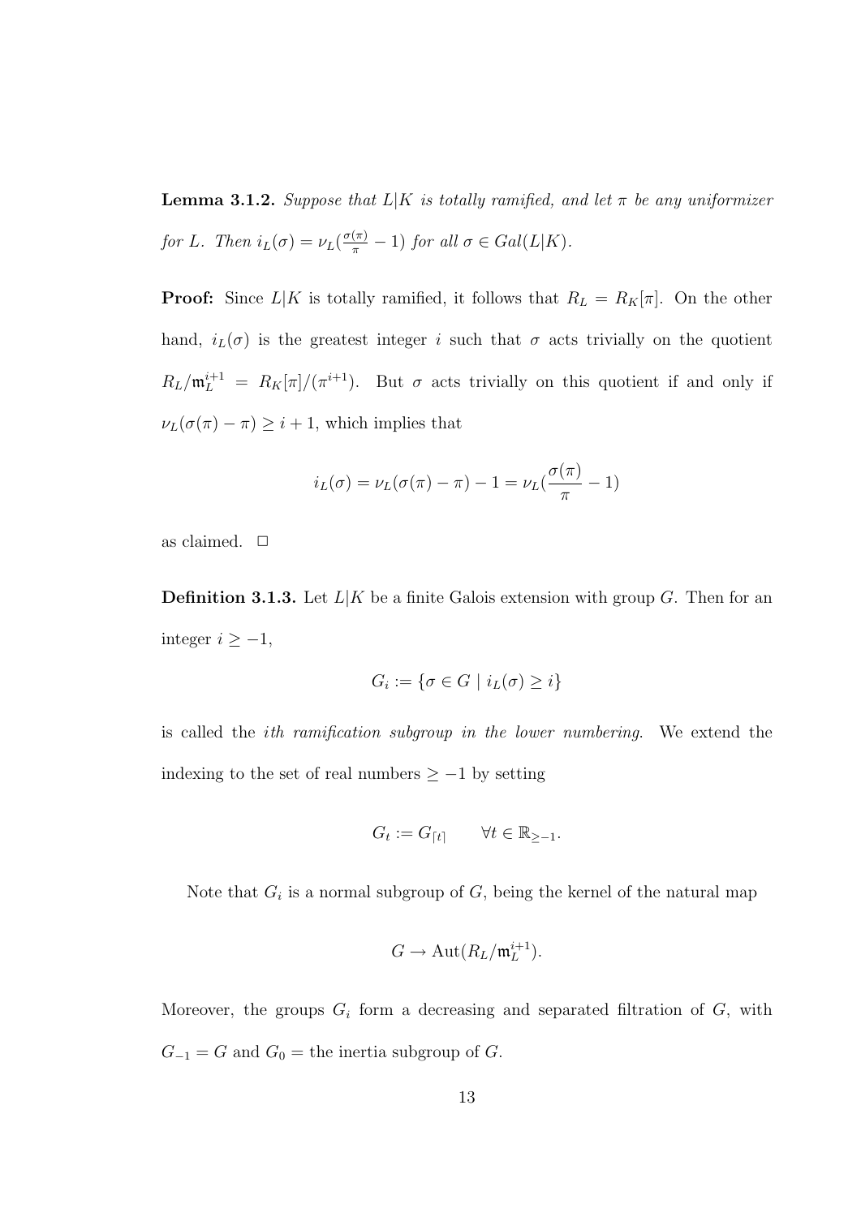**Lemma 3.1.2.** *Suppose that $L|K$ is totally ramified, and let $\pi$ be any uniformizer for $L$. Then $i_L(\sigma) = \nu_L(\frac{\sigma(\pi)}{\pi} - 1)$ for all $\sigma \in Gal(L|K)$.*

**Proof:** Since $L|K$ is totally ramified, it follows that $R_L = R_K[\pi]$. On the other hand, $i_L(\sigma)$ is the greatest integer $i$ such that $\sigma$ acts trivially on the quotient $R_L/\mathfrak{m}_L^{i+1} = R_K[\pi]/(\pi^{i+1})$. But $\sigma$ acts trivially on this quotient if and only if $\nu_L(\sigma(\pi) - \pi) \geq i + 1$, which implies that

$$i_L(\sigma) = \nu_L(\sigma(\pi) - \pi) - 1 = \nu_L(\frac{\sigma(\pi)}{\pi} - 1)$$

as claimed. $\Box$

**Definition 3.1.3.** Let $L|K$ be a finite Galois extension with group $G$. Then for an integer $i \geq -1$,

$$G_i := \{\sigma \in G \mid i_L(\sigma) \geq i\}$$

is called the *ith ramification subgroup in the lower numbering*. We extend the indexing to the set of real numbers $\geq -1$ by setting

$$G_t := G_{\lceil t \rceil} \qquad \forall t \in \mathbb{R}_{\geq -1}.$$

Note that $G_i$ is a normal subgroup of $G$, being the kernel of the natural map

$$G \to \mathrm{Aut}(R_L/\mathfrak{m}_L^{i+1}).$$

Moreover, the groups $G_i$ form a decreasing and separated filtration of $G$, with $G_{-1} = G$ and $G_0 =$ the inertia subgroup of $G$.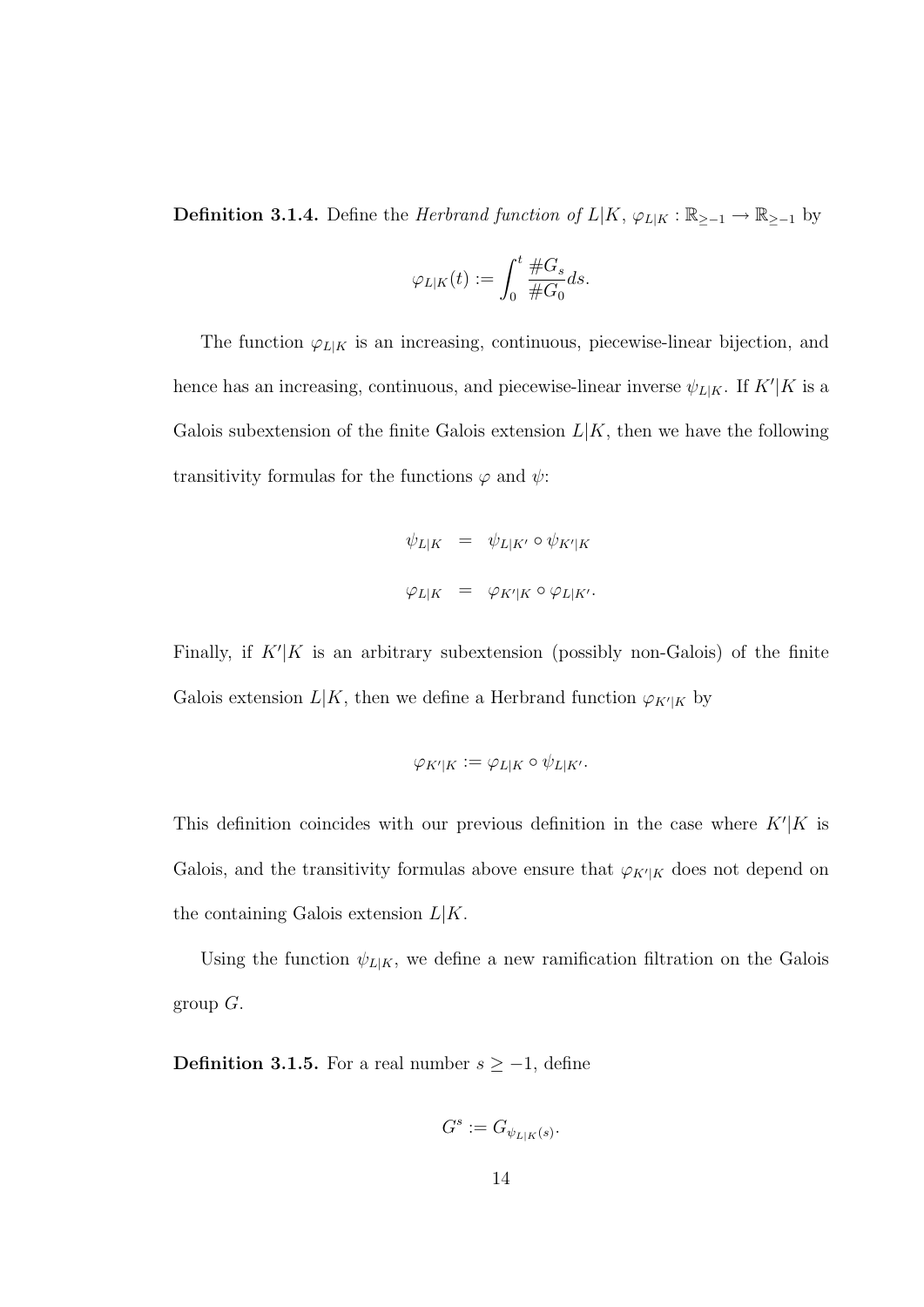**Definition 3.1.4.** Define the *Herbrand function of* $L|K$, $\varphi_{L|K} : \mathbb{R}_{\geq -1} \to \mathbb{R}_{\geq -1}$ by

$$\varphi_{L|K}(t) := \int_0^t \frac{\#G_s}{\#G_0} ds.$$

The function $\varphi_{L|K}$ is an increasing, continuous, piecewise-linear bijection, and hence has an increasing, continuous, and piecewise-linear inverse $\psi_{L|K}$. If $K'|K$ is a Galois subextension of the finite Galois extension $L|K$, then we have the following transitivity formulas for the functions $\varphi$ and $\psi$:

$$\begin{aligned} \psi_{L|K} &= \psi_{L|K'} \circ \psi_{K'|K} \\ \varphi_{L|K} &= \varphi_{K'|K} \circ \varphi_{L|K'}. \end{aligned}$$

Finally, if $K'|K$ is an arbitrary subextension (possibly non-Galois) of the finite Galois extension $L|K$, then we define a Herbrand function $\varphi_{K'|K}$ by

$$\varphi_{K'|K} := \varphi_{L|K} \circ \psi_{L|K'}.$$

This definition coincides with our previous definition in the case where $K'|K$ is Galois, and the transitivity formulas above ensure that $\varphi_{K'|K}$ does not depend on the containing Galois extension $L|K$.

Using the function $\psi_{L|K}$, we define a new ramification filtration on the Galois group $G$.

**Definition 3.1.5.** For a real number $s \geq -1$, define

$$G^s := G_{\psi_{L|K}(s)}.$$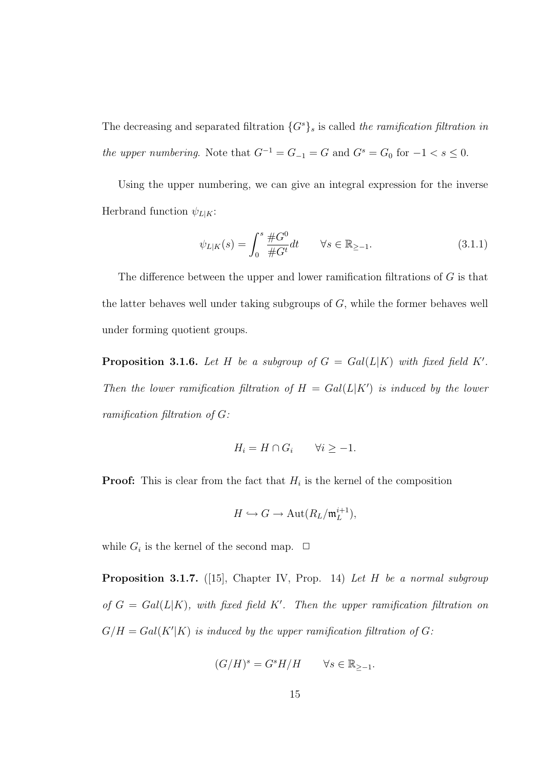The decreasing and separated filtration $\{G^s\}_s$ is called *the ramification filtration in the upper numbering*. Note that $G^{-1} = G_{-1} = G$ and $G^s = G_0$ for $-1 < s \leq 0$.

Using the upper numbering, we can give an integral expression for the inverse Herbrand function $\psi_{L|K}$:

$$\psi_{L|K}(s) = \int_0^s \frac{\#G^0}{\#G^t} dt \qquad \forall s \in \mathbb{R}_{\geq -1}. \tag{3.1.1}$$

The difference between the upper and lower ramification filtrations of $G$ is that the latter behaves well under taking subgroups of $G$, while the former behaves well under forming quotient groups.

**Proposition 3.1.6.** *Let $H$ be a subgroup of $G = Gal(L|K)$ with fixed field $K'$. Then the lower ramification filtration of $H = Gal(L|K')$ is induced by the lower ramification filtration of $G$:*

$$H_i = H \cap G_i \qquad \forall i \geq -1.$$

**Proof:** This is clear from the fact that $H_i$ is the kernel of the composition

$$H \hookrightarrow G \to \mathrm{Aut}(R_L/\mathfrak{m}_L^{i+1}),$$

while $G_i$ is the kernel of the second map. □

**Proposition 3.1.7.** ([15], Chapter IV, Prop. 14) *Let $H$ be a normal subgroup of $G = Gal(L|K)$, with fixed field $K'$. Then the upper ramification filtration on $G/H = Gal(K'|K)$ is induced by the upper ramification filtration of $G$:*

$$(G/H)^s = G^s H/H \qquad \forall s \in \mathbb{R}_{\geq -1}.$$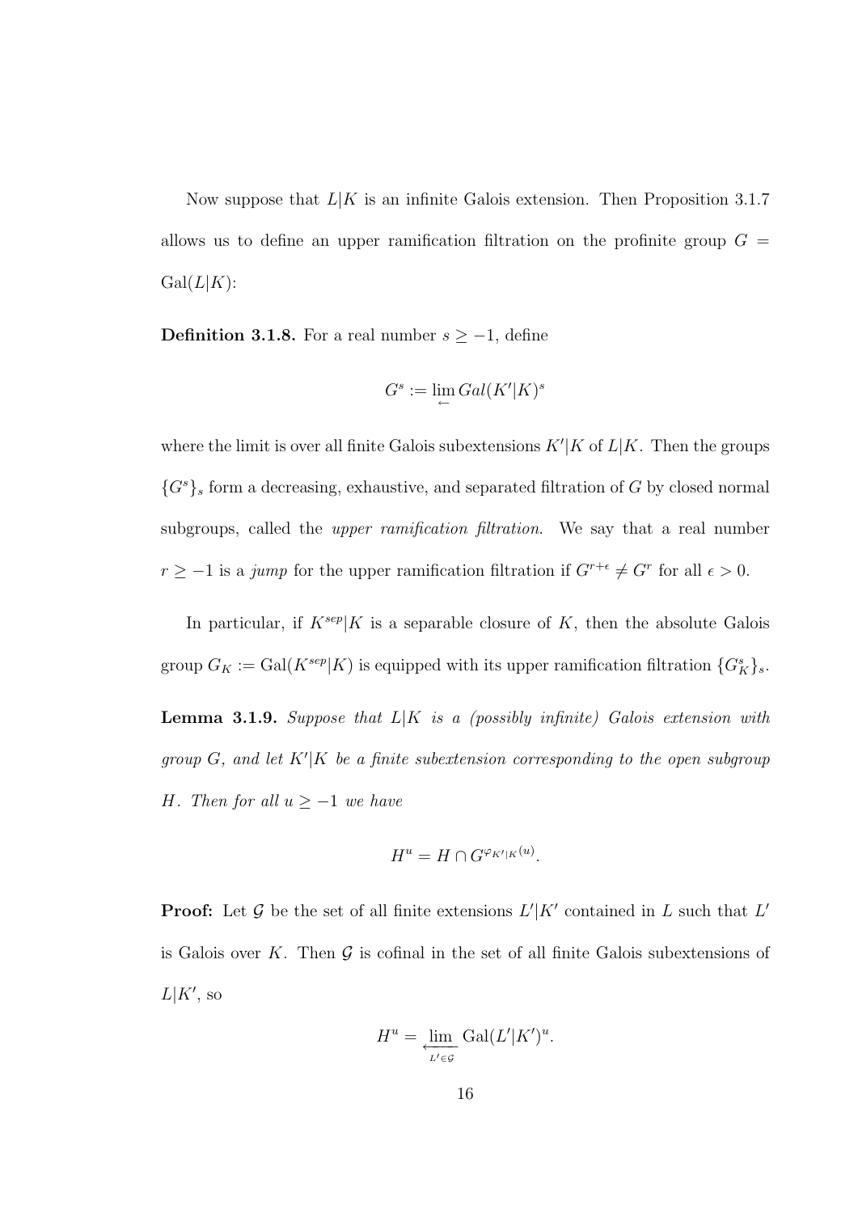Now suppose that $L|K$ is an infinite Galois extension. Then Proposition 3.1.7 allows us to define an upper ramification filtration on the profinite group $G = \mathrm{Gal}(L|K)$:

**Definition 3.1.8.** For a real number $s \geq -1$, define

$$G^s := \lim_{\leftarrow} Gal(K'|K)^s$$

where the limit is over all finite Galois subextensions $K'|K$ of $L|K$. Then the groups $\{G^s\}_s$ form a decreasing, exhaustive, and separated filtration of $G$ by closed normal subgroups, called the *upper ramification filtration*. We say that a real number $r \geq -1$ is a *jump* for the upper ramification filtration if $G^{r+\epsilon} \neq G^r$ for all $\epsilon > 0$.

In particular, if $K^{sep}|K$ is a separable closure of $K$, then the absolute Galois group $G_K := \mathrm{Gal}(K^{sep}|K)$ is equipped with its upper ramification filtration $\{G_K^s\}_s$.

**Lemma 3.1.9.** *Suppose that $L|K$ is a (possibly infinite) Galois extension with group $G$, and let $K'|K$ be a finite subextension corresponding to the open subgroup $H$. Then for all $u \geq -1$ we have*

$$H^u = H \cap G^{\varphi_{K'|K}(u)}.$$

**Proof:** Let $\mathcal{G}$ be the set of all finite extensions $L'|K'$ contained in $L$ such that $L'$ is Galois over $K$. Then $\mathcal{G}$ is cofinal in the set of all finite Galois subextensions of $L|K'$, so

$$H^u = \varprojlim_{L' \in \mathcal{G}} \mathrm{Gal}(L'|K')^u.$$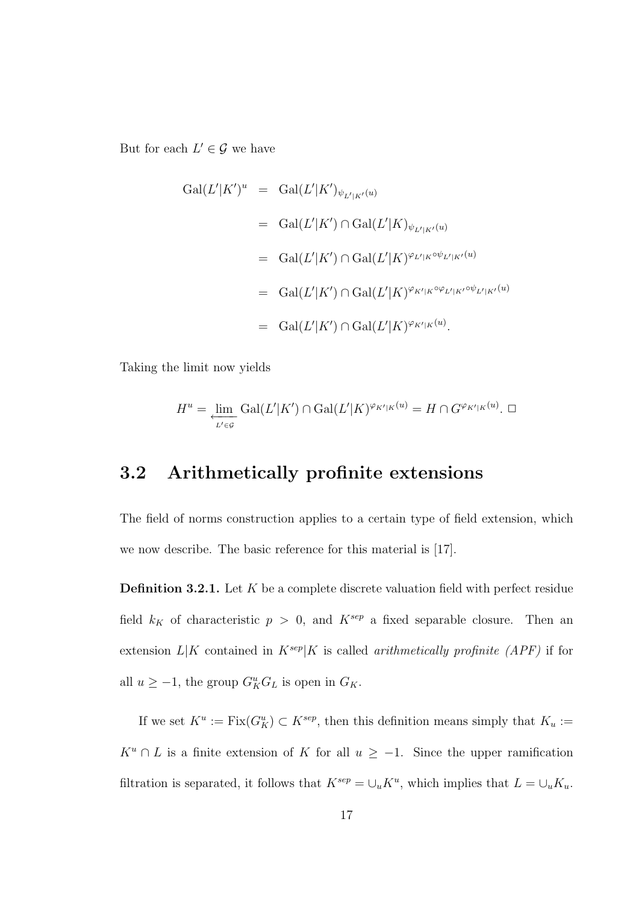But for each $L' \in \mathcal{G}$ we have

$$
\begin{aligned}
\mathrm{Gal}(L'|K')^u &= \mathrm{Gal}(L'|K')_{\psi_{L'|K'}(u)} \\
&= \mathrm{Gal}(L'|K') \cap \mathrm{Gal}(L'|K)_{\psi_{L'|K'}(u)} \\
&= \mathrm{Gal}(L'|K') \cap \mathrm{Gal}(L'|K)^{\varphi_{L'|K} \circ \psi_{L'|K'}(u)} \\
&= \mathrm{Gal}(L'|K') \cap \mathrm{Gal}(L'|K)^{\varphi_{K'|K} \circ \varphi_{L'|K'} \circ \psi_{L'|K'}(u)} \\
&= \mathrm{Gal}(L'|K') \cap \mathrm{Gal}(L'|K)^{\varphi_{K'|K}(u)}.
\end{aligned}
$$

Taking the limit now yields

$$
H^u = \varprojlim_{L' \in \mathcal{G}} \mathrm{Gal}(L'|K') \cap \mathrm{Gal}(L'|K)^{\varphi_{K'|K}(u)} = H \cap G^{\varphi_{K'|K}(u)}. \ \square
$$

## 3.2 Arithmetically profinite extensions

The field of norms construction applies to a certain type of field extension, which we now describe. The basic reference for this material is [17].

**Definition 3.2.1.** Let $K$ be a complete discrete valuation field with perfect residue field $k_K$ of characteristic $p > 0$, and $K^{sep}$ a fixed separable closure. Then an extension $L|K$ contained in $K^{sep}|K$ is called *arithmetically profinite (APF)* if for all $u \geq -1$, the group $G_K^u G_L$ is open in $G_K$.

If we set $K^u := \mathrm{Fix}(G_K^u) \subset K^{sep}$, then this definition means simply that $K_u := K^u \cap L$ is a finite extension of $K$ for all $u \geq -1$. Since the upper ramification filtration is separated, it follows that $K^{sep} = \cup_u K^u$, which implies that $L = \cup_u K_u$.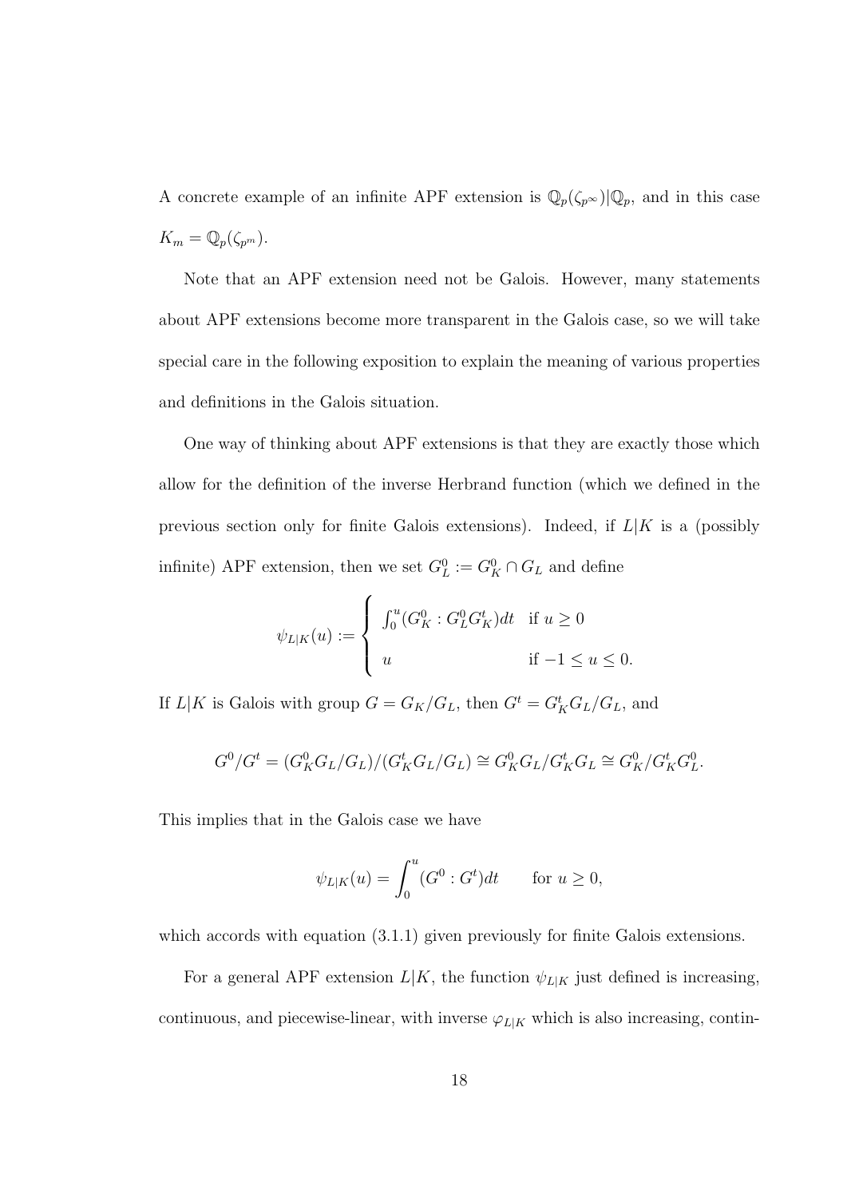A concrete example of an infinite APF extension is $\mathbb{Q}_p(\zeta_{p^\infty})|\mathbb{Q}_p$, and in this case $K_m = \mathbb{Q}_p(\zeta_{p^m})$.

Note that an APF extension need not be Galois. However, many statements about APF extensions become more transparent in the Galois case, so we will take special care in the following exposition to explain the meaning of various properties and definitions in the Galois situation.

One way of thinking about APF extensions is that they are exactly those which allow for the definition of the inverse Herbrand function (which we defined in the previous section only for finite Galois extensions). Indeed, if $L|K$ is a (possibly infinite) APF extension, then we set $G_L^0 := G_K^0 \cap G_L$ and define

$$\psi_{L|K}(u) := \begin{cases} \int_0^u (G_K^0 : G_L^0 G_K^t) dt & \text{if } u \geq 0 \\ u & \text{if } -1 \leq u \leq 0. \end{cases}$$

If $L|K$ is Galois with group $G = G_K/G_L$, then $G^t = G_K^t G_L/G_L$, and

$$G^0/G^t = (G_K^0 G_L/G_L)/(G_K^t G_L/G_L) \cong G_K^0 G_L/G_K^t G_L \cong G_K^0/G_K^t G_L^0.$$

This implies that in the Galois case we have

$$\psi_{L|K}(u) = \int_0^u (G^0 : G^t) dt \qquad \text{for } u \geq 0,$$

which accords with equation (3.1.1) given previously for finite Galois extensions.

For a general APF extension $L|K$, the function $\psi_{L|K}$ just defined is increasing, continuous, and piecewise-linear, with inverse $\varphi_{L|K}$ which is also increasing, contin-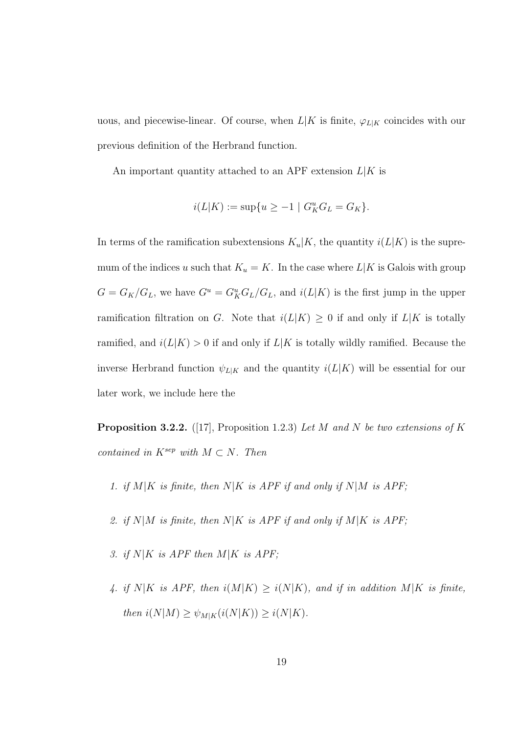uous, and piecewise-linear. Of course, when $L|K$ is finite, $\varphi_{L|K}$ coincides with our previous definition of the Herbrand function.

An important quantity attached to an APF extension $L|K$ is

$$i(L|K) := \sup\{u \geq -1 \mid G_K^u G_L = G_K\}.$$

In terms of the ramification subextensions $K_u|K$, the quantity $i(L|K)$ is the supremum of the indices $u$ such that $K_u = K$. In the case where $L|K$ is Galois with group $G = G_K/G_L$, we have $G^u = G_K^u G_L/G_L$, and $i(L|K)$ is the first jump in the upper ramification filtration on $G$. Note that $i(L|K) \geq 0$ if and only if $L|K$ is totally ramified, and $i(L|K) > 0$ if and only if $L|K$ is totally wildly ramified. Because the inverse Herbrand function $\psi_{L|K}$ and the quantity $i(L|K)$ will be essential for our later work, we include here the

**Proposition 3.2.2.** ([17], Proposition 1.2.3) *Let $M$ and $N$ be two extensions of $K$ contained in $K^{sep}$ with $M \subset N$. Then*

1. *if $M|K$ is finite, then $N|K$ is APF if and only if $N|M$ is APF;*
2. *if $N|M$ is finite, then $N|K$ is APF if and only if $M|K$ is APF;*
3. *if $N|K$ is APF then $M|K$ is APF;*
4. *if $N|K$ is APF, then $i(M|K) \geq i(N|K)$, and if in addition $M|K$ is finite, then $i(N|M) \geq \psi_{M|K}(i(N|K)) \geq i(N|K)$.*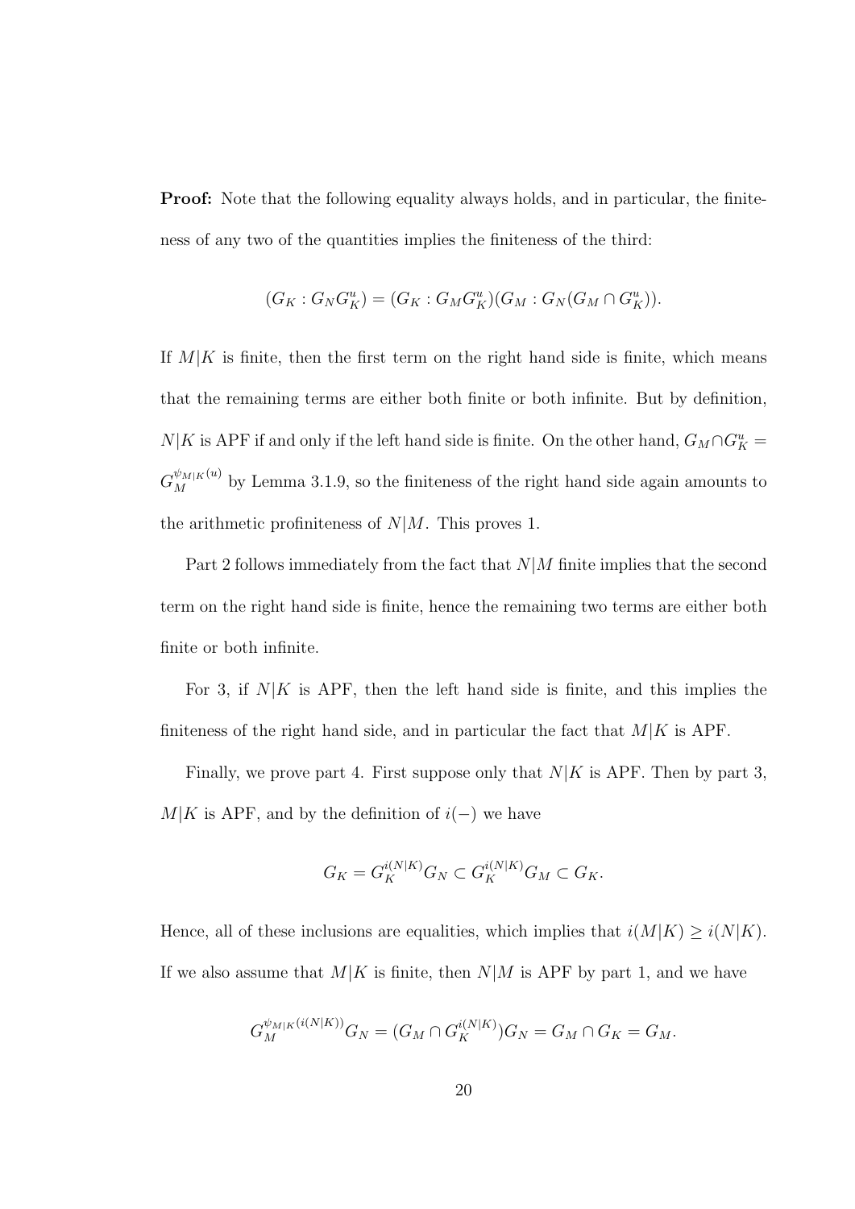**Proof:** Note that the following equality always holds, and in particular, the finiteness of any two of the quantities implies the finiteness of the third:

$$(G_K : G_N G_K^u) = (G_K : G_M G_K^u)(G_M : G_N(G_M \cap G_K^u)).$$

If $M|K$ is finite, then the first term on the right hand side is finite, which means that the remaining terms are either both finite or both infinite. But by definition, $N|K$ is APF if and only if the left hand side is finite. On the other hand, $G_M \cap G_K^u = G_M^{\psi_{M|K}(u)}$ by Lemma 3.1.9, so the finiteness of the right hand side again amounts to the arithmetic profiniteness of $N|M$. This proves 1.

Part 2 follows immediately from the fact that $N|M$ finite implies that the second term on the right hand side is finite, hence the remaining two terms are either both finite or both infinite.

For 3, if $N|K$ is APF, then the left hand side is finite, and this implies the finiteness of the right hand side, and in particular the fact that $M|K$ is APF.

Finally, we prove part 4. First suppose only that $N|K$ is APF. Then by part 3, $M|K$ is APF, and by the definition of $i(-)$ we have

$$G_K = G_K^{i(N|K)} G_N \subset G_K^{i(N|K)} G_M \subset G_K.$$

Hence, all of these inclusions are equalities, which implies that $i(M|K) \geq i(N|K)$. If we also assume that $M|K$ is finite, then $N|M$ is APF by part 1, and we have

$$G_M^{\psi_{M|K}(i(N|K))} G_N = (G_M \cap G_K^{i(N|K)}) G_N = G_M \cap G_K = G_M.$$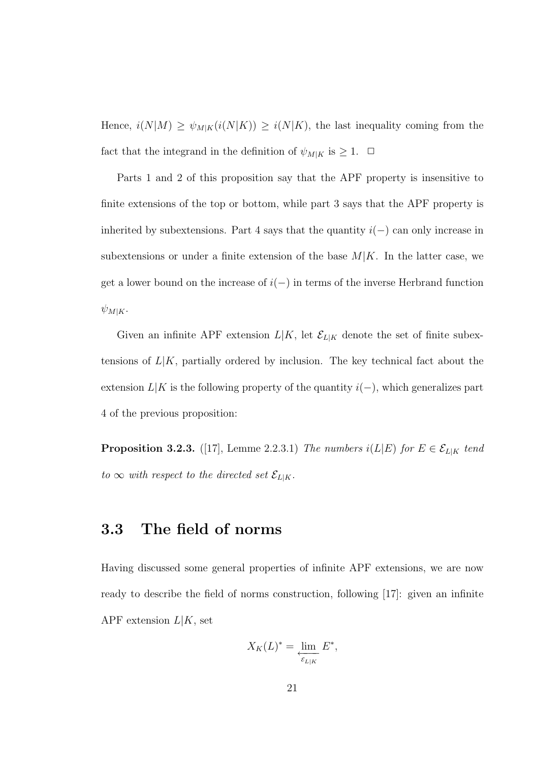Hence, $i(N|M) \geq \psi_{M|K}(i(N|K)) \geq i(N|K)$, the last inequality coming from the fact that the integrand in the definition of $\psi_{M|K}$ is $\geq 1$. $\square$

Parts 1 and 2 of this proposition say that the APF property is insensitive to finite extensions of the top or bottom, while part 3 says that the APF property is inherited by subextensions. Part 4 says that the quantity $i(-)$ can only increase in subextensions or under a finite extension of the base $M|K$. In the latter case, we get a lower bound on the increase of $i(-)$ in terms of the inverse Herbrand function $\psi_{M|K}$.

Given an infinite APF extension $L|K$, let $\mathcal{E}_{L|K}$ denote the set of finite subextensions of $L|K$, partially ordered by inclusion. The key technical fact about the extension $L|K$ is the following property of the quantity $i(-)$, which generalizes part 4 of the previous proposition:

**Proposition 3.2.3.** ([17], Lemme 2.2.3.1) *The numbers $i(L|E)$ for $E \in \mathcal{E}_{L|K}$ tend to $\infty$ with respect to the directed set $\mathcal{E}_{L|K}$.*

## 3.3 The field of norms

Having discussed some general properties of infinite APF extensions, we are now ready to describe the field of norms construction, following [17]: given an infinite APF extension $L|K$, set

$$X_K(L)^* = \varprojlim_{\mathcal{E}_{L|K}} E^*,$$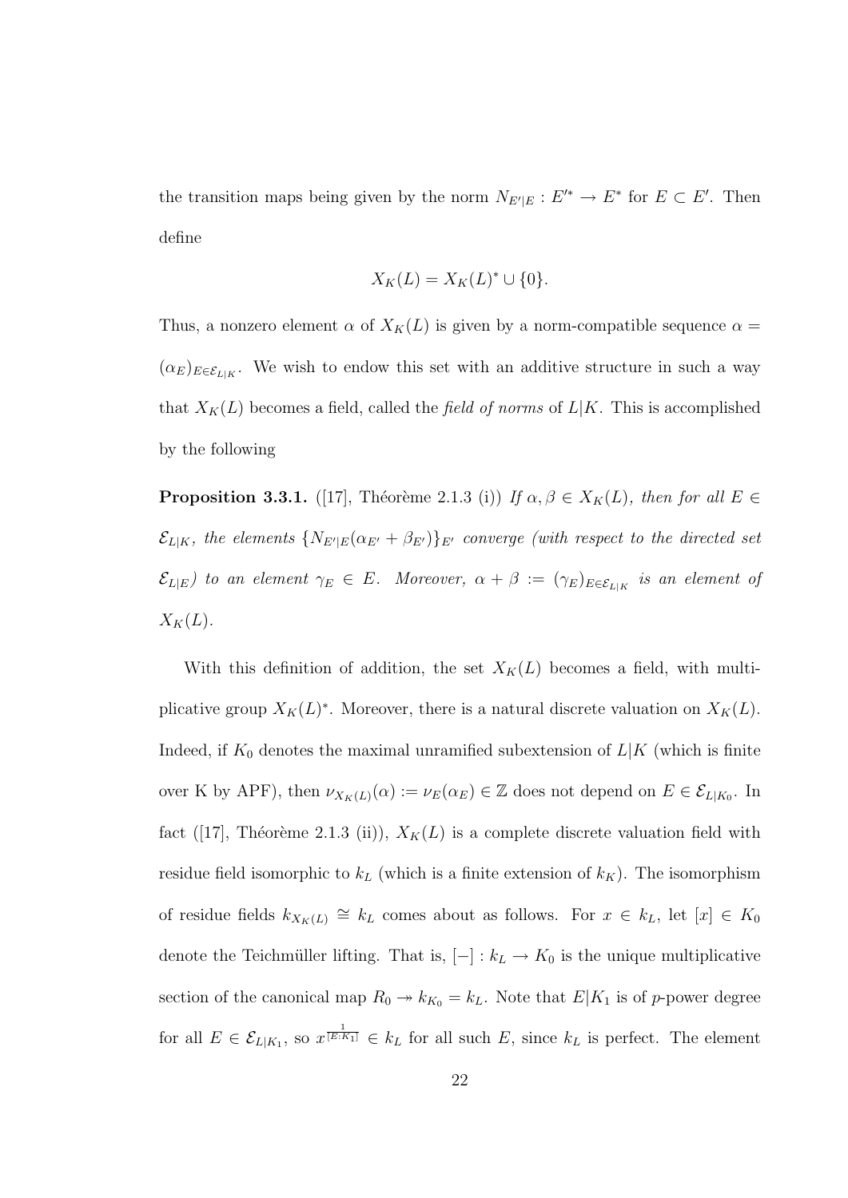the transition maps being given by the norm $N_{E'|E} : E'^* \to E^*$ for $E \subset E'$. Then define

$$X_K(L) = X_K(L)^* \cup \{0\}.$$

Thus, a nonzero element $\alpha$ of $X_K(L)$ is given by a norm-compatible sequence $\alpha = (\alpha_E)_{E \in \mathcal{E}_{L|K}}$. We wish to endow this set with an additive structure in such a way that $X_K(L)$ becomes a field, called the *field of norms* of $L|K$. This is accomplished by the following

**Proposition 3.3.1.** ([17], Théorème 2.1.3 (i)) *If $\alpha, \beta \in X_K(L)$, then for all $E \in \mathcal{E}_{L|K}$, the elements $\{N_{E'|E}(\alpha_{E'} + \beta_{E'})\}_{E'}$ converge (with respect to the directed set $\mathcal{E}_{L|E}$) to an element $\gamma_E \in E$. Moreover, $\alpha + \beta := (\gamma_E)_{E \in \mathcal{E}_{L|K}}$ is an element of $X_K(L)$.*

With this definition of addition, the set $X_K(L)$ becomes a field, with multiplicative group $X_K(L)^*$. Moreover, there is a natural discrete valuation on $X_K(L)$. Indeed, if $K_0$ denotes the maximal unramified subextension of $L|K$ (which is finite over K by APF), then $\nu_{X_K(L)}(\alpha) := \nu_E(\alpha_E) \in \mathbb{Z}$ does not depend on $E \in \mathcal{E}_{L|K_0}$. In fact ([17], Théorème 2.1.3 (ii)), $X_K(L)$ is a complete discrete valuation field with residue field isomorphic to $k_L$ (which is a finite extension of $k_K$). The isomorphism of residue fields $k_{X_K(L)} \cong k_L$ comes about as follows. For $x \in k_L$, let $[x] \in K_0$ denote the Teichmüller lifting. That is, $[-] : k_L \to K_0$ is the unique multiplicative section of the canonical map $R_0 \twoheadrightarrow k_{K_0} = k_L$. Note that $E|K_1$ is of $p$-power degree for all $E \in \mathcal{E}_{L|K_1}$, so $x^{\frac{1}{[E:K_1]}} \in k_L$ for all such $E$, since $k_L$ is perfect. The element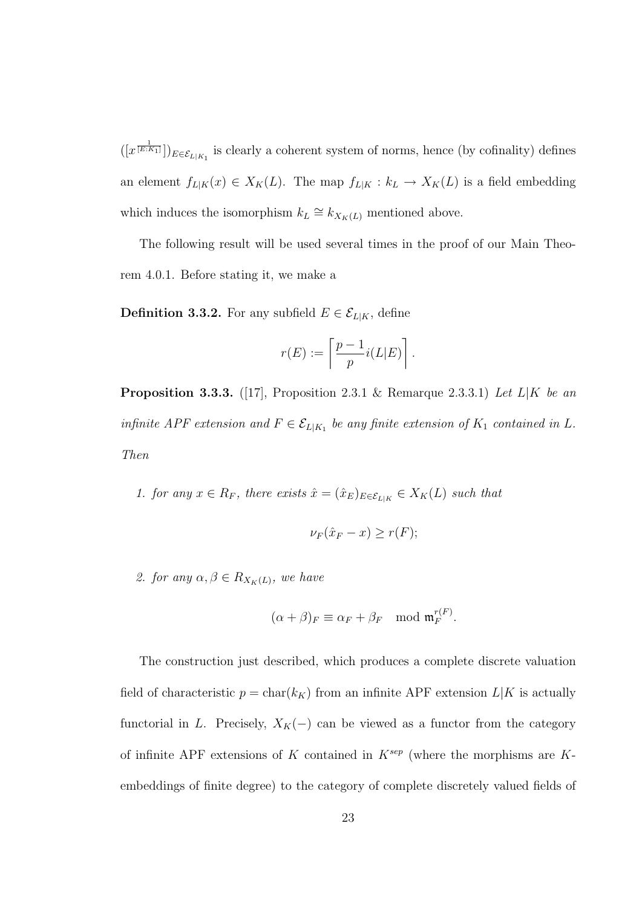$([x^{\frac{1}{[E:K_1]}}])_{E \in \mathcal{E}_{L|K_1}}$ is clearly a coherent system of norms, hence (by cofinality) defines an element $f_{L|K}(x) \in X_K(L)$. The map $f_{L|K} : k_L \to X_K(L)$ is a field embedding which induces the isomorphism $k_L \cong k_{X_K(L)}$ mentioned above.

The following result will be used several times in the proof of our Main Theorem 4.0.1. Before stating it, we make a

**Definition 3.3.2.** For any subfield $E \in \mathcal{E}_{L|K}$, define

$$r(E) := \left\lceil \frac{p-1}{p} i(L|E) \right\rceil.$$

**Proposition 3.3.3.** ([17], Proposition 2.3.1 & Remarque 2.3.3.1) *Let $L|K$ be an infinite APF extension and $F \in \mathcal{E}_{L|K_1}$ be any finite extension of $K_1$ contained in $L$. Then*

1. *for any $x \in R_F$, there exists $\hat{x} = (\hat{x}_E)_{E \in \mathcal{E}_{L|K}} \in X_K(L)$ such that*

$$\nu_F(\hat{x}_F - x) \geq r(F);$$

2. *for any $\alpha, \beta \in R_{X_K(L)}$, we have*

$$(\alpha + \beta)_F \equiv \alpha_F + \beta_F \mod \mathfrak{m}_F^{r(F)}.$$

The construction just described, which produces a complete discrete valuation field of characteristic $p = \mathrm{char}(k_K)$ from an infinite APF extension $L|K$ is actually functorial in $L$. Precisely, $X_K(-)$ can be viewed as a functor from the category of infinite APF extensions of $K$ contained in $K^{sep}$ (where the morphisms are $K$-embeddings of finite degree) to the category of complete discretely valued fields of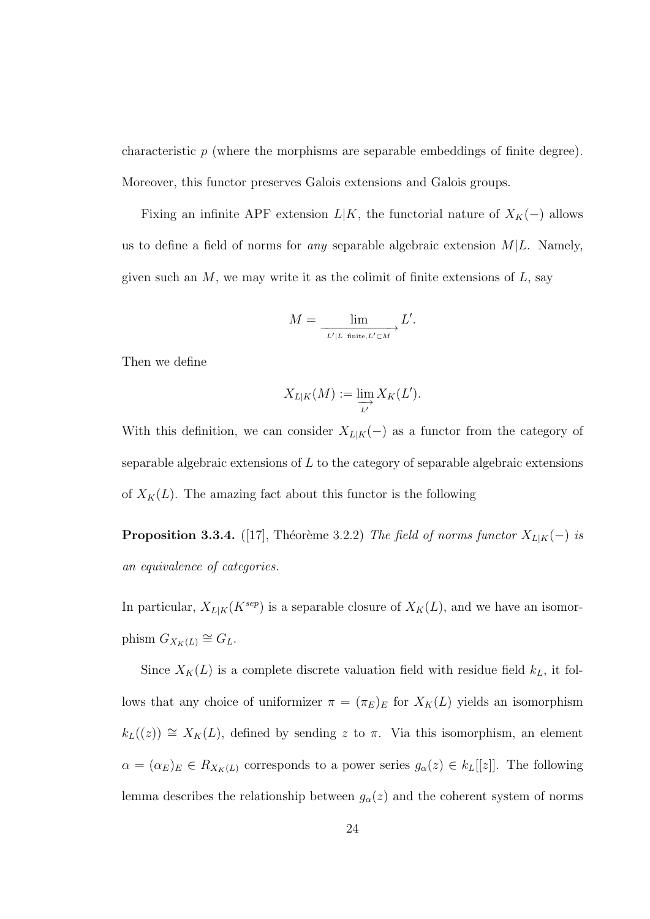characteristic $p$ (where the morphisms are separable embeddings of finite degree). Moreover, this functor preserves Galois extensions and Galois groups.

Fixing an infinite APF extension $L|K$, the functorial nature of $X_K(-)$ allows us to define a field of norms for *any* separable algebraic extension $M|L$. Namely, given such an $M$, we may write it as the colimit of finite extensions of $L$, say

$$M = \varinjlim_{L'|L \text{ finite}, L' \subset M} L'.$$

Then we define

$$X_{L|K}(M) := \varinjlim_{L'} X_K(L').$$

With this definition, we can consider $X_{L|K}(-)$ as a functor from the category of separable algebraic extensions of $L$ to the category of separable algebraic extensions of $X_K(L)$. The amazing fact about this functor is the following

**Proposition 3.3.4.** ([17], Théorème 3.2.2) *The field of norms functor $X_{L|K}(-)$ is an equivalence of categories.*

In particular, $X_{L|K}(K^{sep})$ is a separable closure of $X_K(L)$, and we have an isomorphism $G_{X_K(L)} \cong G_L$.

Since $X_K(L)$ is a complete discrete valuation field with residue field $k_L$, it follows that any choice of uniformizer $\pi = (\pi_E)_E$ for $X_K(L)$ yields an isomorphism $k_L((z)) \cong X_K(L)$, defined by sending $z$ to $\pi$. Via this isomorphism, an element $\alpha = (\alpha_E)_E \in R_{X_K(L)}$ corresponds to a power series $g_\alpha(z) \in k_L[[z]]$. The following lemma describes the relationship between $g_\alpha(z)$ and the coherent system of norms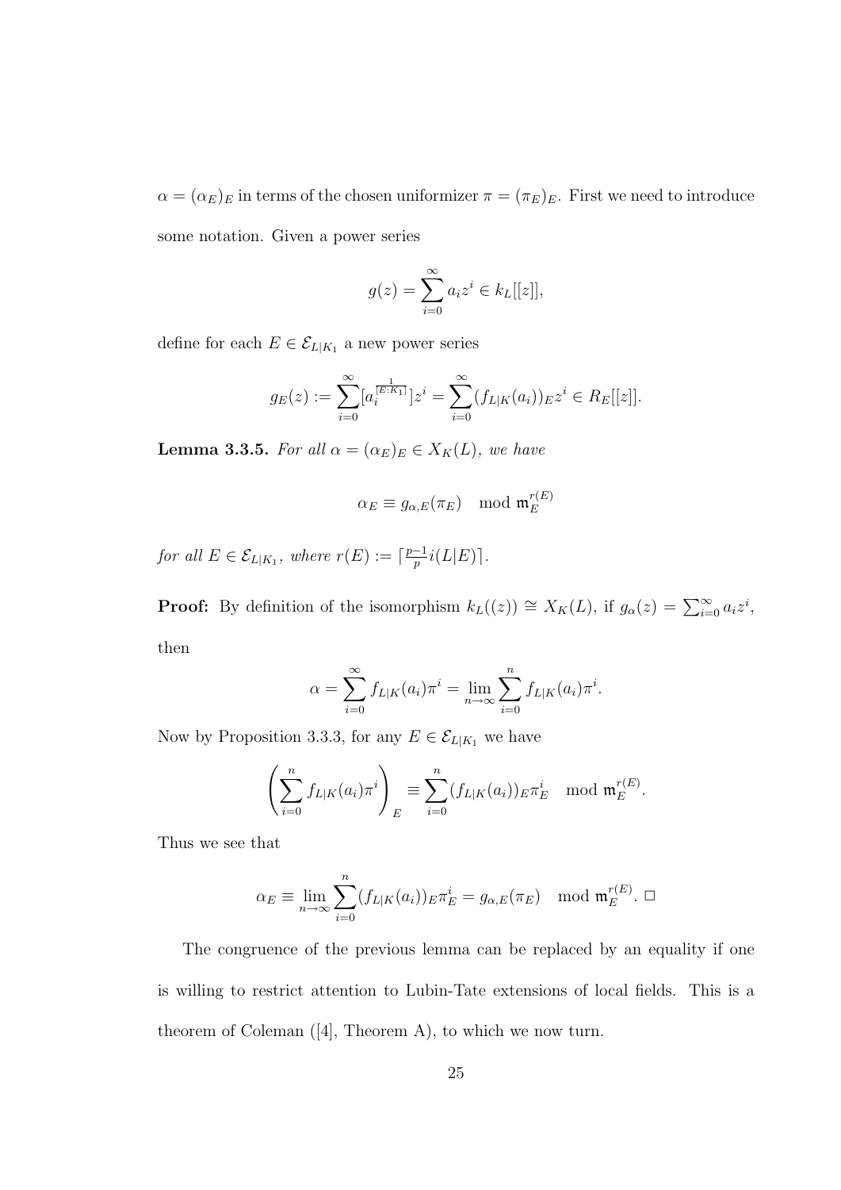$\alpha = (\alpha_E)_E$ in terms of the chosen uniformizer $\pi = (\pi_E)_E$. First we need to introduce some notation. Given a power series

$$g(z) = \sum_{i=0}^{\infty} a_i z^i \in k_L[[z]],$$

define for each $E \in \mathcal{E}_{L|K_1}$ a new power series

$$g_E(z) := \sum_{i=0}^{\infty} [a_i^{\frac{1}{[E:K_1]}}] z^i = \sum_{i=0}^{\infty} (f_{L|K}(a_i))_E z^i \in R_E[[z]].$$

**Lemma 3.3.5.** *For all $\alpha = (\alpha_E)_E \in X_K(L)$, we have*

$$\alpha_E \equiv g_{\alpha,E}(\pi_E) \mod \mathfrak{m}_E^{r(E)}$$

*for all $E \in \mathcal{E}_{L|K_1}$, where $r(E) := \lceil \frac{p-1}{p} i(L|E) \rceil$.*

**Proof:** By definition of the isomorphism $k_L((z)) \cong X_K(L)$, if $g_\alpha(z) = \sum_{i=0}^{\infty} a_i z^i$, then

$$\alpha = \sum_{i=0}^{\infty} f_{L|K}(a_i)\pi^i = \lim_{n\to\infty} \sum_{i=0}^{n} f_{L|K}(a_i)\pi^i.$$

Now by Proposition 3.3.3, for any $E \in \mathcal{E}_{L|K_1}$ we have

$$\left( \sum_{i=0}^{n} f_{L|K}(a_i)\pi^i \right)_E \equiv \sum_{i=0}^{n} (f_{L|K}(a_i))_E \pi_E^i \mod \mathfrak{m}_E^{r(E)}.$$

Thus we see that

$$\alpha_E \equiv \lim_{n\to\infty} \sum_{i=0}^{n} (f_{L|K}(a_i))_E \pi_E^i = g_{\alpha,E}(\pi_E) \mod \mathfrak{m}_E^{r(E)}. \ \square$$

The congruence of the previous lemma can be replaced by an equality if one is willing to restrict attention to Lubin-Tate extensions of local fields. This is a theorem of Coleman ([4], Theorem A), to which we now turn.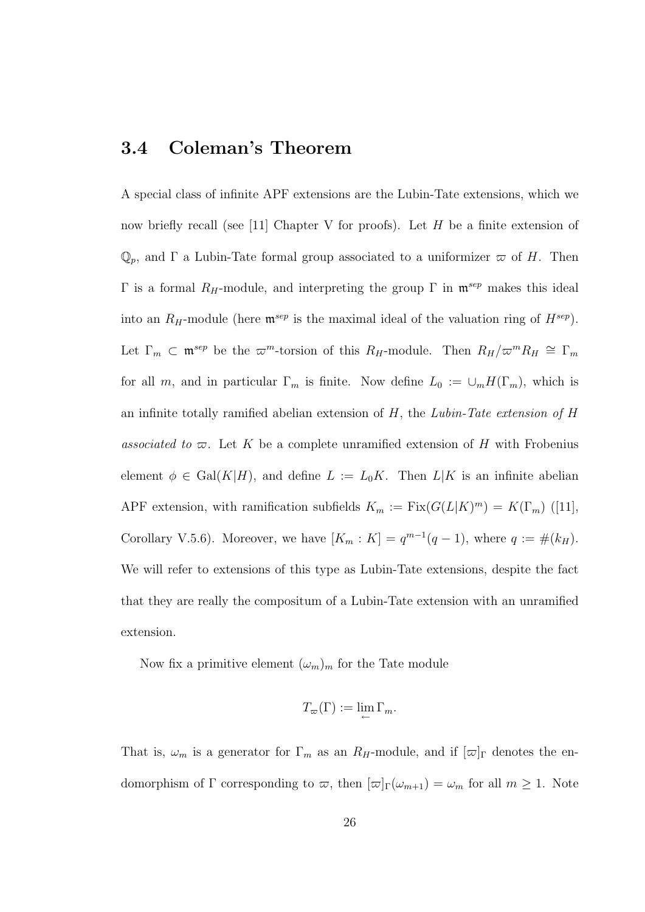## 3.4 Coleman's Theorem

A special class of infinite APF extensions are the Lubin-Tate extensions, which we now briefly recall (see [11] Chapter V for proofs). Let $H$ be a finite extension of $\mathbb{Q}_p$, and $\Gamma$ a Lubin-Tate formal group associated to a uniformizer $\varpi$ of $H$. Then $\Gamma$ is a formal $R_H$-module, and interpreting the group $\Gamma$ in $\mathfrak{m}^{sep}$ makes this ideal into an $R_H$-module (here $\mathfrak{m}^{sep}$ is the maximal ideal of the valuation ring of $H^{sep}$). Let $\Gamma_m \subset \mathfrak{m}^{sep}$ be the $\varpi^m$-torsion of this $R_H$-module. Then $R_H/\varpi^m R_H \cong \Gamma_m$ for all $m$, and in particular $\Gamma_m$ is finite. Now define $L_0 := \cup_m H(\Gamma_m)$, which is an infinite totally ramified abelian extension of $H$, the *Lubin-Tate extension of $H$ associated to $\varpi$*. Let $K$ be a complete unramified extension of $H$ with Frobenius element $\phi \in \mathrm{Gal}(K|H)$, and define $L := L_0K$. Then $L|K$ is an infinite abelian APF extension, with ramification subfields $K_m := \mathrm{Fix}(G(L|K)^m) = K(\Gamma_m)$ ([11], Corollary V.5.6). Moreover, we have $[K_m : K] = q^{m-1}(q-1)$, where $q := \#(k_H)$. We will refer to extensions of this type as Lubin-Tate extensions, despite the fact that they are really the compositum of a Lubin-Tate extension with an unramified extension.

Now fix a primitive element $(\omega_m)_m$ for the Tate module

$$T_\varpi(\Gamma) := \lim_{\leftarrow} \Gamma_m.$$

That is, $\omega_m$ is a generator for $\Gamma_m$ as an $R_H$-module, and if $[\varpi]_\Gamma$ denotes the endomorphism of $\Gamma$ corresponding to $\varpi$, then $[\varpi]_\Gamma(\omega_{m+1}) = \omega_m$ for all $m \geq 1$. Note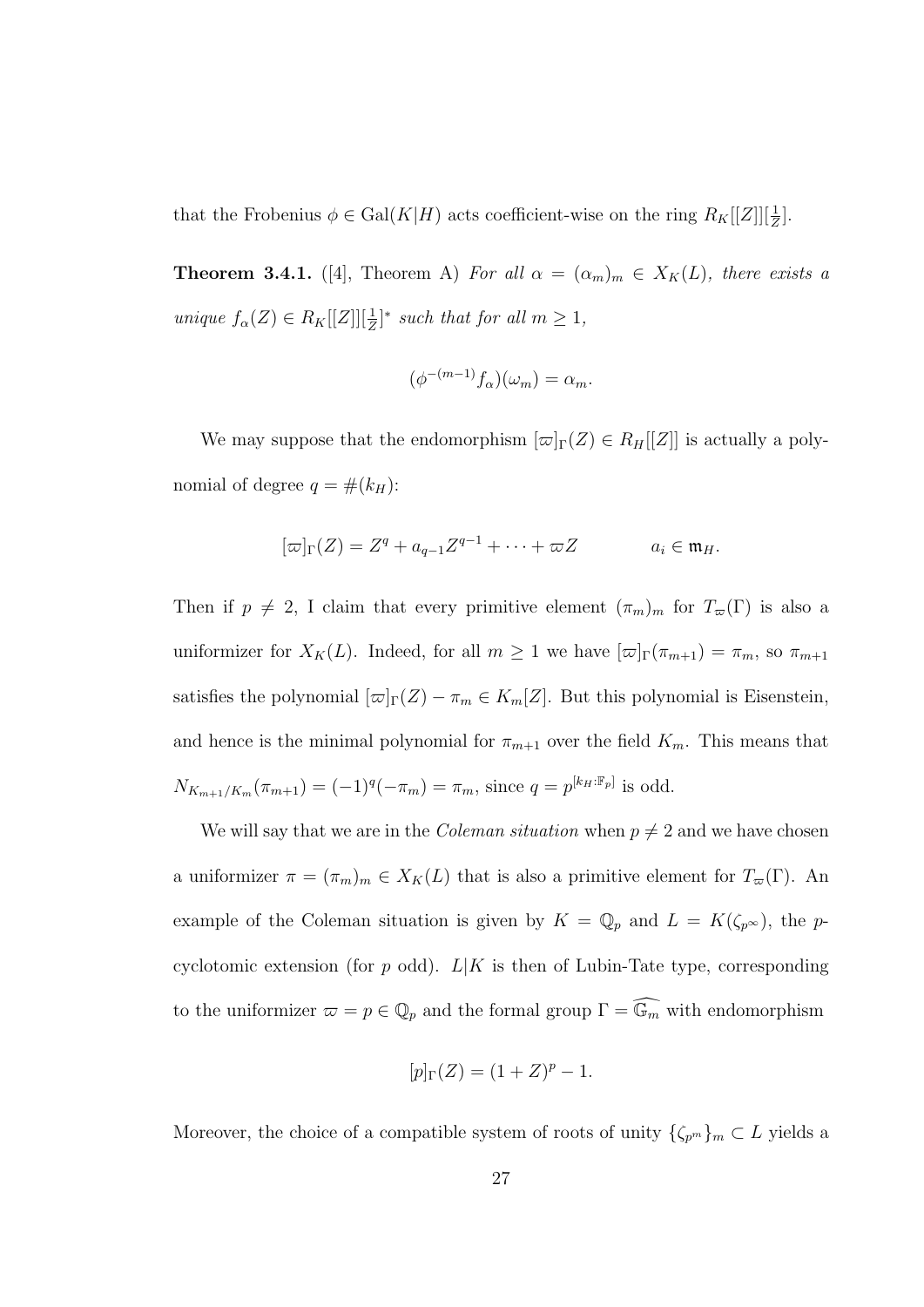that the Frobenius $\phi \in \mathrm{Gal}(K|H)$ acts coefficient-wise on the ring $R_K[[Z]][\frac{1}{Z}]$.

**Theorem 3.4.1.** ([4], Theorem A) *For all $\alpha = (\alpha_m)_m \in X_K(L)$, there exists a unique $f_\alpha(Z) \in R_K[[Z]][\frac{1}{Z}]^*$ such that for all $m \geq 1$,*

$$(\phi^{-(m-1)} f_\alpha)(\omega_m) = \alpha_m.$$

We may suppose that the endomorphism $[\varpi]_\Gamma(Z) \in R_H[[Z]]$ is actually a polynomial of degree $q = \#(k_H)$:

$$[\varpi]_\Gamma(Z) = Z^q + a_{q-1}Z^{q-1} + \cdots + \varpi Z \qquad\qquad a_i \in \mathfrak{m}_H.$$

Then if $p \neq 2$, I claim that every primitive element $(\pi_m)_m$ for $T_\varpi(\Gamma)$ is also a uniformizer for $X_K(L)$. Indeed, for all $m \geq 1$ we have $[\varpi]_\Gamma(\pi_{m+1}) = \pi_m$, so $\pi_{m+1}$ satisfies the polynomial $[\varpi]_\Gamma(Z) - \pi_m \in K_m[Z]$. But this polynomial is Eisenstein, and hence is the minimal polynomial for $\pi_{m+1}$ over the field $K_m$. This means that $N_{K_{m+1}/K_m}(\pi_{m+1}) = (-1)^q(-\pi_m) = \pi_m$, since $q = p^{[k_H:\mathbb{F}_p]}$ is odd.

We will say that we are in the *Coleman situation* when $p \neq 2$ and we have chosen a uniformizer $\pi = (\pi_m)_m \in X_K(L)$ that is also a primitive element for $T_\varpi(\Gamma)$. An example of the Coleman situation is given by $K = \mathbb{Q}_p$ and $L = K(\zeta_{p^\infty})$, the $p$-cyclotomic extension (for $p$ odd). $L|K$ is then of Lubin-Tate type, corresponding to the uniformizer $\varpi = p \in \mathbb{Q}_p$ and the formal group $\Gamma = \widehat{\mathbb{G}_m}$ with endomorphism

$$[p]_\Gamma(Z) = (1+Z)^p - 1.$$

Moreover, the choice of a compatible system of roots of unity $\{\zeta_{p^m}\}_m \subset L$ yields a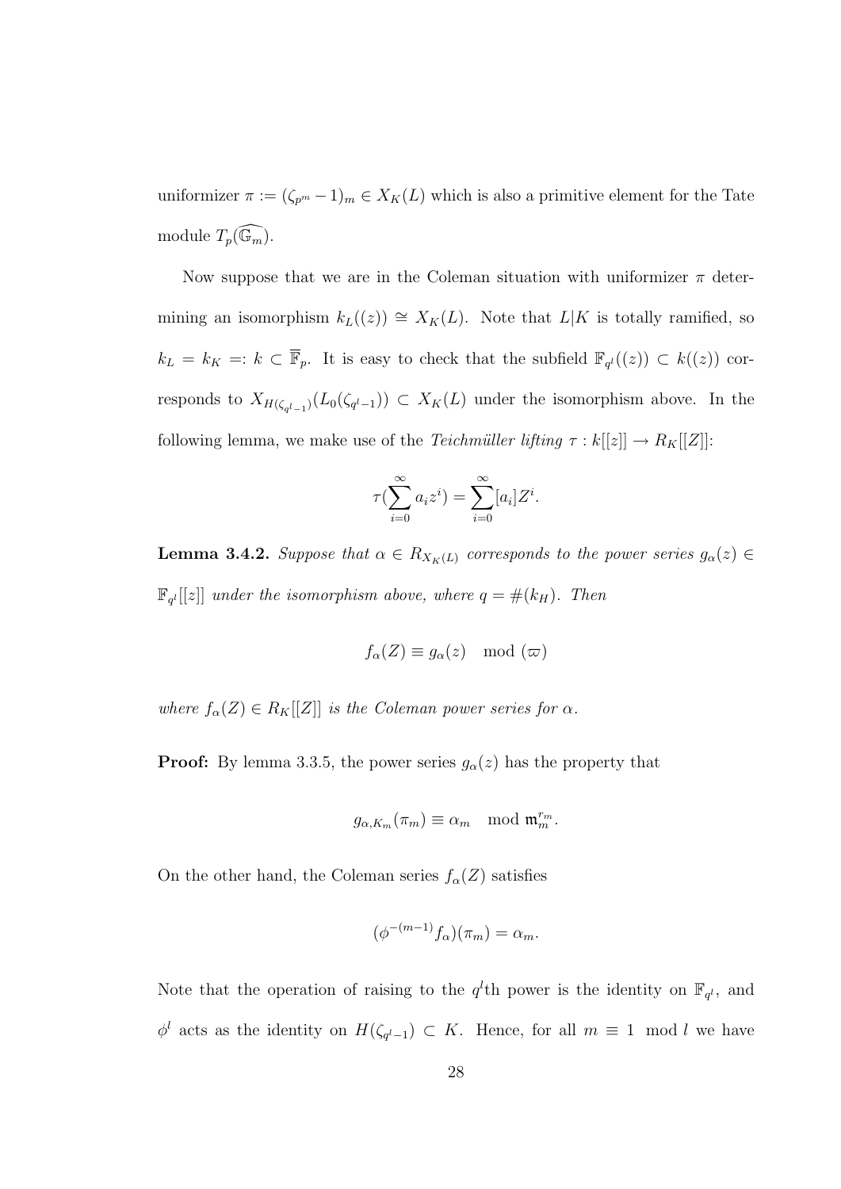uniformizer $\pi := (\zeta_{p^m} - 1)_m \in X_K(L)$ which is also a primitive element for the Tate module $T_p(\widehat{\mathbb{G}_m})$.

Now suppose that we are in the Coleman situation with uniformizer $\pi$ determining an isomorphism $k_L((z)) \cong X_K(L)$. Note that $L|K$ is totally ramified, so $k_L = k_K =: k \subset \overline{\mathbb{F}}_p$. It is easy to check that the subfield $\mathbb{F}_{q^l}((z)) \subset k((z))$ corresponds to $X_{H(\zeta_{q^l-1})}(L_0(\zeta_{q^l-1})) \subset X_K(L)$ under the isomorphism above. In the following lemma, we make use of the *Teichmüller lifting* $\tau : k[[z]] \to R_K[[Z]]$:

$$\tau(\sum_{i=0}^{\infty} a_i z^i) = \sum_{i=0}^{\infty} [a_i] Z^i.$$

**Lemma 3.4.2.** *Suppose that $\alpha \in R_{X_K(L)}$ corresponds to the power series $g_\alpha(z) \in \mathbb{F}_{q^l}[[z]]$ under the isomorphism above, where $q = \#(k_H)$. Then*

$$f_\alpha(Z) \equiv g_\alpha(z) \mod (\varpi)$$

*where $f_\alpha(Z) \in R_K[[Z]]$ is the Coleman power series for $\alpha$.*

**Proof:** By lemma 3.3.5, the power series $g_\alpha(z)$ has the property that

$$g_{\alpha,K_m}(\pi_m) \equiv \alpha_m \mod \mathfrak{m}_m^{r_m}.$$

On the other hand, the Coleman series $f_\alpha(Z)$ satisfies

$$(\phi^{-(m-1)} f_\alpha)(\pi_m) = \alpha_m.$$

Note that the operation of raising to the $q^l$th power is the identity on $\mathbb{F}_{q^l}$, and $\phi^l$ acts as the identity on $H(\zeta_{q^l-1}) \subset K$. Hence, for all $m \equiv 1 \mod l$ we have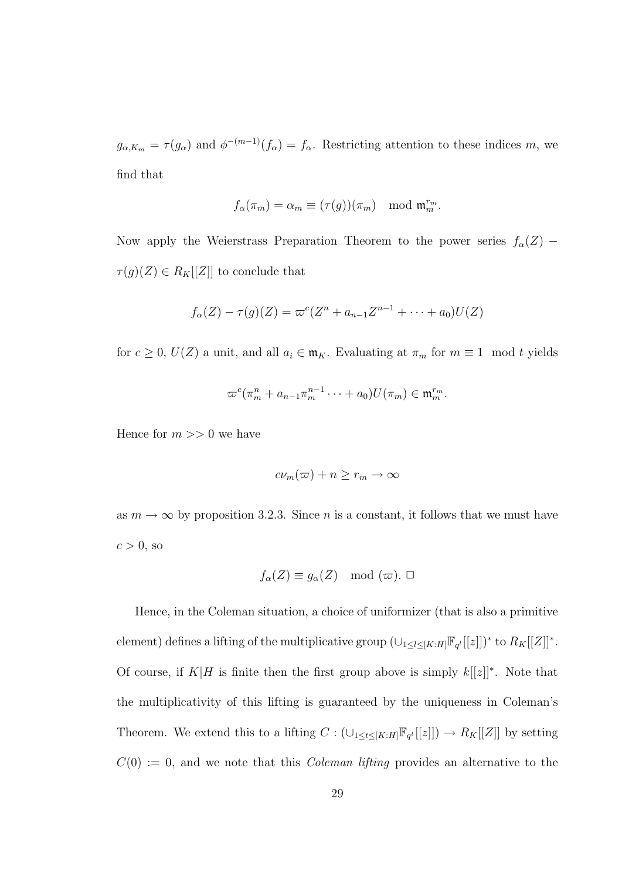$g_{\alpha,K_m} = \tau(g_\alpha)$ and $\phi^{-(m-1)}(f_\alpha) = f_\alpha$. Restricting attention to these indices $m$, we find that

$$f_\alpha(\pi_m) = \alpha_m \equiv (\tau(g))(\pi_m) \mod \mathfrak{m}_m^{r_m}.$$

Now apply the Weierstrass Preparation Theorem to the power series $f_\alpha(Z) - \tau(g)(Z) \in R_K[[Z]]$ to conclude that

$$f_\alpha(Z) - \tau(g)(Z) = \varpi^c(Z^n + a_{n-1}Z^{n-1} + \cdots + a_0)U(Z)$$

for $c \geq 0$, $U(Z)$ a unit, and all $a_i \in \mathfrak{m}_K$. Evaluating at $\pi_m$ for $m \equiv 1 \mod t$ yields

$$\varpi^c(\pi_m^n + a_{n-1}\pi_m^{n-1} \cdots + a_0)U(\pi_m) \in \mathfrak{m}_m^{r_m}.$$

Hence for $m >> 0$ we have

$$c\nu_m(\varpi) + n \geq r_m \to \infty$$

as $m \to \infty$ by proposition 3.2.3. Since $n$ is a constant, it follows that we must have $c > 0$, so

$$f_\alpha(Z) \equiv g_\alpha(Z) \mod (\varpi). \ \square$$

Hence, in the Coleman situation, a choice of uniformizer (that is also a primitive element) defines a lifting of the multiplicative group $(\cup_{1 \leq l \leq [K:H]}\mathbb{F}_{q^l}[[z]])^*$ to $R_K[[Z]]^*$. Of course, if $K|H$ is finite then the first group above is simply $k[[z]]^*$. Note that the multiplicativity of this lifting is guaranteed by the uniqueness in Coleman's Theorem. We extend this to a lifting $C : (\cup_{1 \leq t \leq [K:H]}\mathbb{F}_{q^t}[[z]]) \to R_K[[Z]]$ by setting $C(0) := 0$, and we note that this *Coleman lifting* provides an alternative to the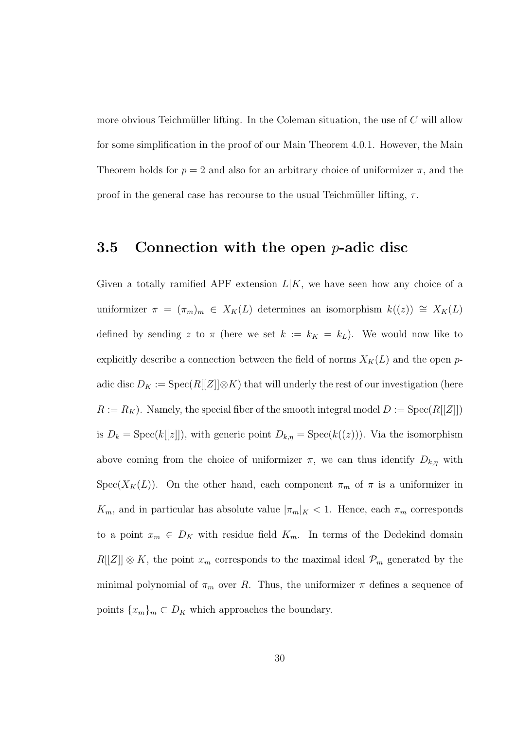more obvious Teichmüller lifting. In the Coleman situation, the use of $C$ will allow for some simplification in the proof of our Main Theorem 4.0.1. However, the Main Theorem holds for $p = 2$ and also for an arbitrary choice of uniformizer $\pi$, and the proof in the general case has recourse to the usual Teichmüller lifting, $\tau$.

## 3.5 Connection with the open $p$-adic disc

Given a totally ramified APF extension $L|K$, we have seen how any choice of a uniformizer $\pi = (\pi_m)_m \in X_K(L)$ determines an isomorphism $k((z)) \cong X_K(L)$ defined by sending $z$ to $\pi$ (here we set $k := k_K = k_L$). We would now like to explicitly describe a connection between the field of norms $X_K(L)$ and the open $p$-adic disc $D_K := \mathrm{Spec}(R[[Z]] \otimes K)$ that will underly the rest of our investigation (here $R := R_K$). Namely, the special fiber of the smooth integral model $D := \mathrm{Spec}(R[[Z]])$ is $D_k = \mathrm{Spec}(k[[z]])$, with generic point $D_{k,\eta} = \mathrm{Spec}(k((z)))$. Via the isomorphism above coming from the choice of uniformizer $\pi$, we can thus identify $D_{k,\eta}$ with $\mathrm{Spec}(X_K(L))$. On the other hand, each component $\pi_m$ of $\pi$ is a uniformizer in $K_m$, and in particular has absolute value $|\pi_m|_K < 1$. Hence, each $\pi_m$ corresponds to a point $x_m \in D_K$ with residue field $K_m$. In terms of the Dedekind domain $R[[Z]] \otimes K$, the point $x_m$ corresponds to the maximal ideal $\mathcal{P}_m$ generated by the minimal polynomial of $\pi_m$ over $R$. Thus, the uniformizer $\pi$ defines a sequence of points $\{x_m\}_m \subset D_K$ which approaches the boundary.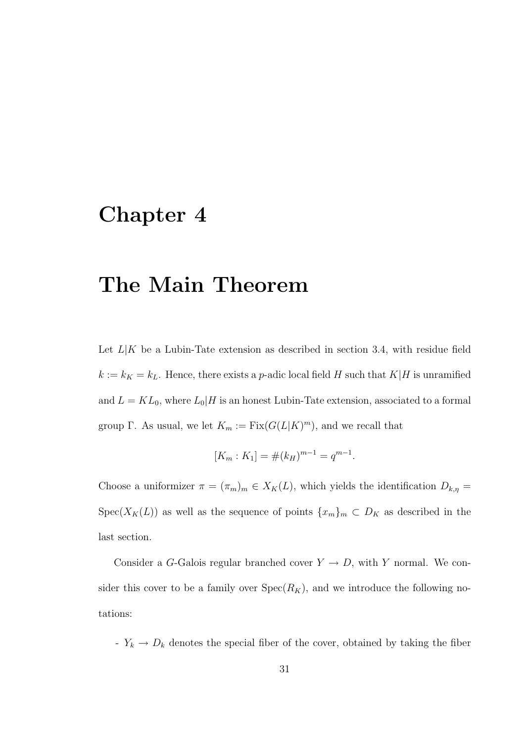# Chapter 4

# The Main Theorem

Let $L|K$ be a Lubin-Tate extension as described in section 3.4, with residue field $k := k_K = k_L$. Hence, there exists a $p$-adic local field $H$ such that $K|H$ is unramified and $L = KL_0$, where $L_0|H$ is an honest Lubin-Tate extension, associated to a formal group $\Gamma$. As usual, we let $K_m := \mathrm{Fix}(G(L|K)^m)$, and we recall that

$$[K_m : K_1] = \#(k_H)^{m-1} = q^{m-1}.$$

Choose a uniformizer $\pi = (\pi_m)_m \in X_K(L)$, which yields the identification $D_{k,\eta} = \mathrm{Spec}(X_K(L))$ as well as the sequence of points $\{x_m\}_m \subset D_K$ as described in the last section.

Consider a $G$-Galois regular branched cover $Y \to D$, with $Y$ normal. We consider this cover to be a family over $\mathrm{Spec}(R_K)$, and we introduce the following notations:

- $Y_k \to D_k$ denotes the special fiber of the cover, obtained by taking the fiber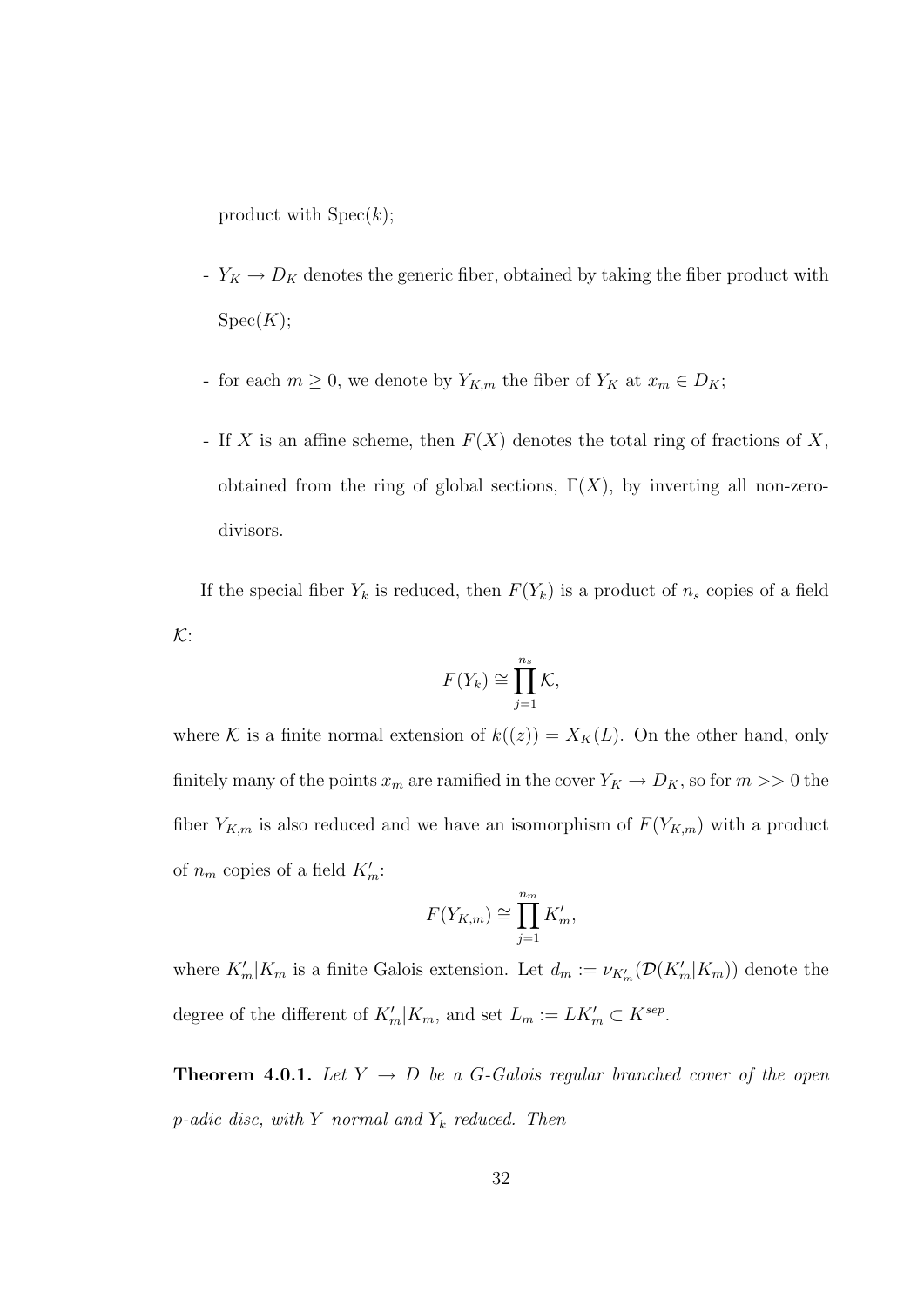product with $\text{Spec}(k)$;

- $Y_K \to D_K$ denotes the generic fiber, obtained by taking the fiber product with $\text{Spec}(K)$;

- for each $m \geq 0$, we denote by $Y_{K,m}$ the fiber of $Y_K$ at $x_m \in D_K$;

- If $X$ is an affine scheme, then $F(X)$ denotes the total ring of fractions of $X$, obtained from the ring of global sections, $\Gamma(X)$, by inverting all non-zero-divisors.

If the special fiber $Y_k$ is reduced, then $F(Y_k)$ is a product of $n_s$ copies of a field $\mathcal{K}$:

$$F(Y_k) \cong \prod_{j=1}^{n_s} \mathcal{K},$$

where $\mathcal{K}$ is a finite normal extension of $k((z)) = X_K(L)$. On the other hand, only finitely many of the points $x_m$ are ramified in the cover $Y_K \to D_K$, so for $m >> 0$ the fiber $Y_{K,m}$ is also reduced and we have an isomorphism of $F(Y_{K,m})$ with a product of $n_m$ copies of a field $K'_m$:

$$F(Y_{K,m}) \cong \prod_{j=1}^{n_m} K'_m,$$

where $K'_m|K_m$ is a finite Galois extension. Let $d_m := \nu_{K'_m}(\mathcal{D}(K'_m|K_m))$ denote the degree of the different of $K'_m|K_m$, and set $L_m := LK'_m \subset K^{sep}$.

**Theorem 4.0.1.** *Let $Y \to D$ be a $G$-Galois regular branched cover of the open $p$-adic disc, with $Y$ normal and $Y_k$ reduced. Then*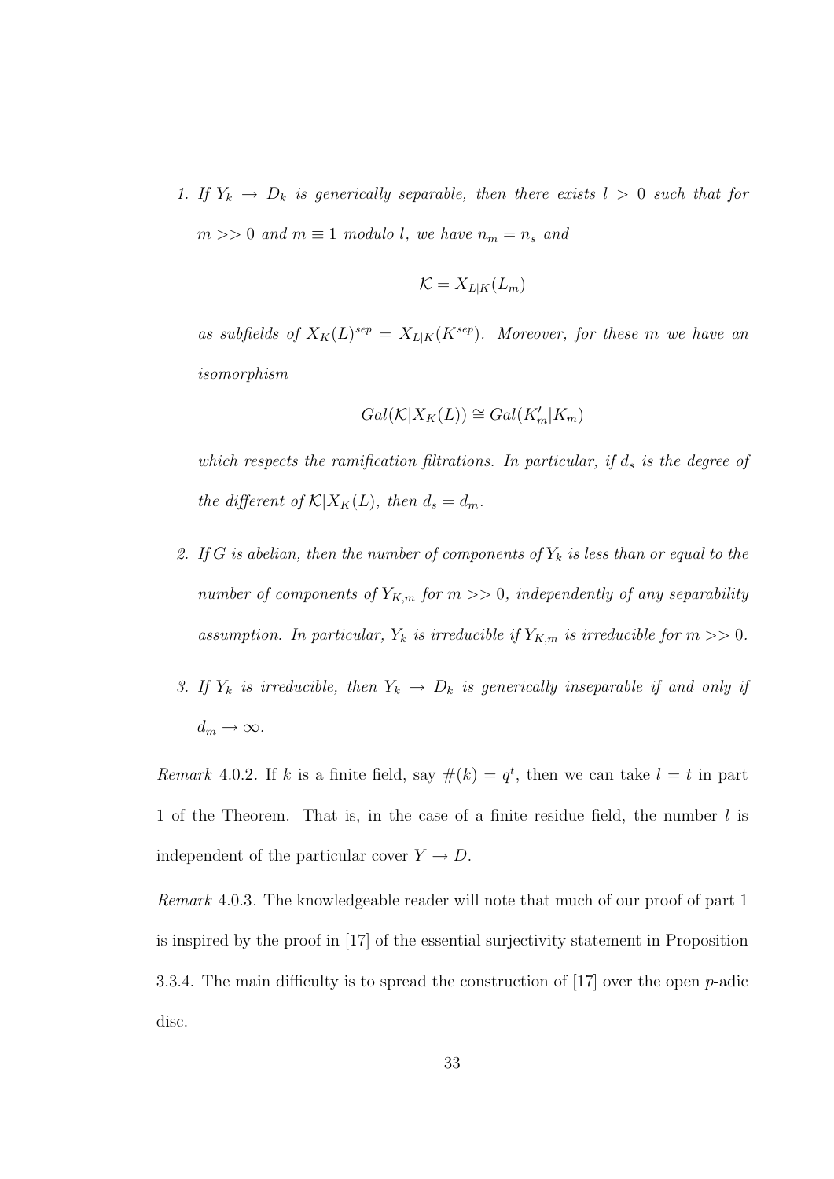1. *If $Y_k \to D_k$ is generically separable, then there exists $l > 0$ such that for $m >> 0$ and $m \equiv 1$ modulo $l$, we have $n_m = n_s$ and*

   $$\mathcal{K} = X_{L|K}(L_m)$$

   *as subfields of $X_K(L)^{sep} = X_{L|K}(K^{sep})$. Moreover, for these $m$ we have an isomorphism*

   $$Gal(\mathcal{K}|X_K(L)) \cong Gal(K'_m|K_m)$$

   *which respects the ramification filtrations. In particular, if $d_s$ is the degree of the different of $\mathcal{K}|X_K(L)$, then $d_s = d_m$.*

2. *If $G$ is abelian, then the number of components of $Y_k$ is less than or equal to the number of components of $Y_{K,m}$ for $m >> 0$, independently of any separability assumption. In particular, $Y_k$ is irreducible if $Y_{K,m}$ is irreducible for $m >> 0$.*

3. *If $Y_k$ is irreducible, then $Y_k \to D_k$ is generically inseparable if and only if $d_m \to \infty$.*

*Remark* 4.0.2. If $k$ is a finite field, say $\#(k) = q^t$, then we can take $l = t$ in part 1 of the Theorem. That is, in the case of a finite residue field, the number $l$ is independent of the particular cover $Y \to D$.

*Remark* 4.0.3. The knowledgeable reader will note that much of our proof of part 1 is inspired by the proof in [17] of the essential surjectivity statement in Proposition 3.3.4. The main difficulty is to spread the construction of [17] over the open $p$-adic disc.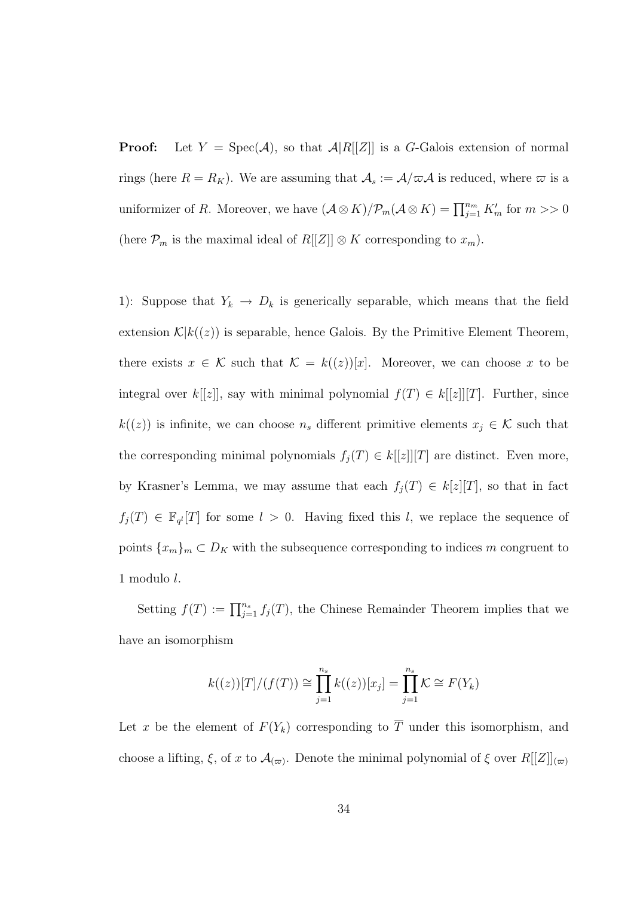**Proof:** Let $Y = \mathrm{Spec}(\mathcal{A})$, so that $\mathcal{A}|R[[Z]]$ is a $G$-Galois extension of normal rings (here $R = R_K$). We are assuming that $\mathcal{A}_s := \mathcal{A}/\varpi\mathcal{A}$ is reduced, where $\varpi$ is a uniformizer of $R$. Moreover, we have $(\mathcal{A} \otimes K)/\mathcal{P}_m(\mathcal{A} \otimes K) = \prod_{j=1}^{n_m} K'_m$ for $m >> 0$ (here $\mathcal{P}_m$ is the maximal ideal of $R[[Z]] \otimes K$ corresponding to $x_m$).

1): Suppose that $Y_k \to D_k$ is generically separable, which means that the field extension $\mathcal{K}|k((z))$ is separable, hence Galois. By the Primitive Element Theorem, there exists $x \in \mathcal{K}$ such that $\mathcal{K} = k((z))[x]$. Moreover, we can choose $x$ to be integral over $k[[z]]$, say with minimal polynomial $f(T) \in k[[z]][T]$. Further, since $k((z))$ is infinite, we can choose $n_s$ different primitive elements $x_j \in \mathcal{K}$ such that the corresponding minimal polynomials $f_j(T) \in k[[z]][T]$ are distinct. Even more, by Krasner's Lemma, we may assume that each $f_j(T) \in k[z][T]$, so that in fact $f_j(T) \in \mathbb{F}_{q^l}[T]$ for some $l > 0$. Having fixed this $l$, we replace the sequence of points $\{x_m\}_m \subset D_K$ with the subsequence corresponding to indices $m$ congruent to 1 modulo $l$.

Setting $f(T) := \prod_{j=1}^{n_s} f_j(T)$, the Chinese Remainder Theorem implies that we have an isomorphism

$$k((z))[T]/(f(T)) \cong \prod_{j=1}^{n_s} k((z))[x_j] = \prod_{j=1}^{n_s} \mathcal{K} \cong F(Y_k)$$

Let $x$ be the element of $F(Y_k)$ corresponding to $\overline{T}$ under this isomorphism, and choose a lifting, $\xi$, of $x$ to $\mathcal{A}_{(\varpi)}$. Denote the minimal polynomial of $\xi$ over $R[[Z]]_{(\varpi)}$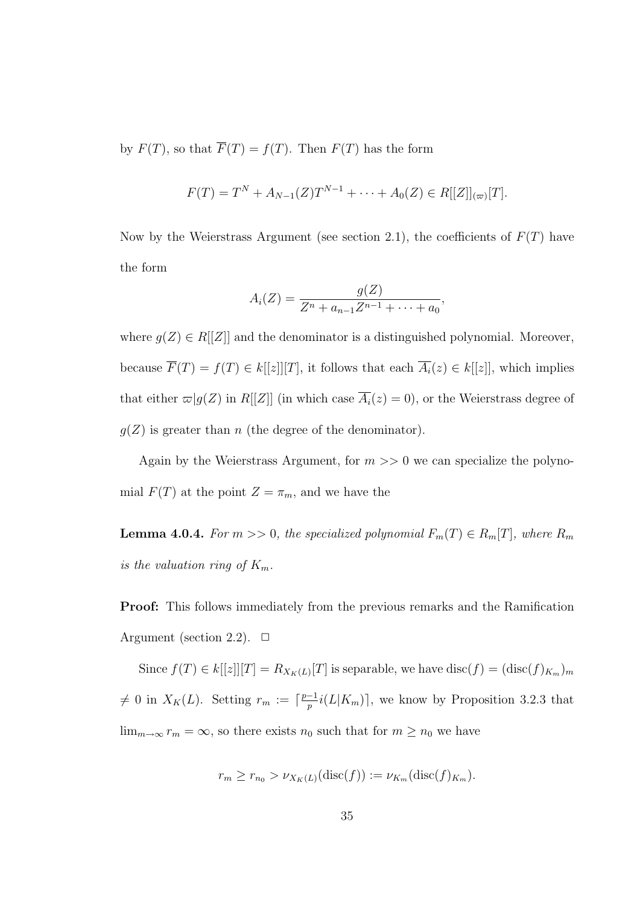by $F(T)$, so that $\overline{F}(T) = f(T)$. Then $F(T)$ has the form

$$F(T) = T^N + A_{N-1}(Z)T^{N-1} + \cdots + A_0(Z) \in R[[Z]]_{(\varpi)}[T].$$

Now by the Weierstrass Argument (see section 2.1), the coefficients of $F(T)$ have the form

$$A_i(Z) = \frac{g(Z)}{Z^n + a_{n-1}Z^{n-1} + \cdots + a_0},$$

where $g(Z) \in R[[Z]]$ and the denominator is a distinguished polynomial. Moreover, because $\overline{F}(T) = f(T) \in k[[z]][T]$, it follows that each $\overline{A_i}(z) \in k[[z]]$, which implies that either $\varpi | g(Z)$ in $R[[Z]]$ (in which case $\overline{A_i}(z) = 0$), or the Weierstrass degree of $g(Z)$ is greater than $n$ (the degree of the denominator).

Again by the Weierstrass Argument, for $m >> 0$ we can specialize the polynomial $F(T)$ at the point $Z = \pi_m$, and we have the

**Lemma 4.0.4.** *For $m >> 0$, the specialized polynomial $F_m(T) \in R_m[T]$, where $R_m$ is the valuation ring of $K_m$.*

**Proof:** This follows immediately from the previous remarks and the Ramification Argument (section 2.2). $\square$

Since $f(T) \in k[[z]][T] = R_{X_K(L)}[T]$ is separable, we have $\mathrm{disc}(f) = (\mathrm{disc}(f)_{K_m})_m$ $\neq 0$ in $X_K(L)$. Setting $r_m := \lceil \frac{p-1}{p} i(L|K_m) \rceil$, we know by Proposition 3.2.3 that $\lim_{m\to\infty} r_m = \infty$, so there exists $n_0$ such that for $m \geq n_0$ we have

$$r_m \geq r_{n_0} > \nu_{X_K(L)}(\mathrm{disc}(f)) := \nu_{K_m}(\mathrm{disc}(f)_{K_m}).$$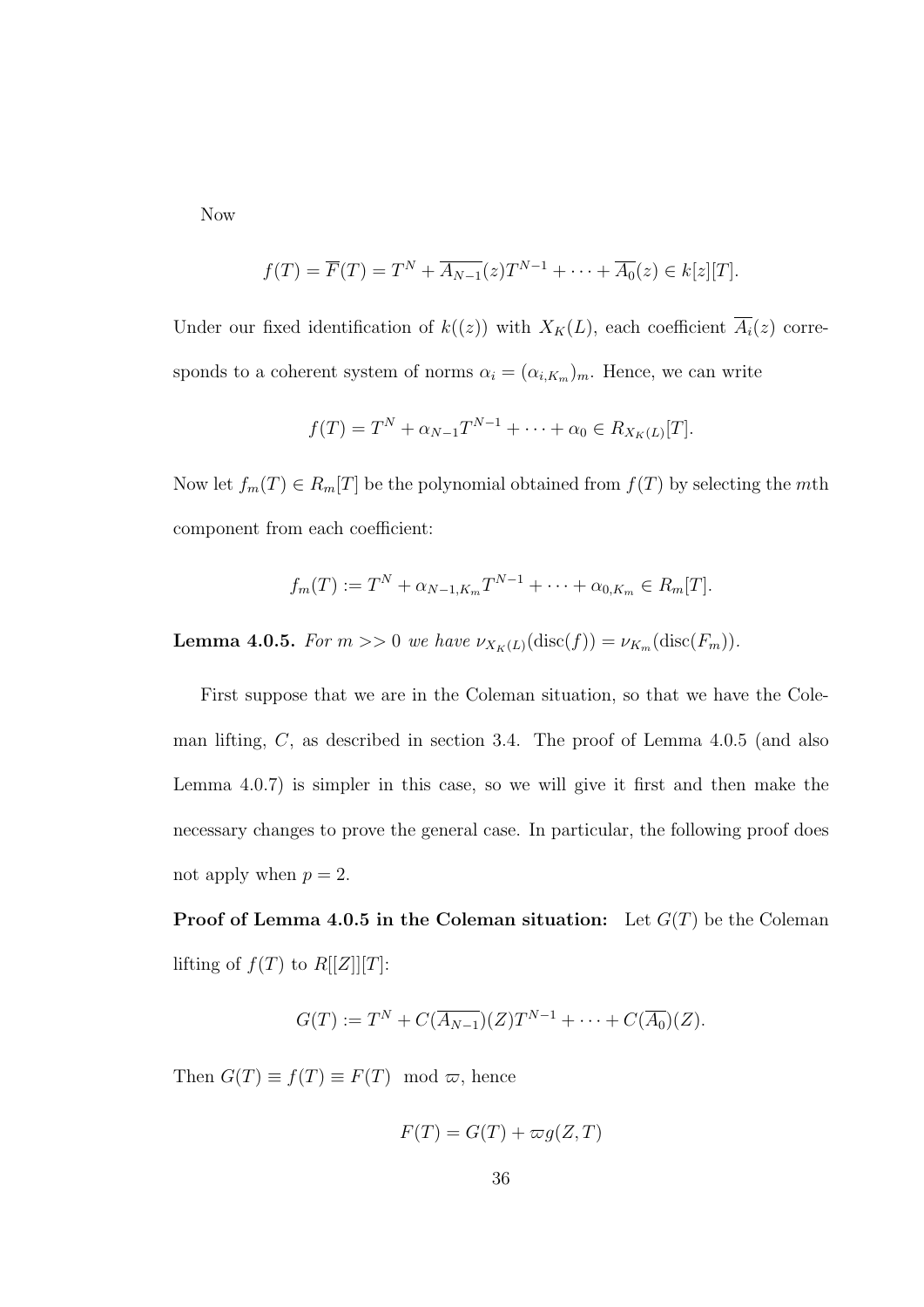Now

$$f(T) = \overline{F}(T) = T^N + \overline{A_{N-1}}(z)T^{N-1} + \cdots + \overline{A_0}(z) \in k[z][T].$$

Under our fixed identification of $k((z))$ with $X_K(L)$, each coefficient $\overline{A_i}(z)$ corresponds to a coherent system of norms $\alpha_i = (\alpha_{i,K_m})_m$. Hence, we can write

$$f(T) = T^N + \alpha_{N-1}T^{N-1} + \cdots + \alpha_0 \in R_{X_K(L)}[T].$$

Now let $f_m(T) \in R_m[T]$ be the polynomial obtained from $f(T)$ by selecting the $m$th component from each coefficient:

$$f_m(T) := T^N + \alpha_{N-1,K_m}T^{N-1} + \cdots + \alpha_{0,K_m} \in R_m[T].$$

**Lemma 4.0.5.** *For $m >> 0$ we have $\nu_{X_K(L)}(\mathrm{disc}(f)) = \nu_{K_m}(\mathrm{disc}(F_m))$.*

First suppose that we are in the Coleman situation, so that we have the Coleman lifting, $C$, as described in section 3.4. The proof of Lemma 4.0.5 (and also Lemma 4.0.7) is simpler in this case, so we will give it first and then make the necessary changes to prove the general case. In particular, the following proof does not apply when $p = 2$.

**Proof of Lemma 4.0.5 in the Coleman situation:** Let $G(T)$ be the Coleman lifting of $f(T)$ to $R[[Z]][T]$:

$$G(T) := T^N + C(\overline{A_{N-1}})(Z)T^{N-1} + \cdots + C(\overline{A_0})(Z).$$

Then $G(T) \equiv f(T) \equiv F(T) \mod \varpi$, hence

$$F(T) = G(T) + \varpi g(Z, T)$$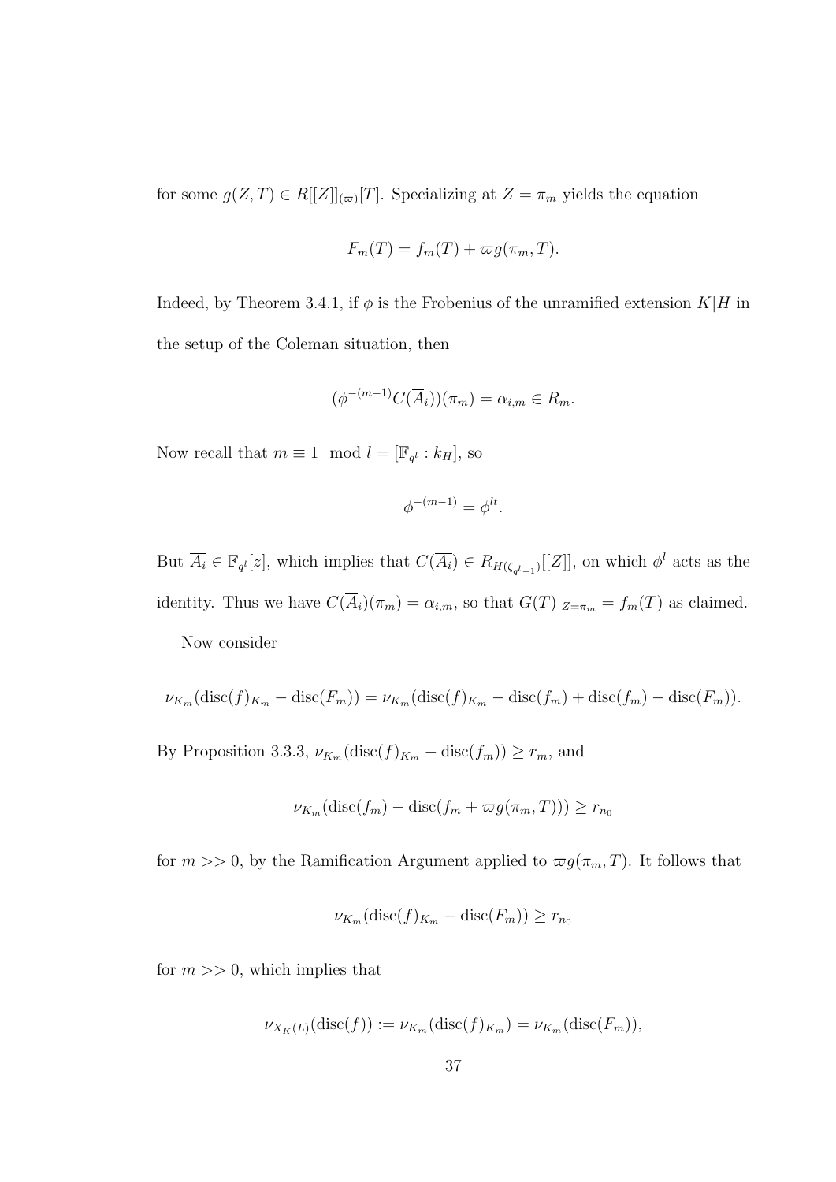for some $g(Z,T) \in R[[Z]]_{(\varpi)}[T]$. Specializing at $Z = \pi_m$ yields the equation

$$F_m(T) = f_m(T) + \varpi g(\pi_m, T).$$

Indeed, by Theorem 3.4.1, if $\phi$ is the Frobenius of the unramified extension $K|H$ in the setup of the Coleman situation, then

$$(\phi^{-(m-1)} C(\overline{A}_i))(\pi_m) = \alpha_{i,m} \in R_m.$$

Now recall that $m \equiv 1 \mod l = [\mathbb{F}_{q^l} : k_H]$, so

$$\phi^{-(m-1)} = \phi^{lt}.$$

But $\overline{A_i} \in \mathbb{F}_{q^l}[z]$, which implies that $C(\overline{A_i}) \in R_{H(\zeta_{q^l-1})}[[Z]]$, on which $\phi^l$ acts as the identity. Thus we have $C(\overline{A}_i)(\pi_m) = \alpha_{i,m}$, so that $G(T)|_{Z=\pi_m} = f_m(T)$ as claimed.

Now consider

$$\nu_{K_m}(\mathrm{disc}(f)_{K_m} - \mathrm{disc}(F_m)) = \nu_{K_m}(\mathrm{disc}(f)_{K_m} - \mathrm{disc}(f_m) + \mathrm{disc}(f_m) - \mathrm{disc}(F_m)).$$

By Proposition 3.3.3, $\nu_{K_m}(\mathrm{disc}(f)_{K_m} - \mathrm{disc}(f_m)) \geq r_m$, and

$$\nu_{K_m}(\mathrm{disc}(f_m) - \mathrm{disc}(f_m + \varpi g(\pi_m, T))) \geq r_{n_0}$$

for $m >> 0$, by the Ramification Argument applied to $\varpi g(\pi_m, T)$. It follows that

$$\nu_{K_m}(\mathrm{disc}(f)_{K_m} - \mathrm{disc}(F_m)) \geq r_{n_0}$$

for $m >> 0$, which implies that

$$\nu_{X_K(L)}(\mathrm{disc}(f)) := \nu_{K_m}(\mathrm{disc}(f)_{K_m}) = \nu_{K_m}(\mathrm{disc}(F_m)),$$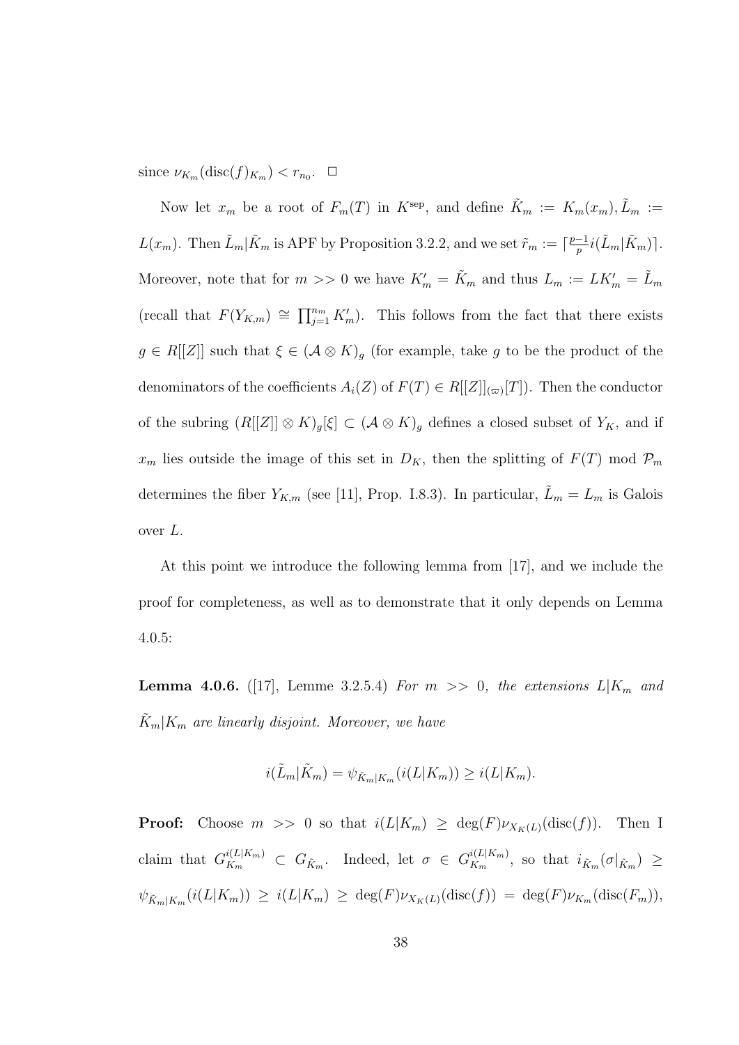since $\nu_{K_m}(\mathrm{disc}(f)_{K_m}) < r_{n_0}$. $\square$

Now let $x_m$ be a root of $F_m(T)$ in $K^{\mathrm{sep}}$, and define $\tilde{K}_m := K_m(x_m), \tilde{L}_m := L(x_m)$. Then $\tilde{L}_m|\tilde{K}_m$ is APF by Proposition 3.2.2, and we set $\tilde{r}_m := \lceil \frac{p-1}{p} i(\tilde{L}_m|\tilde{K}_m) \rceil$. Moreover, note that for $m >> 0$ we have $K'_m = \tilde{K}_m$ and thus $L_m := LK'_m = \tilde{L}_m$ (recall that $F(Y_{K,m}) \cong \prod_{j=1}^{n_m} K'_m$). This follows from the fact that there exists $g \in R[[Z]]$ such that $\xi \in (\mathcal{A} \otimes K)_g$ (for example, take $g$ to be the product of the denominators of the coefficients $A_i(Z)$ of $F(T) \in R[[Z]]_{(\varpi)}[T]$). Then the conductor of the subring $(R[[Z]] \otimes K)_g[\xi] \subset (\mathcal{A} \otimes K)_g$ defines a closed subset of $Y_K$, and if $x_m$ lies outside the image of this set in $D_K$, then the splitting of $F(T)$ mod $\mathcal{P}_m$ determines the fiber $Y_{K,m}$ (see [11], Prop. I.8.3). In particular, $\tilde{L}_m = L_m$ is Galois over $L$.

At this point we introduce the following lemma from [17], and we include the proof for completeness, as well as to demonstrate that it only depends on Lemma 4.0.5:

**Lemma 4.0.6.** ([17], Lemme 3.2.5.4) *For $m >> 0$, the extensions $L|K_m$ and $\tilde{K}_m|K_m$ are linearly disjoint. Moreover, we have*

$$i(\tilde{L}_m|\tilde{K}_m) = \psi_{\tilde{K}_m|K_m}(i(L|K_m)) \geq i(L|K_m).$$

**Proof:** Choose $m >> 0$ so that $i(L|K_m) \geq \deg(F)\nu_{X_K(L)}(\mathrm{disc}(f))$. Then I claim that $G_{K_m}^{i(L|K_m)} \subset G_{\tilde{K}_m}$. Indeed, let $\sigma \in G_{K_m}^{i(L|K_m)}$, so that $i_{\tilde{K}_m}(\sigma|_{\tilde{K}_m}) \geq \psi_{\tilde{K}_m|K_m}(i(L|K_m)) \geq i(L|K_m) \geq \deg(F)\nu_{X_K(L)}(\mathrm{disc}(f)) = \deg(F)\nu_{K_m}(\mathrm{disc}(F_m))$,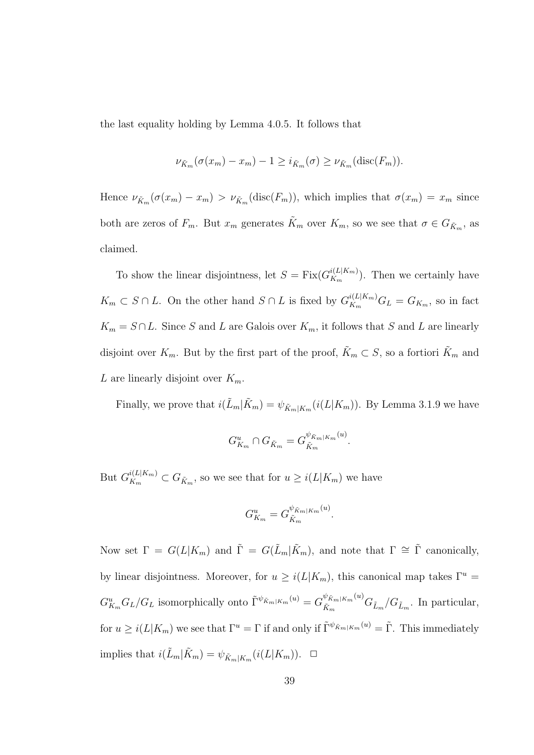the last equality holding by Lemma 4.0.5. It follows that

$$\nu_{\tilde{K}_m}(\sigma(x_m) - x_m) - 1 \geq i_{\tilde{K}_m}(\sigma) \geq \nu_{\tilde{K}_m}(\mathrm{disc}(F_m)).$$

Hence $\nu_{\tilde{K}_m}(\sigma(x_m) - x_m) > \nu_{\tilde{K}_m}(\mathrm{disc}(F_m))$, which implies that $\sigma(x_m) = x_m$ since both are zeros of $F_m$. But $x_m$ generates $\tilde{K}_m$ over $K_m$, so we see that $\sigma \in G_{\tilde{K}_m}$, as claimed.

To show the linear disjointness, let $S = \mathrm{Fix}(G_{K_m}^{i(L|K_m)})$. Then we certainly have $K_m \subset S \cap L$. On the other hand $S \cap L$ is fixed by $G_{K_m}^{i(L|K_m)} G_L = G_{K_m}$, so in fact $K_m = S \cap L$. Since $S$ and $L$ are Galois over $K_m$, it follows that $S$ and $L$ are linearly disjoint over $K_m$. But by the first part of the proof, $\tilde{K}_m \subset S$, so a fortiori $\tilde{K}_m$ and $L$ are linearly disjoint over $K_m$.

Finally, we prove that $i(\tilde{L}_m|\tilde{K}_m) = \psi_{\tilde{K}_m|K_m}(i(L|K_m))$. By Lemma 3.1.9 we have

$$G_{K_m}^u \cap G_{\tilde{K}_m} = G_{\tilde{K}_m}^{\psi_{\tilde{K}_m|K_m}(u)}.$$

But $G_{K_m}^{i(L|K_m)} \subset G_{\tilde{K}_m}$, so we see that for $u \geq i(L|K_m)$ we have

$$G_{K_m}^u = G_{\tilde{K}_m}^{\psi_{\tilde{K}_m|K_m}(u)}.$$

Now set $\Gamma = G(L|K_m)$ and $\tilde{\Gamma} = G(\tilde{L}_m|\tilde{K}_m)$, and note that $\Gamma \cong \tilde{\Gamma}$ canonically, by linear disjointness. Moreover, for $u \geq i(L|K_m)$, this canonical map takes $\Gamma^u = G_{K_m}^u G_L / G_L$ isomorphically onto $\tilde{\Gamma}^{\psi_{\tilde{K}_m|K_m}(u)} = G_{\tilde{K}_m}^{\psi_{\tilde{K}_m|K_m}(u)} G_{\tilde{L}_m} / G_{\tilde{L}_m}$. In particular, for $u \geq i(L|K_m)$ we see that $\Gamma^u = \Gamma$ if and only if $\tilde{\Gamma}^{\psi_{\tilde{K}_m|K_m}(u)} = \tilde{\Gamma}$. This immediately implies that $i(\tilde{L}_m|\tilde{K}_m) = \psi_{\tilde{K}_m|K_m}(i(L|K_m))$. □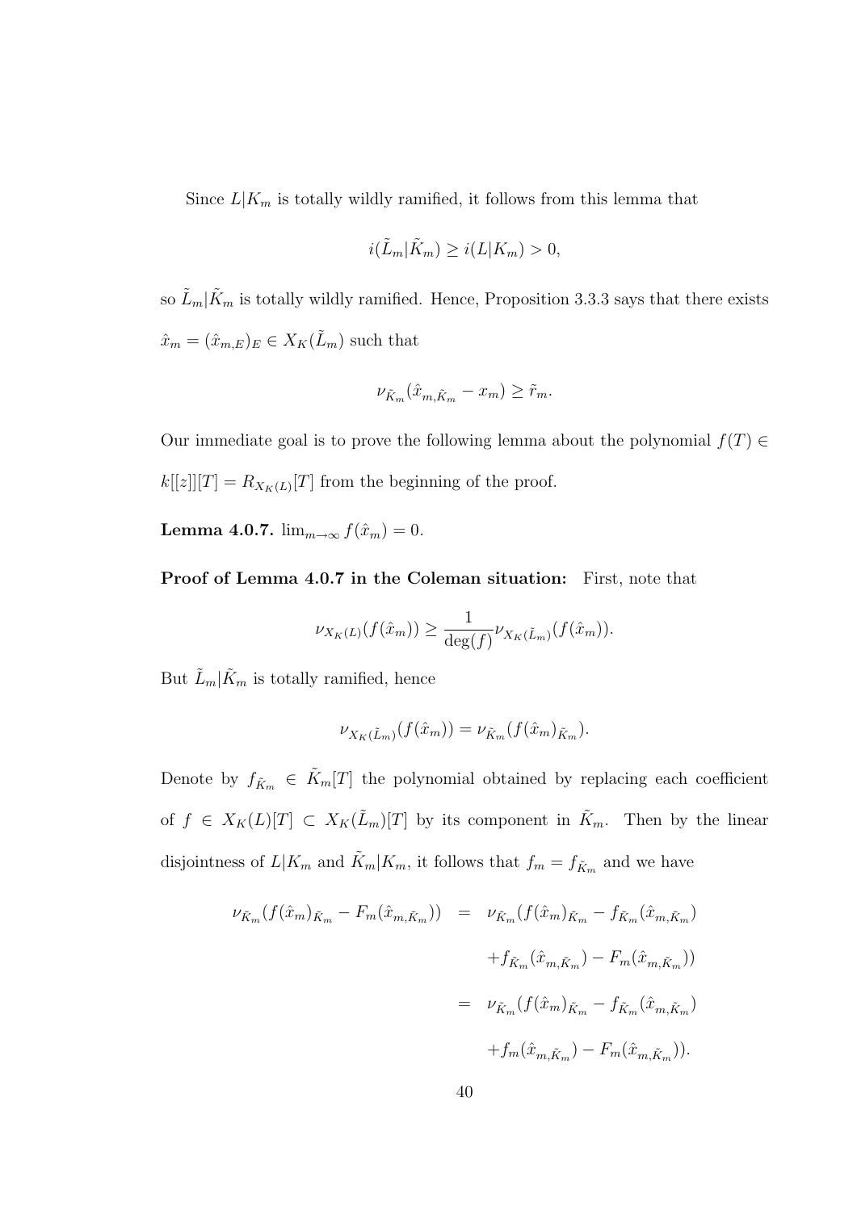Since $L|K_m$ is totally wildly ramified, it follows from this lemma that

$$i(\tilde{L}_m|\tilde{K}_m) \geq i(L|K_m) > 0,$$

so $\tilde{L}_m|\tilde{K}_m$ is totally wildly ramified. Hence, Proposition 3.3.3 says that there exists $\hat{x}_m = (\hat{x}_{m,E})_E \in X_K(\tilde{L}_m)$ such that

$$\nu_{\tilde{K}_m}(\hat{x}_{m,\tilde{K}_m} - x_m) \geq \tilde{r}_m.$$

Our immediate goal is to prove the following lemma about the polynomial $f(T) \in k[[z]][T] = R_{X_K(L)}[T]$ from the beginning of the proof.

**Lemma 4.0.7.** $\lim_{m\to\infty} f(\hat{x}_m) = 0$.

**Proof of Lemma 4.0.7 in the Coleman situation:** First, note that

$$\nu_{X_K(L)}(f(\hat{x}_m)) \geq \frac{1}{\deg(f)}\nu_{X_K(\tilde{L}_m)}(f(\hat{x}_m)).$$

But $\tilde{L}_m|\tilde{K}_m$ is totally ramified, hence

$$\nu_{X_K(\tilde{L}_m)}(f(\hat{x}_m)) = \nu_{\tilde{K}_m}(f(\hat{x}_m)_{\tilde{K}_m}).$$

Denote by $f_{\tilde{K}_m} \in \tilde{K}_m[T]$ the polynomial obtained by replacing each coefficient of $f \in X_K(L)[T] \subset X_K(\tilde{L}_m)[T]$ by its component in $\tilde{K}_m$. Then by the linear disjointness of $L|K_m$ and $\tilde{K}_m|K_m$, it follows that $f_m = f_{\tilde{K}_m}$ and we have

$$\begin{aligned}
\nu_{\tilde{K}_m}(f(\hat{x}_m)_{\tilde{K}_m} - F_m(\hat{x}_{m,\tilde{K}_m})) &= \nu_{\tilde{K}_m}(f(\hat{x}_m)_{\tilde{K}_m} - f_{\tilde{K}_m}(\hat{x}_{m,\tilde{K}_m}) \\
&\quad + f_{\tilde{K}_m}(\hat{x}_{m,\tilde{K}_m}) - F_m(\hat{x}_{m,\tilde{K}_m})) \\
&= \nu_{\tilde{K}_m}(f(\hat{x}_m)_{\tilde{K}_m} - f_{\tilde{K}_m}(\hat{x}_{m,\tilde{K}_m}) \\
&\quad + f_m(\hat{x}_{m,\tilde{K}_m}) - F_m(\hat{x}_{m,\tilde{K}_m})).
\end{aligned}$$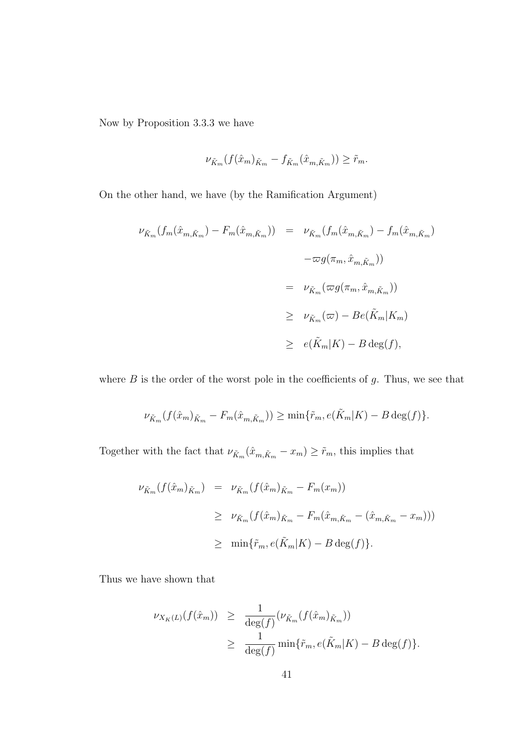Now by Proposition 3.3.3 we have

$$\nu_{\tilde{K}_m}(f(\hat{x}_m)_{\tilde{K}_m} - f_{\tilde{K}_m}(\hat{x}_{m,\tilde{K}_m})) \geq \tilde{r}_m.$$

On the other hand, we have (by the Ramification Argument)

$$\begin{aligned}
\nu_{\tilde{K}_m}(f_m(\hat{x}_{m,\tilde{K}_m}) - F_m(\hat{x}_{m,\tilde{K}_m})) &= \nu_{\tilde{K}_m}(f_m(\hat{x}_{m,\tilde{K}_m}) - f_m(\hat{x}_{m,\tilde{K}_m}) \\
&\quad - \varpi g(\pi_m, \hat{x}_{m,\tilde{K}_m})) \\
&= \nu_{\tilde{K}_m}(\varpi g(\pi_m, \hat{x}_{m,\tilde{K}_m})) \\
&\geq \nu_{\tilde{K}_m}(\varpi) - Be(\tilde{K}_m|K_m) \\
&\geq e(\tilde{K}_m|K) - B\deg(f),
\end{aligned}$$

where $B$ is the order of the worst pole in the coefficients of $g$. Thus, we see that

$$\nu_{\tilde{K}_m}(f(\hat{x}_m)_{\tilde{K}_m} - F_m(\hat{x}_{m,\tilde{K}_m})) \geq \min\{\tilde{r}_m, e(\tilde{K}_m|K) - B\deg(f)\}.$$

Together with the fact that $\nu_{\tilde{K}_m}(\hat{x}_{m,\tilde{K}_m} - x_m) \geq \tilde{r}_m$, this implies that

$$\begin{aligned}
\nu_{\tilde{K}_m}(f(\hat{x}_m)_{\tilde{K}_m}) &= \nu_{\tilde{K}_m}(f(\hat{x}_m)_{\tilde{K}_m} - F_m(x_m)) \\
&\geq \nu_{\tilde{K}_m}(f(\hat{x}_m)_{\tilde{K}_m} - F_m(\hat{x}_{m,\tilde{K}_m} - (\hat{x}_{m,\tilde{K}_m} - x_m))) \\
&\geq \min\{\tilde{r}_m, e(\tilde{K}_m|K) - B\deg(f)\}.
\end{aligned}$$

Thus we have shown that

$$\begin{aligned}
\nu_{X_K(L)}(f(\hat{x}_m)) &\geq \frac{1}{\deg(f)}(\nu_{\tilde{K}_m}(f(\hat{x}_m)_{\tilde{K}_m})) \\
&\geq \frac{1}{\deg(f)}\min\{\tilde{r}_m, e(\tilde{K}_m|K) - B\deg(f)\}.
\end{aligned}$$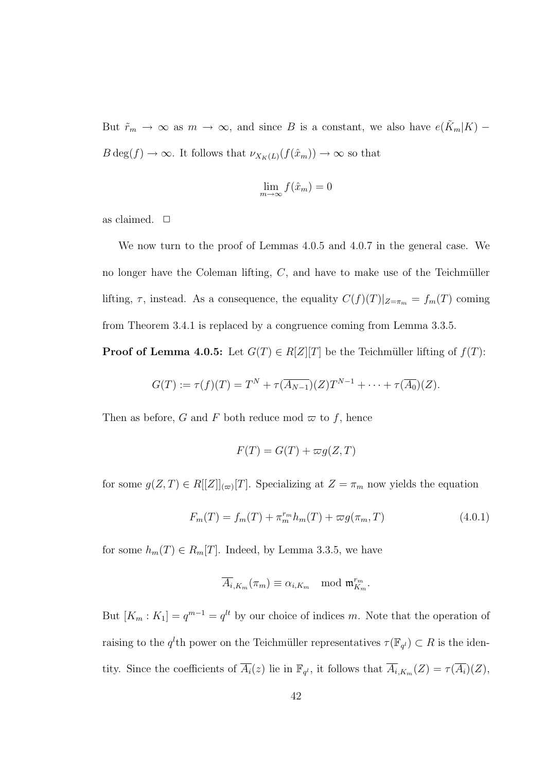But $\tilde{r}_m \to \infty$ as $m \to \infty$, and since $B$ is a constant, we also have $e(\tilde{K}_m|K) - B\deg(f) \to \infty$. It follows that $\nu_{X_K(L)}(f(\hat{x}_m)) \to \infty$ so that

$$\lim_{m\to\infty} f(\hat{x}_m) = 0$$

as claimed. $\Box$

We now turn to the proof of Lemmas 4.0.5 and 4.0.7 in the general case. We no longer have the Coleman lifting, $C$, and have to make use of the Teichmüller lifting, $\tau$, instead. As a consequence, the equality $C(f)(T)|_{Z=\pi_m} = f_m(T)$ coming from Theorem 3.4.1 is replaced by a congruence coming from Lemma 3.3.5.

**Proof of Lemma 4.0.5:** Let $G(T) \in R[Z][T]$ be the Teichmüller lifting of $f(T)$:

$$G(T) := \tau(f)(T) = T^N + \tau(\overline{A_{N-1}})(Z)T^{N-1} + \cdots + \tau(\overline{A_0})(Z).$$

Then as before, $G$ and $F$ both reduce mod $\varpi$ to $f$, hence

$$F(T) = G(T) + \varpi g(Z,T)$$

for some $g(Z,T) \in R[[Z]]_{(\varpi)}[T]$. Specializing at $Z = \pi_m$ now yields the equation

$$F_m(T) = f_m(T) + \pi_m^{r_m} h_m(T) + \varpi g(\pi_m, T) \tag{4.0.1}$$

for some $h_m(T) \in R_m[T]$. Indeed, by Lemma 3.3.5, we have

$$\overline{A_{i,K_m}}(\pi_m) \equiv \alpha_{i,K_m} \mod \mathfrak{m}_{K_m}^{r_m}.$$

But $[K_m : K_1] = q^{m-1} = q^{lt}$ by our choice of indices $m$. Note that the operation of raising to the $q^l$th power on the Teichmüller representatives $\tau(\mathbb{F}_{q^l}) \subset R$ is the identity. Since the coefficients of $\overline{A_i}(z)$ lie in $\mathbb{F}_{q^l}$, it follows that $\overline{A_{i,K_m}}(Z) = \tau(\overline{A_i})(Z)$,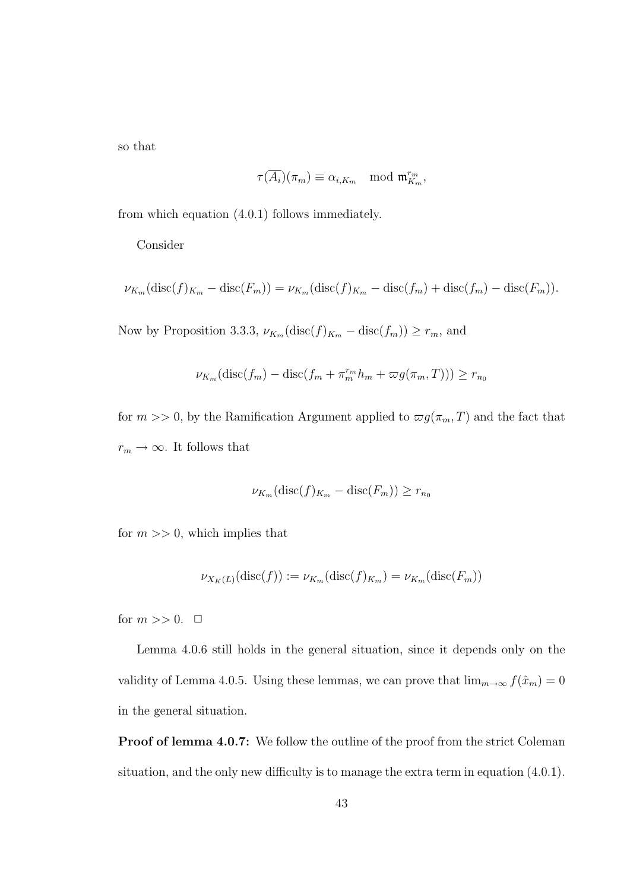so that

$$\tau(\overline{A_i})(\pi_m) \equiv \alpha_{i,K_m} \mod \mathfrak{m}_{K_m}^{r_m},$$

from which equation (4.0.1) follows immediately.

Consider

$$\nu_{K_m}(\mathrm{disc}(f)_{K_m} - \mathrm{disc}(F_m)) = \nu_{K_m}(\mathrm{disc}(f)_{K_m} - \mathrm{disc}(f_m) + \mathrm{disc}(f_m) - \mathrm{disc}(F_m)).$$

Now by Proposition 3.3.3, $\nu_{K_m}(\mathrm{disc}(f)_{K_m} - \mathrm{disc}(f_m)) \geq r_m$, and

$$\nu_{K_m}(\mathrm{disc}(f_m) - \mathrm{disc}(f_m + \pi_m^{r_m} h_m + \varpi g(\pi_m, T))) \geq r_{n_0}$$

for $m >> 0$, by the Ramification Argument applied to $\varpi g(\pi_m, T)$ and the fact that $r_m \to \infty$. It follows that

$$\nu_{K_m}(\mathrm{disc}(f)_{K_m} - \mathrm{disc}(F_m)) \geq r_{n_0}$$

for $m >> 0$, which implies that

$$\nu_{X_K(L)}(\mathrm{disc}(f)) := \nu_{K_m}(\mathrm{disc}(f)_{K_m}) = \nu_{K_m}(\mathrm{disc}(F_m))$$

for $m >> 0$. $\square$

Lemma 4.0.6 still holds in the general situation, since it depends only on the validity of Lemma 4.0.5. Using these lemmas, we can prove that $\lim_{m\to\infty} f(\hat{x}_m) = 0$ in the general situation.

**Proof of lemma 4.0.7:** We follow the outline of the proof from the strict Coleman situation, and the only new difficulty is to manage the extra term in equation (4.0.1).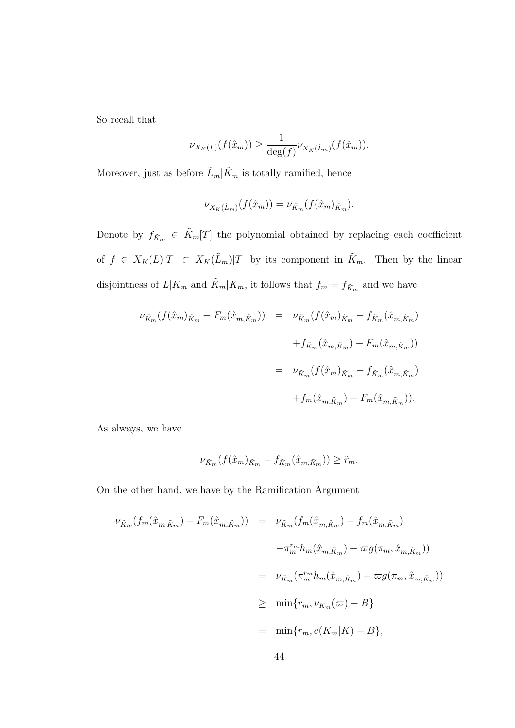So recall that

$$\nu_{X_K(L)}(f(\hat{x}_m)) \geq \frac{1}{\deg(f)} \nu_{X_K(\tilde{L}_m)}(f(\hat{x}_m)).$$

Moreover, just as before $\tilde{L}_m|\tilde{K}_m$ is totally ramified, hence

$$\nu_{X_K(\tilde{L}_m)}(f(\hat{x}_m)) = \nu_{\tilde{K}_m}(f(\hat{x}_m)_{\tilde{K}_m}).$$

Denote by $f_{\tilde{K}_m} \in \tilde{K}_m[T]$ the polynomial obtained by replacing each coefficient of $f \in X_K(L)[T] \subset X_K(\tilde{L}_m)[T]$ by its component in $\tilde{K}_m$. Then by the linear disjointness of $L|K_m$ and $\tilde{K}_m|K_m$, it follows that $f_m = f_{\tilde{K}_m}$ and we have

$$\begin{aligned}
\nu_{\tilde{K}_m}(f(\hat{x}_m)_{\tilde{K}_m} - F_m(\hat{x}_{m,\tilde{K}_m})) &= \nu_{\tilde{K}_m}(f(\hat{x}_m)_{\tilde{K}_m} - f_{\tilde{K}_m}(\hat{x}_{m,\tilde{K}_m}) \\
&\quad + f_{\tilde{K}_m}(\hat{x}_{m,\tilde{K}_m}) - F_m(\hat{x}_{m,\tilde{K}_m})) \\
&= \nu_{\tilde{K}_m}(f(\hat{x}_m)_{\tilde{K}_m} - f_{\tilde{K}_m}(\hat{x}_{m,\tilde{K}_m}) \\
&\quad + f_m(\hat{x}_{m,\tilde{K}_m}) - F_m(\hat{x}_{m,\tilde{K}_m})).
\end{aligned}$$

As always, we have

$$\nu_{\tilde{K}_m}(f(\hat{x}_m)_{\tilde{K}_m} - f_{\tilde{K}_m}(\hat{x}_{m,\tilde{K}_m})) \geq \tilde{r}_m.$$

On the other hand, we have by the Ramification Argument

$$\begin{aligned}
\nu_{\tilde{K}_m}(f_m(\hat{x}_{m,\tilde{K}_m}) - F_m(\hat{x}_{m,\tilde{K}_m})) &= \nu_{\tilde{K}_m}(f_m(\hat{x}_{m,\tilde{K}_m}) - f_m(\hat{x}_{m,\tilde{K}_m}) \\
&\quad - \pi_m^{r_m} h_m(\hat{x}_{m,\tilde{K}_m}) - \varpi g(\pi_m, \hat{x}_{m,\tilde{K}_m})) \\
&= \nu_{\tilde{K}_m}(\pi_m^{r_m} h_m(\hat{x}_{m,\tilde{K}_m}) + \varpi g(\pi_m, \hat{x}_{m,\tilde{K}_m})) \\
&\geq \min\{r_m, \nu_{K_m}(\varpi) - B\} \\
&= \min\{r_m, e(K_m|K) - B\},
\end{aligned}$$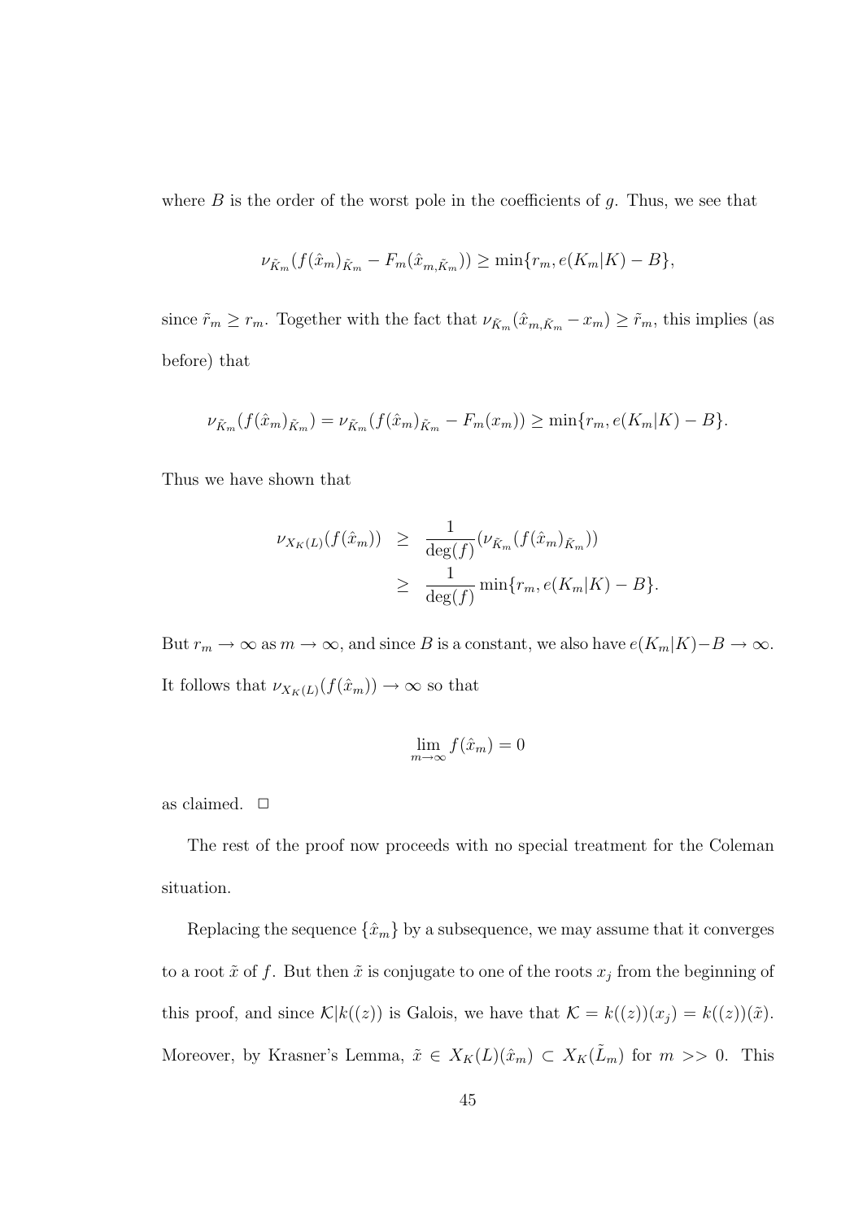where $B$ is the order of the worst pole in the coefficients of $g$. Thus, we see that

$$\nu_{\tilde{K}_m}(f(\hat{x}_m)_{\tilde{K}_m} - F_m(\hat{x}_{m,\tilde{K}_m})) \geq \min\{r_m, e(K_m|K) - B\},$$

since $\tilde{r}_m \geq r_m$. Together with the fact that $\nu_{\tilde{K}_m}(\hat{x}_{m,\tilde{K}_m} - x_m) \geq \tilde{r}_m$, this implies (as before) that

$$\nu_{\tilde{K}_m}(f(\hat{x}_m)_{\tilde{K}_m}) = \nu_{\tilde{K}_m}(f(\hat{x}_m)_{\tilde{K}_m} - F_m(x_m)) \geq \min\{r_m, e(K_m|K) - B\}.$$

Thus we have shown that

$$\begin{aligned}
\nu_{X_K(L)}(f(\hat{x}_m)) &\geq \frac{1}{\deg(f)}(\nu_{\tilde{K}_m}(f(\hat{x}_m)_{\tilde{K}_m})) \\
&\geq \frac{1}{\deg(f)}\min\{r_m, e(K_m|K) - B\}.
\end{aligned}$$

But $r_m \to \infty$ as $m \to \infty$, and since $B$ is a constant, we also have $e(K_m|K) - B \to \infty$. It follows that $\nu_{X_K(L)}(f(\hat{x}_m)) \to \infty$ so that

$$\lim_{m\to\infty} f(\hat{x}_m) = 0$$

as claimed. $\square$

The rest of the proof now proceeds with no special treatment for the Coleman situation.

Replacing the sequence $\{\hat{x}_m\}$ by a subsequence, we may assume that it converges to a root $\tilde{x}$ of $f$. But then $\tilde{x}$ is conjugate to one of the roots $x_j$ from the beginning of this proof, and since $\mathcal{K}|k((z))$ is Galois, we have that $\mathcal{K} = k((z))(x_j) = k((z))(\tilde{x})$. Moreover, by Krasner's Lemma, $\tilde{x} \in X_K(L)(\hat{x}_m) \subset X_K(\tilde{L}_m)$ for $m >> 0$. This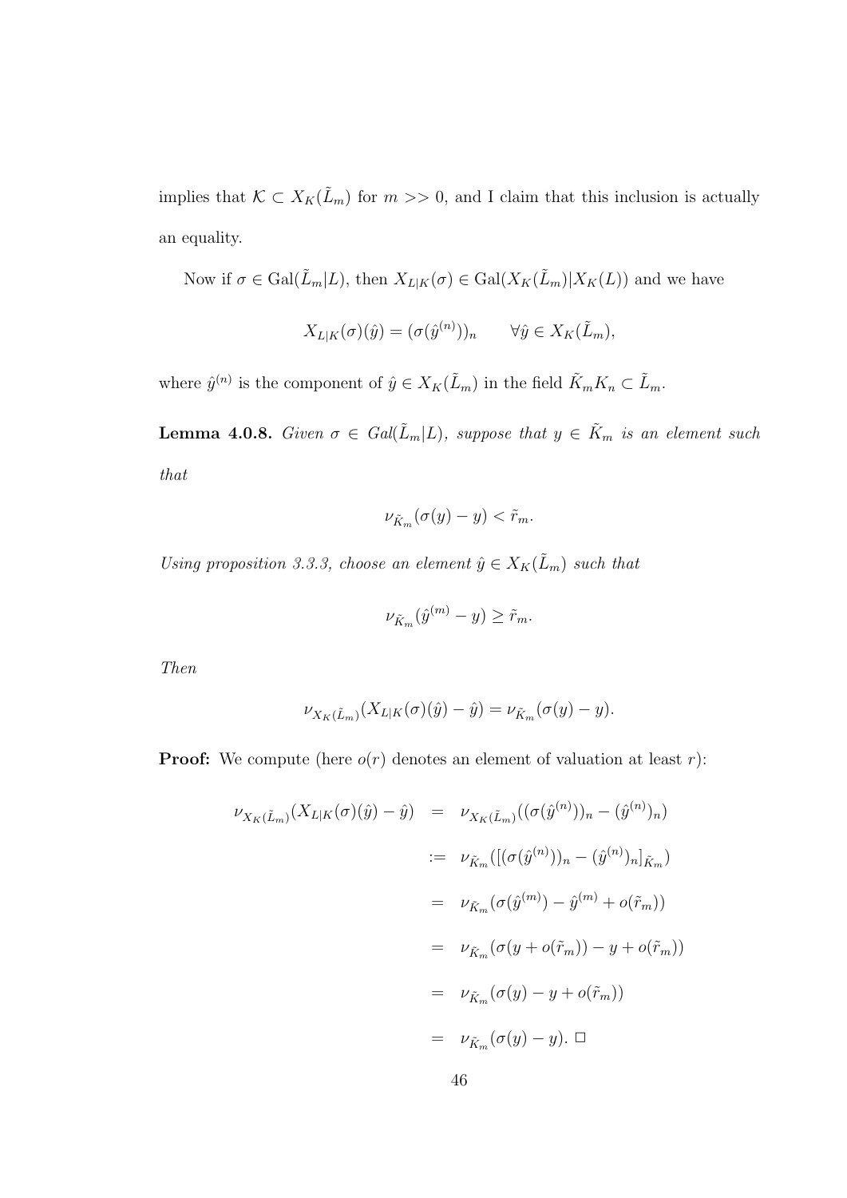implies that $\mathcal{K} \subset X_K(\tilde{L}_m)$ for $m >> 0$, and I claim that this inclusion is actually an equality.

Now if $\sigma \in \mathrm{Gal}(\tilde{L}_m|L)$, then $X_{L|K}(\sigma) \in \mathrm{Gal}(X_K(\tilde{L}_m)|X_K(L))$ and we have

$$X_{L|K}(\sigma)(\hat{y}) = (\sigma(\hat{y}^{(n)}))_n \qquad \forall \hat{y} \in X_K(\tilde{L}_m),$$

where $\hat{y}^{(n)}$ is the component of $\hat{y} \in X_K(\tilde{L}_m)$ in the field $\tilde{K}_m K_n \subset \tilde{L}_m$.

**Lemma 4.0.8.** *Given $\sigma \in Gal(\tilde{L}_m|L)$, suppose that $y \in \tilde{K}_m$ is an element such that*

$$\nu_{\tilde{K}_m}(\sigma(y) - y) < \tilde{r}_m.$$

*Using proposition 3.3.3, choose an element $\hat{y} \in X_K(\tilde{L}_m)$ such that*

$$\nu_{\tilde{K}_m}(\hat{y}^{(m)} - y) \geq \tilde{r}_m.$$

*Then*

$$\nu_{X_K(\tilde{L}_m)}(X_{L|K}(\sigma)(\hat{y}) - \hat{y}) = \nu_{\tilde{K}_m}(\sigma(y) - y).$$

**Proof:** We compute (here $o(r)$ denotes an element of valuation at least $r$):

$$\begin{aligned}
\nu_{X_K(\tilde{L}_m)}(X_{L|K}(\sigma)(\hat{y}) - \hat{y}) &= \nu_{X_K(\tilde{L}_m)}((\sigma(\hat{y}^{(n)}))_n - (\hat{y}^{(n)})_n) \\
&:= \nu_{\tilde{K}_m}([(\sigma(\hat{y}^{(n)}))_n - (\hat{y}^{(n)})_n]_{\tilde{K}_m}) \\
&= \nu_{\tilde{K}_m}(\sigma(\hat{y}^{(m)}) - \hat{y}^{(m)} + o(\tilde{r}_m)) \\
&= \nu_{\tilde{K}_m}(\sigma(y + o(\tilde{r}_m)) - y + o(\tilde{r}_m)) \\
&= \nu_{\tilde{K}_m}(\sigma(y) - y + o(\tilde{r}_m)) \\
&= \nu_{\tilde{K}_m}(\sigma(y) - y). \ \square
\end{aligned}$$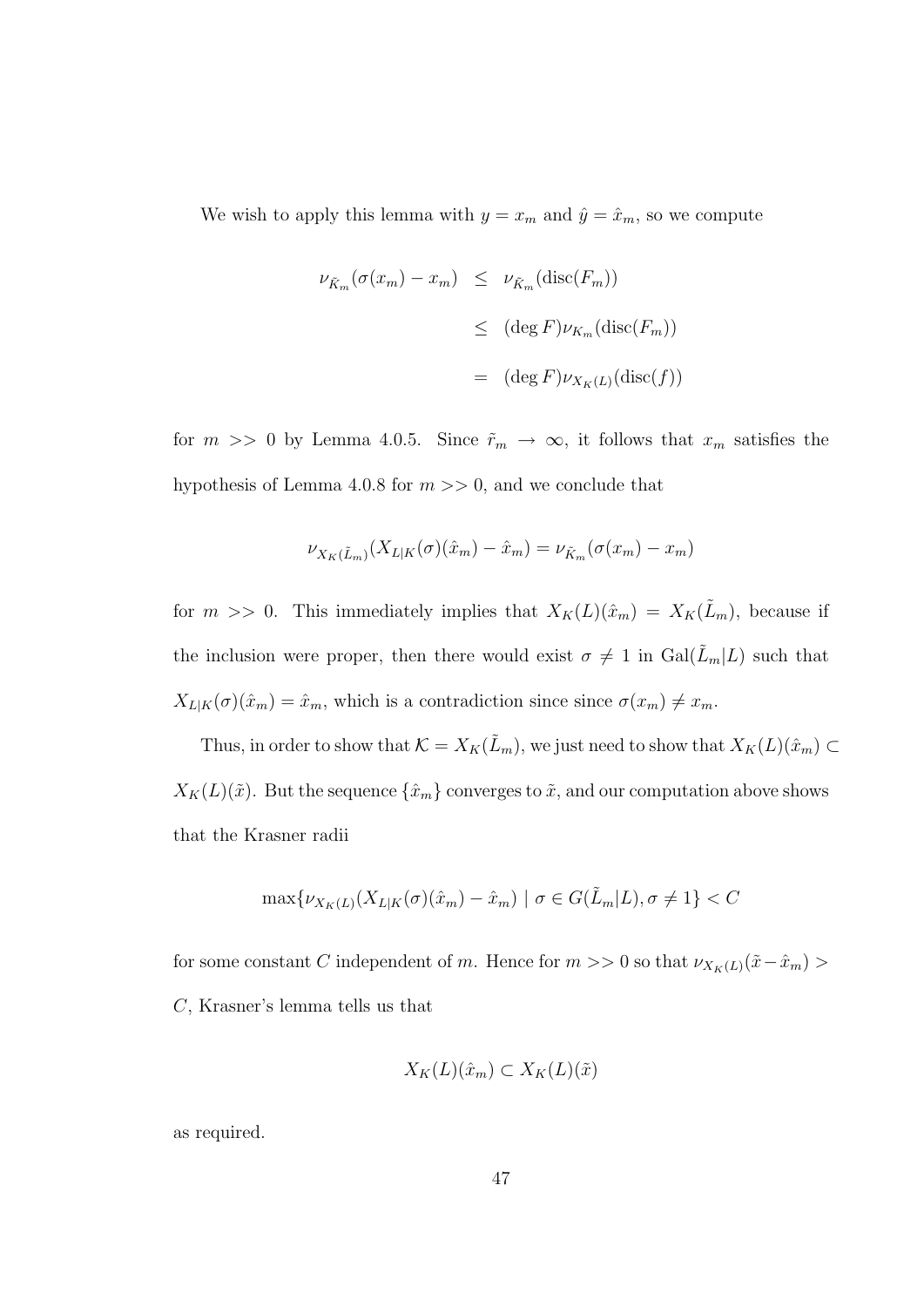We wish to apply this lemma with $y = x_m$ and $\hat{y} = \hat{x}_m$, so we compute

$$
\begin{aligned}
\nu_{\tilde{K}_m}(\sigma(x_m) - x_m) &\leq \nu_{\tilde{K}_m}(\mathrm{disc}(F_m)) \\
&\leq (\deg F)\nu_{K_m}(\mathrm{disc}(F_m)) \\
&= (\deg F)\nu_{X_K(L)}(\mathrm{disc}(f))
\end{aligned}
$$

for $m >> 0$ by Lemma 4.0.5. Since $\tilde{r}_m \to \infty$, it follows that $x_m$ satisfies the hypothesis of Lemma 4.0.8 for $m >> 0$, and we conclude that

$$\nu_{X_K(\tilde{L}_m)}(X_{L|K}(\sigma)(\hat{x}_m) - \hat{x}_m) = \nu_{\tilde{K}_m}(\sigma(x_m) - x_m)$$

for $m >> 0$. This immediately implies that $X_K(L)(\hat{x}_m) = X_K(\tilde{L}_m)$, because if the inclusion were proper, then there would exist $\sigma \neq 1$ in $\mathrm{Gal}(\tilde{L}_m|L)$ such that $X_{L|K}(\sigma)(\hat{x}_m) = \hat{x}_m$, which is a contradiction since since $\sigma(x_m) \neq x_m$.

Thus, in order to show that $\mathcal{K} = X_K(\tilde{L}_m)$, we just need to show that $X_K(L)(\hat{x}_m) \subset X_K(L)(\tilde{x})$. But the sequence $\{\hat{x}_m\}$ converges to $\tilde{x}$, and our computation above shows that the Krasner radii

$$\max\{\nu_{X_K(L)}(X_{L|K}(\sigma)(\hat{x}_m) - \hat{x}_m) \mid \sigma \in G(\tilde{L}_m|L), \sigma \neq 1\} < C$$

for some constant $C$ independent of $m$. Hence for $m >> 0$ so that $\nu_{X_K(L)}(\tilde{x} - \hat{x}_m) > C$, Krasner's lemma tells us that

$$X_K(L)(\hat{x}_m) \subset X_K(L)(\tilde{x})$$

as required.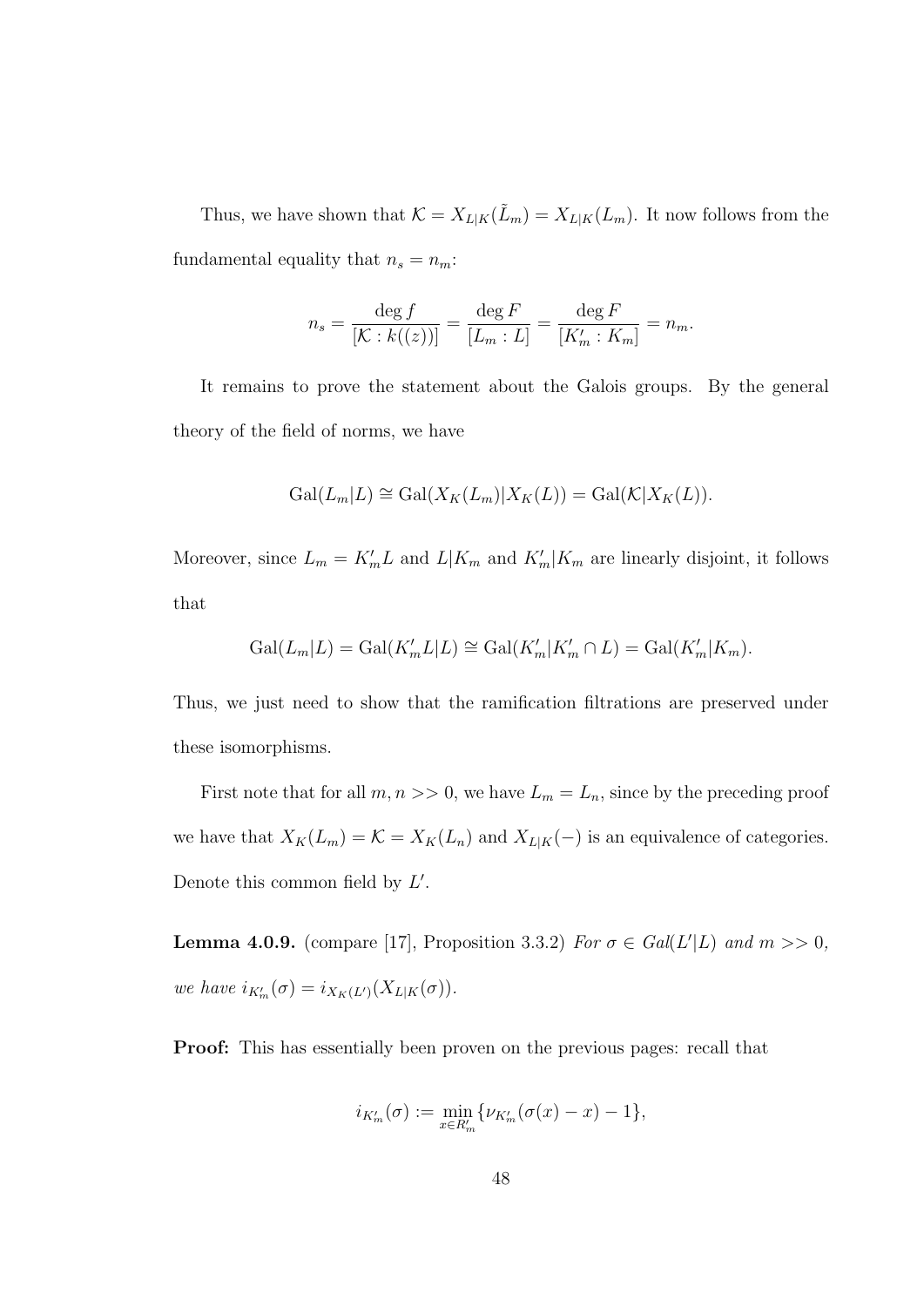Thus, we have shown that $\mathcal{K} = X_{L|K}(\tilde{L}_m) = X_{L|K}(L_m)$. It now follows from the fundamental equality that $n_s = n_m$:

$$n_s = \frac{\deg f}{[\mathcal{K} : k((z))]} = \frac{\deg F}{[L_m : L]} = \frac{\deg F}{[K'_m : K_m]} = n_m.$$

It remains to prove the statement about the Galois groups. By the general theory of the field of norms, we have

$$\mathrm{Gal}(L_m|L) \cong \mathrm{Gal}(X_K(L_m)|X_K(L)) = \mathrm{Gal}(\mathcal{K}|X_K(L)).$$

Moreover, since $L_m = K'_m L$ and $L|K_m$ and $K'_m|K_m$ are linearly disjoint, it follows that

$$\mathrm{Gal}(L_m|L) = \mathrm{Gal}(K'_m L|L) \cong \mathrm{Gal}(K'_m|K'_m \cap L) = \mathrm{Gal}(K'_m|K_m).$$

Thus, we just need to show that the ramification filtrations are preserved under these isomorphisms.

First note that for all $m, n >> 0$, we have $L_m = L_n$, since by the preceding proof we have that $X_K(L_m) = \mathcal{K} = X_K(L_n)$ and $X_{L|K}(-)$ is an equivalence of categories. Denote this common field by $L'$.

**Lemma 4.0.9.** (compare [17], Proposition 3.3.2) *For $\sigma \in Gal(L'|L)$ and $m >> 0$, we have $i_{K'_m}(\sigma) = i_{X_K(L')}(X_{L|K}(\sigma))$.*

**Proof:** This has essentially been proven on the previous pages: recall that

$$i_{K'_m}(\sigma) := \min_{x \in R'_m} \{\nu_{K'_m}(\sigma(x) - x) - 1\},$$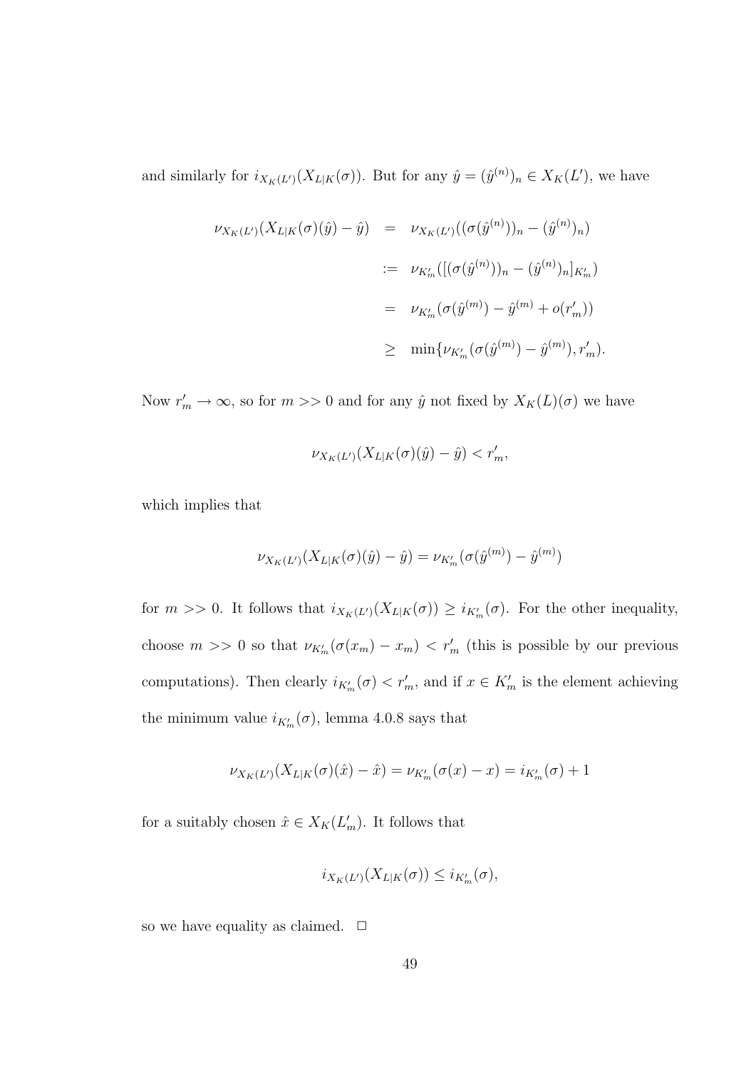and similarly for $i_{X_K(L')}(X_{L|K}(\sigma))$. But for any $\hat{y} = (\hat{y}^{(n)})_n \in X_K(L')$, we have

$$
\begin{aligned}
\nu_{X_K(L')}(X_{L|K}(\sigma)(\hat{y}) - \hat{y}) &= \nu_{X_K(L')}((\sigma(\hat{y}^{(n)}))_n - (\hat{y}^{(n)})_n) \\
&:= \nu_{K'_m}([(\sigma(\hat{y}^{(n)}))_n - (\hat{y}^{(n)})_n]_{K'_m}) \\
&= \nu_{K'_m}(\sigma(\hat{y}^{(m)}) - \hat{y}^{(m)} + o(r'_m)) \\
&\geq \min\{\nu_{K'_m}(\sigma(\hat{y}^{(m)}) - \hat{y}^{(m)}), r'_m).
\end{aligned}
$$

Now $r'_m \to \infty$, so for $m >> 0$ and for any $\hat{y}$ not fixed by $X_K(L)(\sigma)$ we have

$$
\nu_{X_K(L')}(X_{L|K}(\sigma)(\hat{y}) - \hat{y}) < r'_m,
$$

which implies that

$$
\nu_{X_K(L')}(X_{L|K}(\sigma)(\hat{y}) - \hat{y}) = \nu_{K'_m}(\sigma(\hat{y}^{(m)}) - \hat{y}^{(m)})
$$

for $m >> 0$. It follows that $i_{X_K(L')}(X_{L|K}(\sigma)) \geq i_{K'_m}(\sigma)$. For the other inequality, choose $m >> 0$ so that $\nu_{K'_m}(\sigma(x_m) - x_m) < r'_m$ (this is possible by our previous computations). Then clearly $i_{K'_m}(\sigma) < r'_m$, and if $x \in K'_m$ is the element achieving the minimum value $i_{K'_m}(\sigma)$, lemma 4.0.8 says that

$$
\nu_{X_K(L')}(X_{L|K}(\sigma)(\hat{x}) - \hat{x}) = \nu_{K'_m}(\sigma(x) - x) = i_{K'_m}(\sigma) + 1
$$

for a suitably chosen $\hat{x} \in X_K(L'_m)$. It follows that

$$
i_{X_K(L')}(X_{L|K}(\sigma)) \leq i_{K'_m}(\sigma),
$$

so we have equality as claimed. $\square$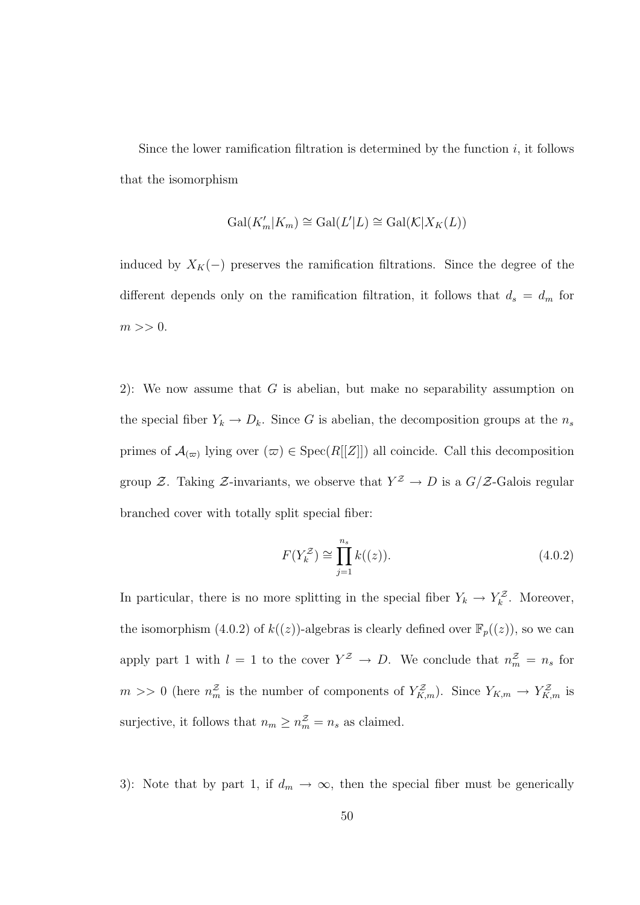Since the lower ramification filtration is determined by the function $i$, it follows that the isomorphism

$$\mathrm{Gal}(K'_m|K_m) \cong \mathrm{Gal}(L'|L) \cong \mathrm{Gal}(\mathcal{K}|X_K(L))$$

induced by $X_K(-)$ preserves the ramification filtrations. Since the degree of the different depends only on the ramification filtration, it follows that $d_s = d_m$ for $m >> 0$.

2): We now assume that $G$ is abelian, but make no separability assumption on the special fiber $Y_k \to D_k$. Since $G$ is abelian, the decomposition groups at the $n_s$ primes of $\mathcal{A}_{(\varpi)}$ lying over $(\varpi) \in \mathrm{Spec}(R[[Z]])$ all coincide. Call this decomposition group $\mathcal{Z}$. Taking $\mathcal{Z}$-invariants, we observe that $Y^{\mathcal{Z}} \to D$ is a $G/\mathcal{Z}$-Galois regular branched cover with totally split special fiber:

$$F(Y_k^{\mathcal{Z}}) \cong \prod_{j=1}^{n_s} k((z)). \tag{4.0.2}$$

In particular, there is no more splitting in the special fiber $Y_k \to Y_k^{\mathcal{Z}}$. Moreover, the isomorphism (4.0.2) of $k((z))$-algebras is clearly defined over $\mathbb{F}_p((z))$, so we can apply part 1 with $l = 1$ to the cover $Y^{\mathcal{Z}} \to D$. We conclude that $n_m^{\mathcal{Z}} = n_s$ for $m >> 0$ (here $n_m^{\mathcal{Z}}$ is the number of components of $Y_{K,m}^{\mathcal{Z}}$). Since $Y_{K,m} \to Y_{K,m}^{\mathcal{Z}}$ is surjective, it follows that $n_m \geq n_m^{\mathcal{Z}} = n_s$ as claimed.

3): Note that by part 1, if $d_m \to \infty$, then the special fiber must be generically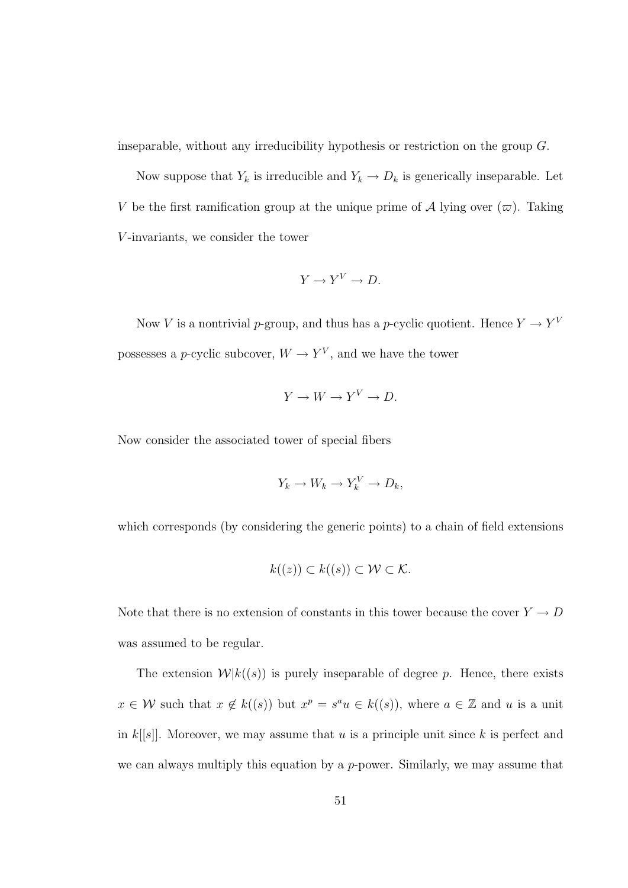inseparable, without any irreducibility hypothesis or restriction on the group $G$.

Now suppose that $Y_k$ is irreducible and $Y_k \to D_k$ is generically inseparable. Let $V$ be the first ramification group at the unique prime of $\mathcal{A}$ lying over $(\varpi)$. Taking $V$-invariants, we consider the tower

$$Y \to Y^V \to D.$$

Now $V$ is a nontrivial $p$-group, and thus has a $p$-cyclic quotient. Hence $Y \to Y^V$ possesses a $p$-cyclic subcover, $W \to Y^V$, and we have the tower

$$Y \to W \to Y^V \to D.$$

Now consider the associated tower of special fibers

$$Y_k \to W_k \to Y_k^V \to D_k,$$

which corresponds (by considering the generic points) to a chain of field extensions

$$k((z)) \subset k((s)) \subset \mathcal{W} \subset \mathcal{K}.$$

Note that there is no extension of constants in this tower because the cover $Y \to D$ was assumed to be regular.

The extension $\mathcal{W}|k((s))$ is purely inseparable of degree $p$. Hence, there exists $x \in \mathcal{W}$ such that $x \notin k((s))$ but $x^p = s^a u \in k((s))$, where $a \in \mathbb{Z}$ and $u$ is a unit in $k[[s]]$. Moreover, we may assume that $u$ is a principle unit since $k$ is perfect and we can always multiply this equation by a $p$-power. Similarly, we may assume that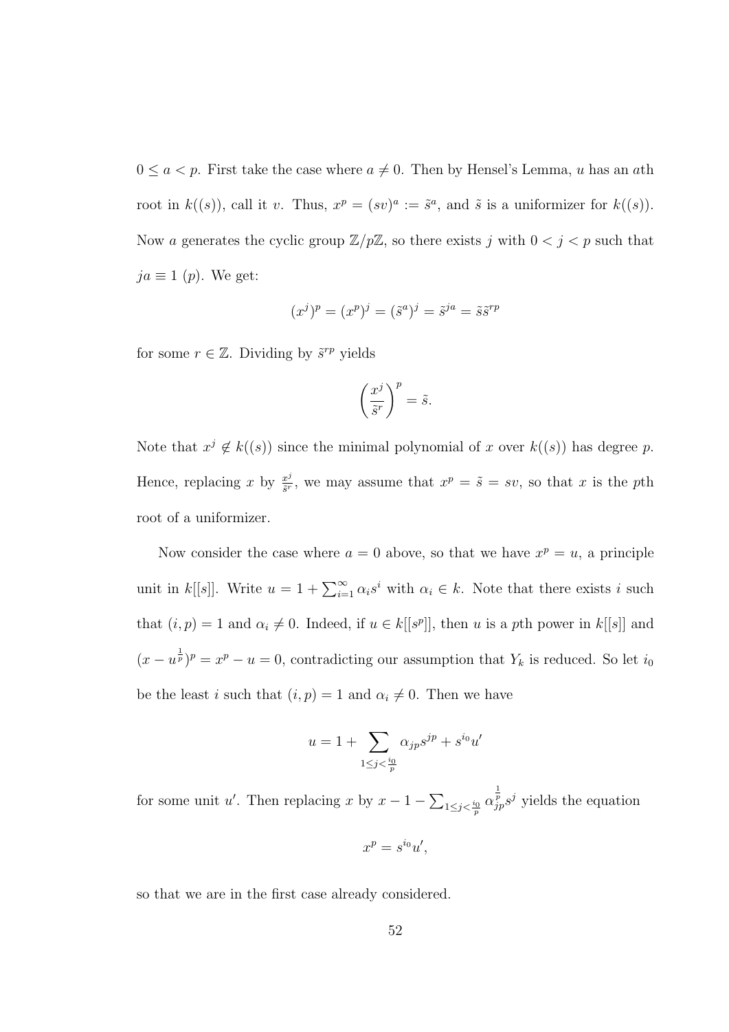$0 \leq a < p$. First take the case where $a \neq 0$. Then by Hensel's Lemma, $u$ has an $a$th root in $k((s))$, call it $v$. Thus, $x^p = (sv)^a := \tilde{s}^a$, and $\tilde{s}$ is a uniformizer for $k((s))$. Now $a$ generates the cyclic group $\mathbb{Z}/p\mathbb{Z}$, so there exists $j$ with $0 < j < p$ such that $ja \equiv 1$ $(p)$. We get:

$$(x^j)^p = (x^p)^j = (\tilde{s}^a)^j = \tilde{s}^{ja} = \tilde{s}\tilde{s}^{rp}$$

for some $r \in \mathbb{Z}$. Dividing by $\tilde{s}^{rp}$ yields

$$\left(\frac{x^j}{\tilde{s}^r}\right)^p = \tilde{s}.$$

Note that $x^j \notin k((s))$ since the minimal polynomial of $x$ over $k((s))$ has degree $p$. Hence, replacing $x$ by $\frac{x^j}{\tilde{s}^r}$, we may assume that $x^p = \tilde{s} = sv$, so that $x$ is the $p$th root of a uniformizer.

Now consider the case where $a = 0$ above, so that we have $x^p = u$, a principle unit in $k[[s]]$. Write $u = 1 + \sum_{i=1}^{\infty} \alpha_i s^i$ with $\alpha_i \in k$. Note that there exists $i$ such that $(i,p) = 1$ and $\alpha_i \neq 0$. Indeed, if $u \in k[[s^p]]$, then $u$ is a $p$th power in $k[[s]]$ and $(x - u^{\frac{1}{p}})^p = x^p - u = 0$, contradicting our assumption that $Y_k$ is reduced. So let $i_0$ be the least $i$ such that $(i,p) = 1$ and $\alpha_i \neq 0$. Then we have

$$u = 1 + \sum_{1 \leq j < \frac{i_0}{p}} \alpha_{jp} s^{jp} + s^{i_0} u'$$

for some unit $u'$. Then replacing $x$ by $x - 1 - \sum_{1 \leq j < \frac{i_0}{p}} \alpha_{jp}^{\frac{1}{p}} s^j$ yields the equation

$$x^p = s^{i_0} u',$$

so that we are in the first case already considered.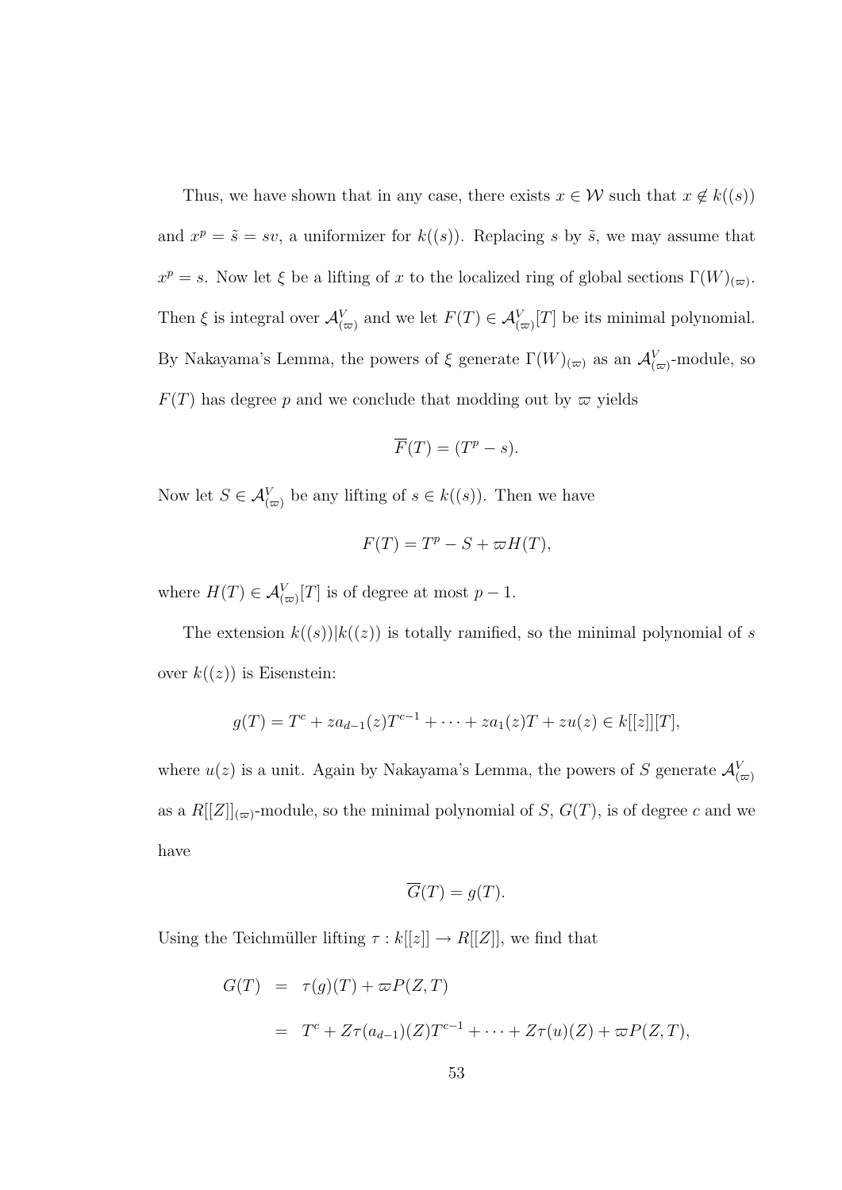Thus, we have shown that in any case, there exists $x \in \mathcal{W}$ such that $x \notin k((s))$ and $x^p = \tilde{s} = sv$, a uniformizer for $k((s))$. Replacing $s$ by $\tilde{s}$, we may assume that $x^p = s$. Now let $\xi$ be a lifting of $x$ to the localized ring of global sections $\Gamma(W)_{(\varpi)}$. Then $\xi$ is integral over $\mathcal{A}^V_{(\varpi)}$ and we let $F(T) \in \mathcal{A}^V_{(\varpi)}[T]$ be its minimal polynomial. By Nakayama's Lemma, the powers of $\xi$ generate $\Gamma(W)_{(\varpi)}$ as an $\mathcal{A}^V_{(\varpi)}$-module, so $F(T)$ has degree $p$ and we conclude that modding out by $\varpi$ yields

$$\overline{F}(T) = (T^p - s).$$

Now let $S \in \mathcal{A}^V_{(\varpi)}$ be any lifting of $s \in k((s))$. Then we have

$$F(T) = T^p - S + \varpi H(T),$$

where $H(T) \in \mathcal{A}^V_{(\varpi)}[T]$ is of degree at most $p - 1$.

The extension $k((s))|k((z))$ is totally ramified, so the minimal polynomial of $s$ over $k((z))$ is Eisenstein:

$$g(T) = T^c + za_{d-1}(z)T^{c-1} + \cdots + za_1(z)T + zu(z) \in k[[z]][T],$$

where $u(z)$ is a unit. Again by Nakayama's Lemma, the powers of $S$ generate $\mathcal{A}^V_{(\varpi)}$ as a $R[[Z]]_{(\varpi)}$-module, so the minimal polynomial of $S$, $G(T)$, is of degree $c$ and we have

$$\overline{G}(T) = g(T).$$

Using the Teichmüller lifting $\tau : k[[z]] \to R[[Z]]$, we find that

$$\begin{aligned}
G(T) &= \tau(g)(T) + \varpi P(Z, T) \\
&= T^c + Z\tau(a_{d-1})(Z)T^{c-1} + \cdots + Z\tau(u)(Z) + \varpi P(Z, T),
\end{aligned}$$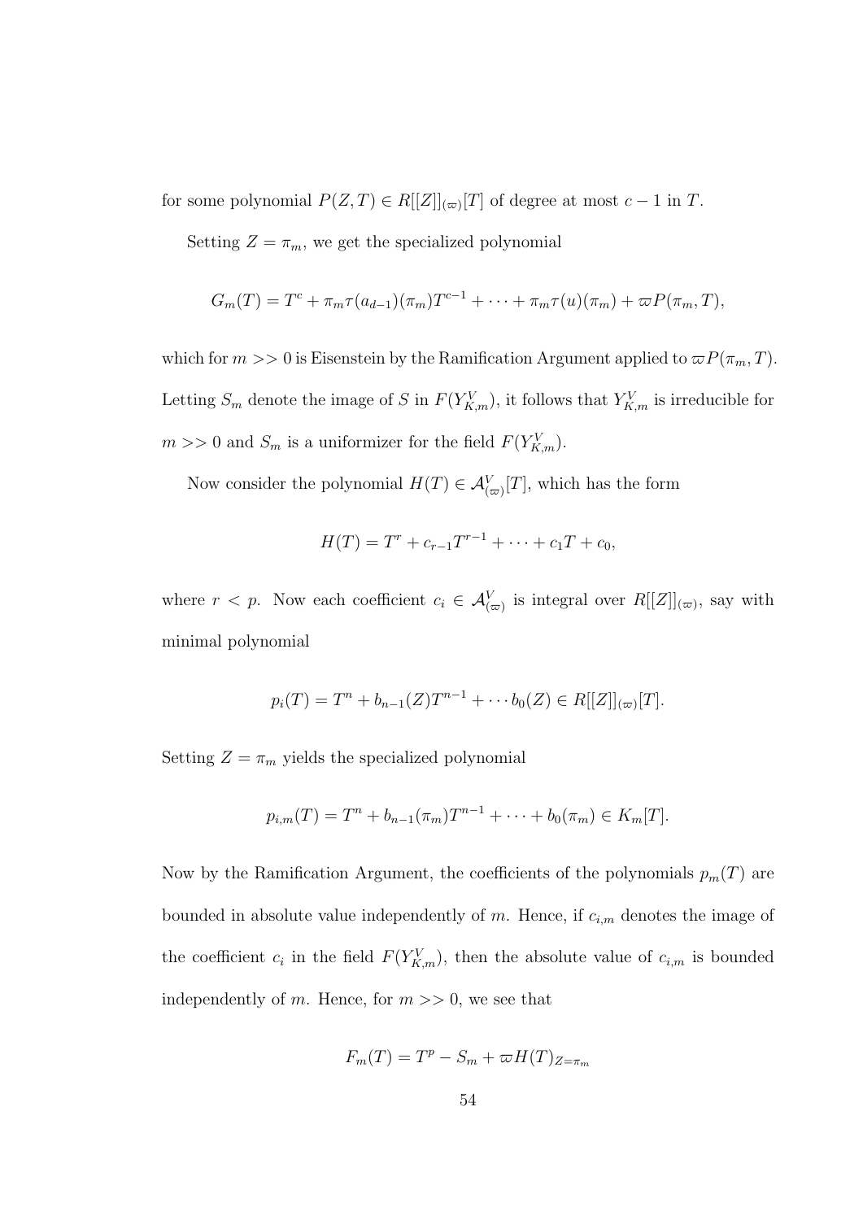for some polynomial $P(Z,T) \in R[[Z]]_{(\varpi)}[T]$ of degree at most $c-1$ in $T$.

Setting $Z = \pi_m$, we get the specialized polynomial

$$G_m(T) = T^c + \pi_m \tau(a_{d-1})(\pi_m) T^{c-1} + \cdots + \pi_m \tau(u)(\pi_m) + \varpi P(\pi_m, T),$$

which for $m >> 0$ is Eisenstein by the Ramification Argument applied to $\varpi P(\pi_m, T)$. Letting $S_m$ denote the image of $S$ in $F(Y^V_{K,m})$, it follows that $Y^V_{K,m}$ is irreducible for $m >> 0$ and $S_m$ is a uniformizer for the field $F(Y^V_{K,m})$.

Now consider the polynomial $H(T) \in \mathcal{A}^V_{(\varpi)}[T]$, which has the form

$$H(T) = T^r + c_{r-1}T^{r-1} + \cdots + c_1 T + c_0,$$

where $r < p$. Now each coefficient $c_i \in \mathcal{A}^V_{(\varpi)}$ is integral over $R[[Z]]_{(\varpi)}$, say with minimal polynomial

$$p_i(T) = T^n + b_{n-1}(Z)T^{n-1} + \cdots b_0(Z) \in R[[Z]]_{(\varpi)}[T].$$

Setting $Z = \pi_m$ yields the specialized polynomial

$$p_{i,m}(T) = T^n + b_{n-1}(\pi_m)T^{n-1} + \cdots + b_0(\pi_m) \in K_m[T].$$

Now by the Ramification Argument, the coefficients of the polynomials $p_m(T)$ are bounded in absolute value independently of $m$. Hence, if $c_{i,m}$ denotes the image of the coefficient $c_i$ in the field $F(Y^V_{K,m})$, then the absolute value of $c_{i,m}$ is bounded independently of $m$. Hence, for $m >> 0$, we see that

$$F_m(T) = T^p - S_m + \varpi H(T)_{Z=\pi_m}$$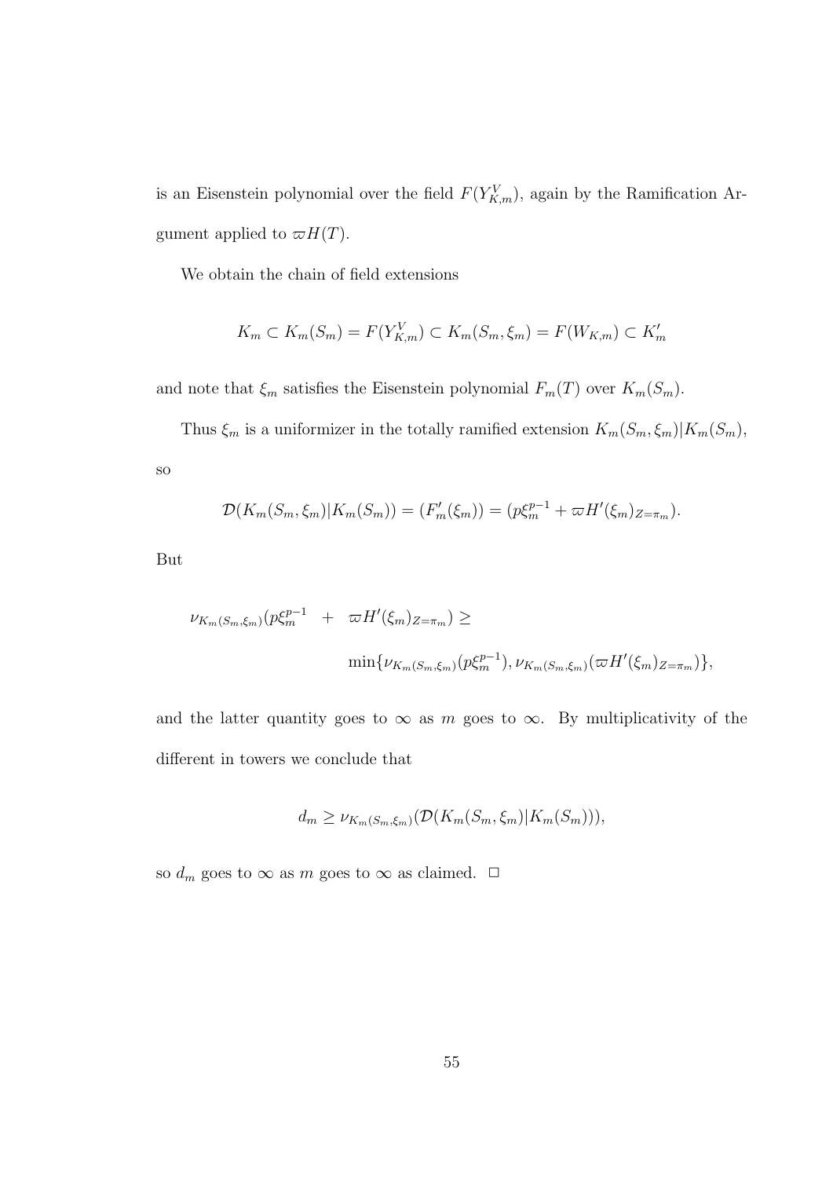is an Eisenstein polynomial over the field $F(Y^V_{K,m})$, again by the Ramification Argument applied to $\varpi H(T)$.

We obtain the chain of field extensions

$$K_m \subset K_m(S_m) = F(Y^V_{K,m}) \subset K_m(S_m, \xi_m) = F(W_{K,m}) \subset K'_m$$

and note that $\xi_m$ satisfies the Eisenstein polynomial $F_m(T)$ over $K_m(S_m)$.

Thus $\xi_m$ is a uniformizer in the totally ramified extension $K_m(S_m, \xi_m)|K_m(S_m)$, so

$$\mathcal{D}(K_m(S_m, \xi_m)|K_m(S_m)) = (F'_m(\xi_m)) = (p\xi_m^{p-1} + \varpi H'(\xi_m)_{Z=\pi_m}).$$

But

$$\begin{aligned}\nu_{K_m(S_m,\xi_m)}(p\xi_m^{p-1} \quad + \quad \varpi H'(\xi_m)_{Z=\pi_m}) \geq \\ \min\{\nu_{K_m(S_m,\xi_m)}(p\xi_m^{p-1}), \nu_{K_m(S_m,\xi_m)}(\varpi H'(\xi_m)_{Z=\pi_m})\},\end{aligned}$$

and the latter quantity goes to $\infty$ as $m$ goes to $\infty$. By multiplicativity of the different in towers we conclude that

$$d_m \geq \nu_{K_m(S_m,\xi_m)}(\mathcal{D}(K_m(S_m, \xi_m)|K_m(S_m))),$$

so $d_m$ goes to $\infty$ as $m$ goes to $\infty$ as claimed. $\square$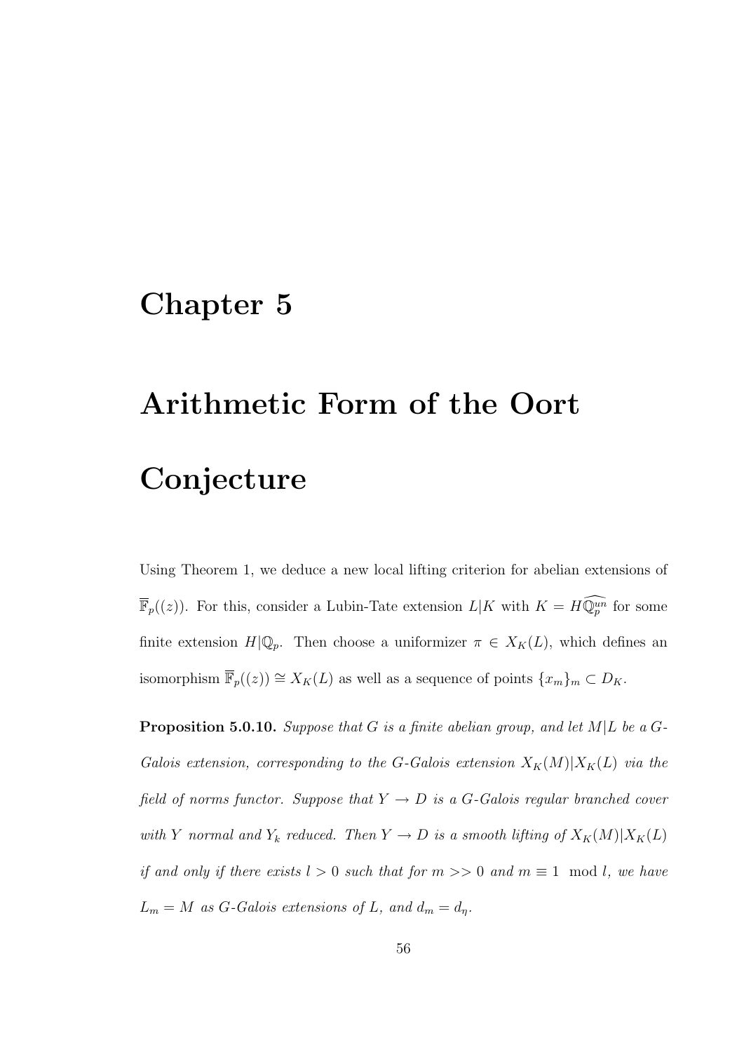# Chapter 5

# Arithmetic Form of the Oort Conjecture

Using Theorem 1, we deduce a new local lifting criterion for abelian extensions of $\overline{\mathbb{F}}_p((z))$. For this, consider a Lubin-Tate extension $L|K$ with $K = H\widehat{\mathbb{Q}_p^{un}}$ for some finite extension $H|\mathbb{Q}_p$. Then choose a uniformizer $\pi \in X_K(L)$, which defines an isomorphism $\overline{\mathbb{F}}_p((z)) \cong X_K(L)$ as well as a sequence of points $\{x_m\}_m \subset D_K$.

**Proposition 5.0.10.** *Suppose that $G$ is a finite abelian group, and let $M|L$ be a $G$-Galois extension, corresponding to the $G$-Galois extension $X_K(M)|X_K(L)$ via the field of norms functor. Suppose that $Y \to D$ is a $G$-Galois regular branched cover with $Y$ normal and $Y_k$ reduced. Then $Y \to D$ is a smooth lifting of $X_K(M)|X_K(L)$ if and only if there exists $l > 0$ such that for $m >> 0$ and $m \equiv 1 \mod l$, we have $L_m = M$ as $G$-Galois extensions of $L$, and $d_m = d_\eta$.*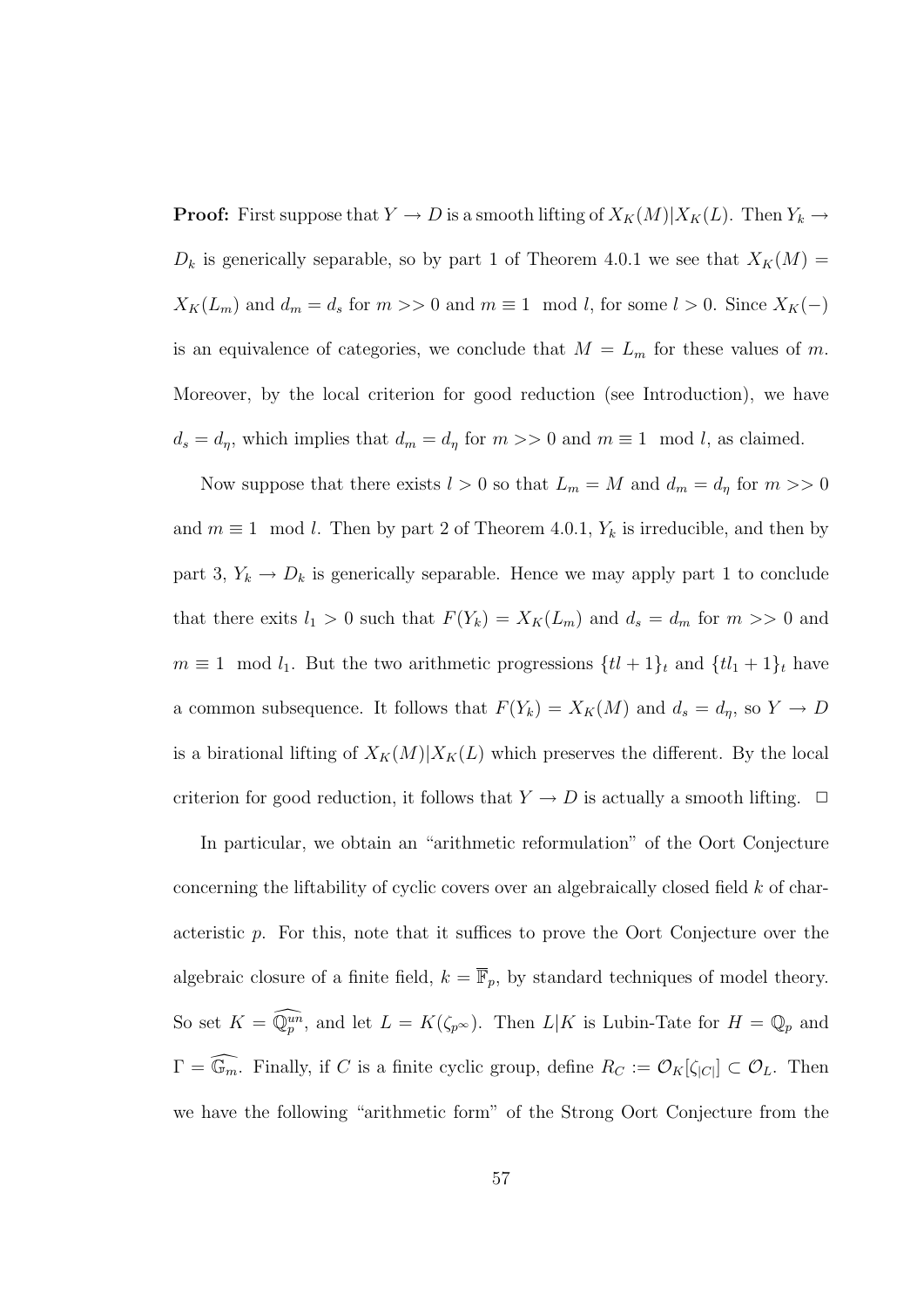**Proof:** First suppose that $Y \to D$ is a smooth lifting of $X_K(M)|X_K(L)$. Then $Y_k \to D_k$ is generically separable, so by part 1 of Theorem 4.0.1 we see that $X_K(M) = X_K(L_m)$ and $d_m = d_s$ for $m >> 0$ and $m \equiv 1 \mod l$, for some $l > 0$. Since $X_K(-)$ is an equivalence of categories, we conclude that $M = L_m$ for these values of $m$. Moreover, by the local criterion for good reduction (see Introduction), we have $d_s = d_\eta$, which implies that $d_m = d_\eta$ for $m >> 0$ and $m \equiv 1 \mod l$, as claimed.

Now suppose that there exists $l > 0$ so that $L_m = M$ and $d_m = d_\eta$ for $m >> 0$ and $m \equiv 1 \mod l$. Then by part 2 of Theorem 4.0.1, $Y_k$ is irreducible, and then by part 3, $Y_k \to D_k$ is generically separable. Hence we may apply part 1 to conclude that there exits $l_1 > 0$ such that $F(Y_k) = X_K(L_m)$ and $d_s = d_m$ for $m >> 0$ and $m \equiv 1 \mod l_1$. But the two arithmetic progressions $\{tl+1\}_t$ and $\{tl_1+1\}_t$ have a common subsequence. It follows that $F(Y_k) = X_K(M)$ and $d_s = d_\eta$, so $Y \to D$ is a birational lifting of $X_K(M)|X_K(L)$ which preserves the different. By the local criterion for good reduction, it follows that $Y \to D$ is actually a smooth lifting. $\Box$

In particular, we obtain an "arithmetic reformulation" of the Oort Conjecture concerning the liftability of cyclic covers over an algebraically closed field $k$ of characteristic $p$. For this, note that it suffices to prove the Oort Conjecture over the algebraic closure of a finite field, $k = \overline{\mathbb{F}}_p$, by standard techniques of model theory. So set $K = \widehat{\mathbb{Q}_p^{un}}$, and let $L = K(\zeta_{p^\infty})$. Then $L|K$ is Lubin-Tate for $H = \mathbb{Q}_p$ and $\Gamma = \widehat{\mathbb{G}_m}$. Finally, if $C$ is a finite cyclic group, define $R_C := \mathcal{O}_K[\zeta_{|C|}] \subset \mathcal{O}_L$. Then we have the following "arithmetic form" of the Strong Oort Conjecture from the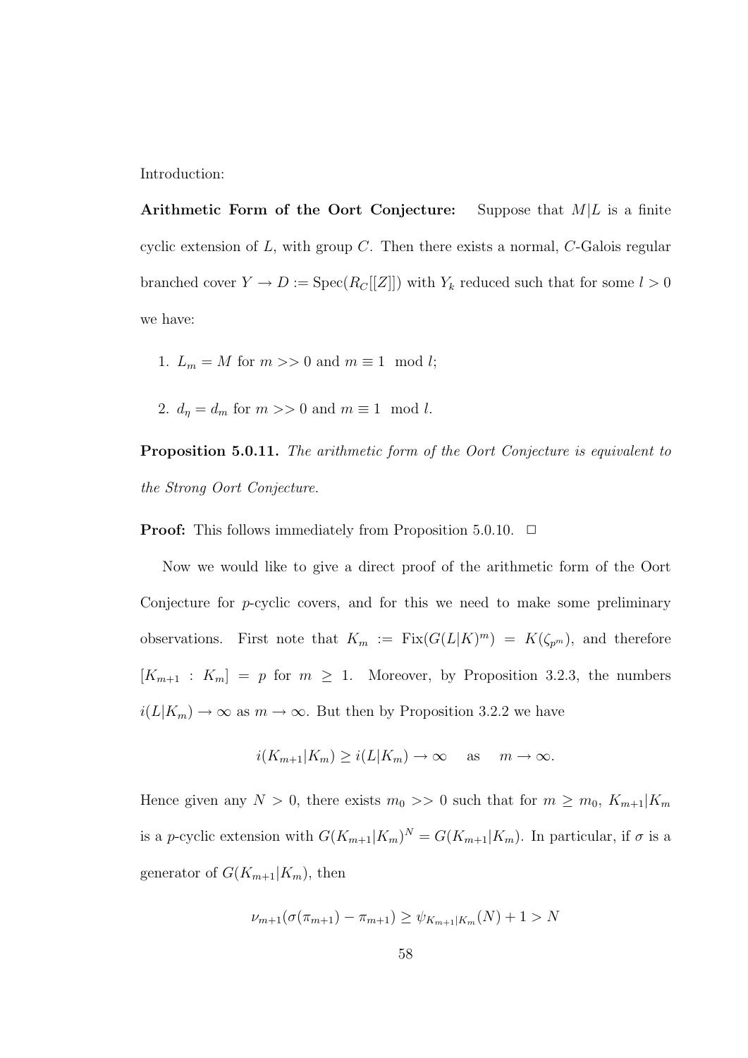Introduction:

**Arithmetic Form of the Oort Conjecture:** Suppose that $M|L$ is a finite cyclic extension of $L$, with group $C$. Then there exists a normal, $C$-Galois regular branched cover $Y \to D := \mathrm{Spec}(R_C[[Z]])$ with $Y_k$ reduced such that for some $l > 0$ we have:

1. $L_m = M$ for $m >> 0$ and $m \equiv 1 \mod l$;

2. $d_\eta = d_m$ for $m >> 0$ and $m \equiv 1 \mod l$.

**Proposition 5.0.11.** *The arithmetic form of the Oort Conjecture is equivalent to the Strong Oort Conjecture.*

**Proof:** This follows immediately from Proposition 5.0.10. $\Box$

Now we would like to give a direct proof of the arithmetic form of the Oort Conjecture for $p$-cyclic covers, and for this we need to make some preliminary observations. First note that $K_m := \mathrm{Fix}(G(L|K)^m) = K(\zeta_{p^m})$, and therefore $[K_{m+1} : K_m] = p$ for $m \geq 1$. Moreover, by Proposition 3.2.3, the numbers $i(L|K_m) \to \infty$ as $m \to \infty$. But then by Proposition 3.2.2 we have

$$i(K_{m+1}|K_m) \geq i(L|K_m) \to \infty \quad \text{as} \quad m \to \infty.$$

Hence given any $N > 0$, there exists $m_0 >> 0$ such that for $m \geq m_0$, $K_{m+1}|K_m$ is a $p$-cyclic extension with $G(K_{m+1}|K_m)^N = G(K_{m+1}|K_m)$. In particular, if $\sigma$ is a generator of $G(K_{m+1}|K_m)$, then

$$\nu_{m+1}(\sigma(\pi_{m+1}) - \pi_{m+1}) \geq \psi_{K_{m+1}|K_m}(N) + 1 > N$$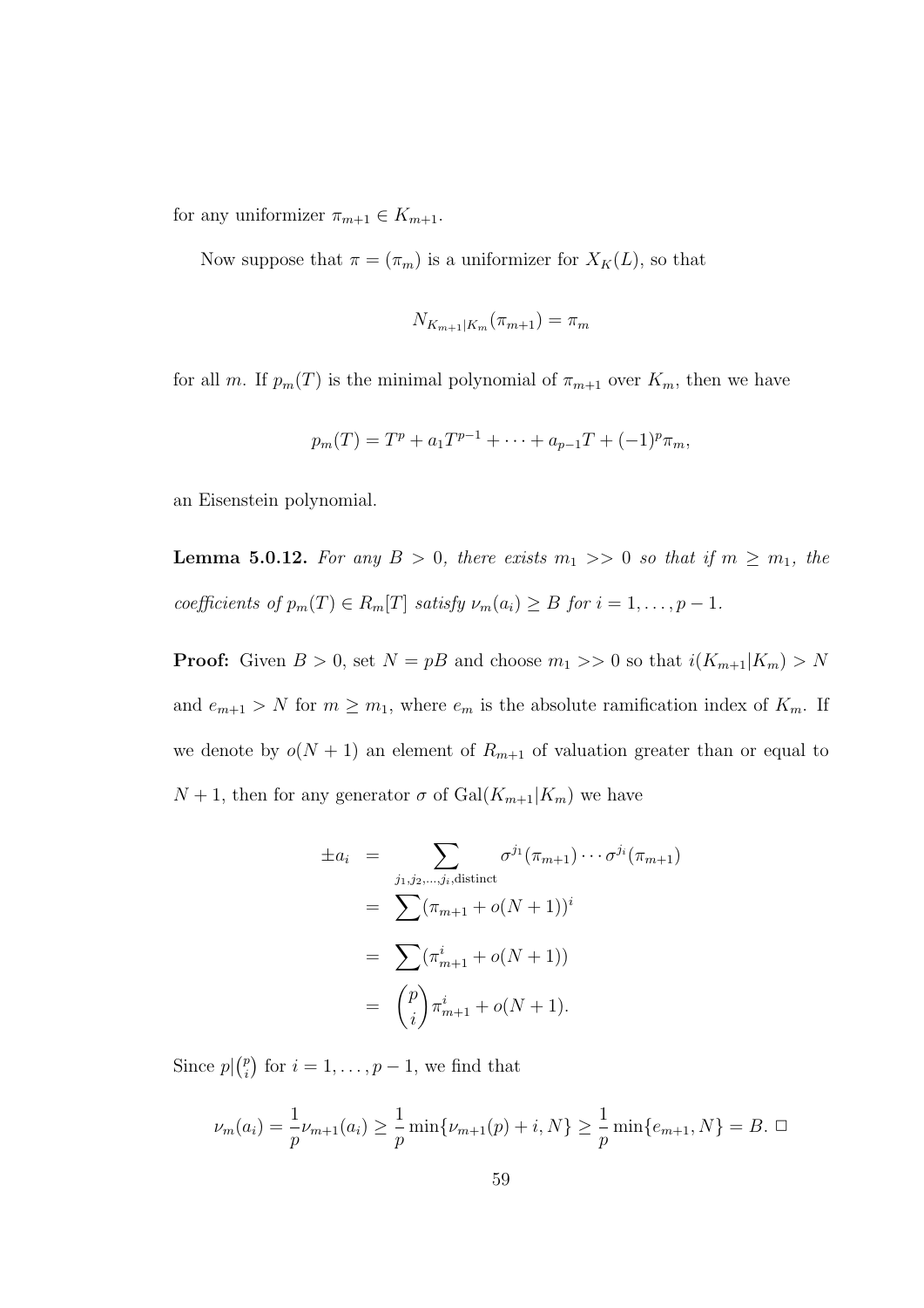for any uniformizer $\pi_{m+1} \in K_{m+1}$.

Now suppose that $\pi = (\pi_m)$ is a uniformizer for $X_K(L)$, so that

$$N_{K_{m+1}|K_m}(\pi_{m+1}) = \pi_m$$

for all $m$. If $p_m(T)$ is the minimal polynomial of $\pi_{m+1}$ over $K_m$, then we have

$$p_m(T) = T^p + a_1 T^{p-1} + \cdots + a_{p-1} T + (-1)^p \pi_m,$$

an Eisenstein polynomial.

**Lemma 5.0.12.** *For any $B > 0$, there exists $m_1 >> 0$ so that if $m \geq m_1$, the coefficients of $p_m(T) \in R_m[T]$ satisfy $\nu_m(a_i) \geq B$ for $i = 1, \ldots, p-1$.*

**Proof:** Given $B > 0$, set $N = pB$ and choose $m_1 >> 0$ so that $i(K_{m+1}|K_m) > N$ and $e_{m+1} > N$ for $m \geq m_1$, where $e_m$ is the absolute ramification index of $K_m$. If we denote by $o(N+1)$ an element of $R_{m+1}$ of valuation greater than or equal to $N+1$, then for any generator $\sigma$ of $\mathrm{Gal}(K_{m+1}|K_m)$ we have

$$\begin{aligned}
\pm a_i &= \sum_{j_1, j_2, \ldots, j_i, \text{distinct}} \sigma^{j_1}(\pi_{m+1}) \cdots \sigma^{j_i}(\pi_{m+1}) \\
&= \sum (\pi_{m+1} + o(N+1))^i \\
&= \sum (\pi_{m+1}^i + o(N+1)) \\
&= \binom{p}{i} \pi_{m+1}^i + o(N+1).
\end{aligned}$$

Since $p | \binom{p}{i}$ for $i = 1, \ldots, p-1$, we find that

$$\nu_m(a_i) = \frac{1}{p} \nu_{m+1}(a_i) \geq \frac{1}{p} \min\{\nu_{m+1}(p) + i, N\} \geq \frac{1}{p} \min\{e_{m+1}, N\} = B. \ \Box$$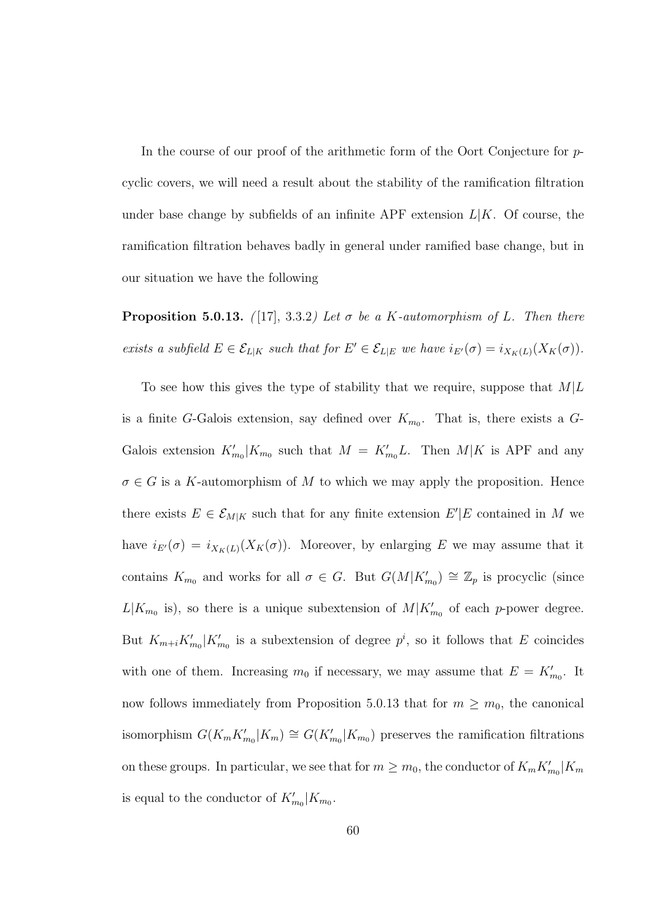In the course of our proof of the arithmetic form of the Oort Conjecture for $p$-cyclic covers, we will need a result about the stability of the ramification filtration under base change by subfields of an infinite APF extension $L|K$. Of course, the ramification filtration behaves badly in general under ramified base change, but in our situation we have the following

**Proposition 5.0.13.** *([17], 3.3.2) Let $\sigma$ be a $K$-automorphism of $L$. Then there exists a subfield $E \in \mathcal{E}_{L|K}$ such that for $E' \in \mathcal{E}_{L|E}$ we have $i_{E'}(\sigma) = i_{X_K(L)}(X_K(\sigma))$.*

To see how this gives the type of stability that we require, suppose that $M|L$ is a finite $G$-Galois extension, say defined over $K_{m_0}$. That is, there exists a $G$-Galois extension $K'_{m_0}|K_{m_0}$ such that $M = K'_{m_0}L$. Then $M|K$ is APF and any $\sigma \in G$ is a $K$-automorphism of $M$ to which we may apply the proposition. Hence there exists $E \in \mathcal{E}_{M|K}$ such that for any finite extension $E'|E$ contained in $M$ we have $i_{E'}(\sigma) = i_{X_K(L)}(X_K(\sigma))$. Moreover, by enlarging $E$ we may assume that it contains $K_{m_0}$ and works for all $\sigma \in G$. But $G(M|K'_{m_0}) \cong \mathbb{Z}_p$ is procyclic (since $L|K_{m_0}$ is), so there is a unique subextension of $M|K'_{m_0}$ of each $p$-power degree. But $K_{m+i}K'_{m_0}|K'_{m_0}$ is a subextension of degree $p^i$, so it follows that $E$ coincides with one of them. Increasing $m_0$ if necessary, we may assume that $E = K'_{m_0}$. It now follows immediately from Proposition 5.0.13 that for $m \geq m_0$, the canonical isomorphism $G(K_mK'_{m_0}|K_m) \cong G(K'_{m_0}|K_{m_0})$ preserves the ramification filtrations on these groups. In particular, we see that for $m \geq m_0$, the conductor of $K_mK'_{m_0}|K_m$ is equal to the conductor of $K'_{m_0}|K_{m_0}$.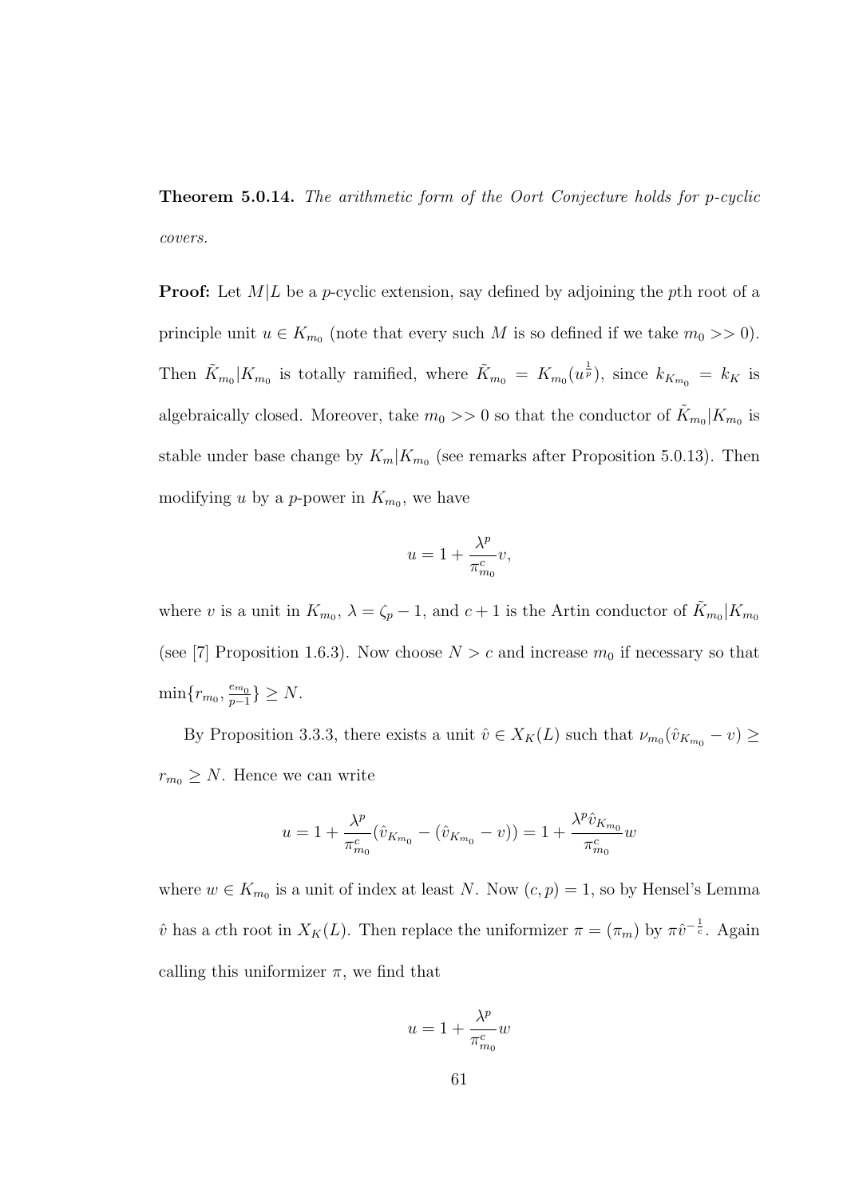**Theorem 5.0.14.** *The arithmetic form of the Oort Conjecture holds for p-cyclic covers.*

**Proof:** Let $M|L$ be a $p$-cyclic extension, say defined by adjoining the $p$th root of a principle unit $u \in K_{m_0}$ (note that every such $M$ is so defined if we take $m_0 >> 0$). Then $\tilde{K}_{m_0}|K_{m_0}$ is totally ramified, where $\tilde{K}_{m_0} = K_{m_0}(u^{\frac{1}{p}})$, since $k_{K_{m_0}} = k_K$ is algebraically closed. Moreover, take $m_0 >> 0$ so that the conductor of $\tilde{K}_{m_0}|K_{m_0}$ is stable under base change by $K_m|K_{m_0}$ (see remarks after Proposition 5.0.13). Then modifying $u$ by a $p$-power in $K_{m_0}$, we have

$$u = 1 + \frac{\lambda^p}{\pi_{m_0}^c} v,$$

where $v$ is a unit in $K_{m_0}$, $\lambda = \zeta_p - 1$, and $c+1$ is the Artin conductor of $\tilde{K}_{m_0}|K_{m_0}$ (see [7] Proposition 1.6.3). Now choose $N > c$ and increase $m_0$ if necessary so that $\min\{r_{m_0}, \frac{e_{m_0}}{p-1}\} \geq N$.

By Proposition 3.3.3, there exists a unit $\hat{v} \in X_K(L)$ such that $\nu_{m_0}(\hat{v}_{K_{m_0}} - v) \geq r_{m_0} \geq N$. Hence we can write

$$u = 1 + \frac{\lambda^p}{\pi_{m_0}^c}(\hat{v}_{K_{m_0}} - (\hat{v}_{K_{m_0}} - v)) = 1 + \frac{\lambda^p \hat{v}_{K_{m_0}}}{\pi_{m_0}^c} w$$

where $w \in K_{m_0}$ is a unit of index at least $N$. Now $(c, p) = 1$, so by Hensel's Lemma $\hat{v}$ has a $c$th root in $X_K(L)$. Then replace the uniformizer $\pi = (\pi_m)$ by $\pi \hat{v}^{-\frac{1}{c}}$. Again calling this uniformizer $\pi$, we find that

$$u = 1 + \frac{\lambda^p}{\pi_{m_0}^c} w$$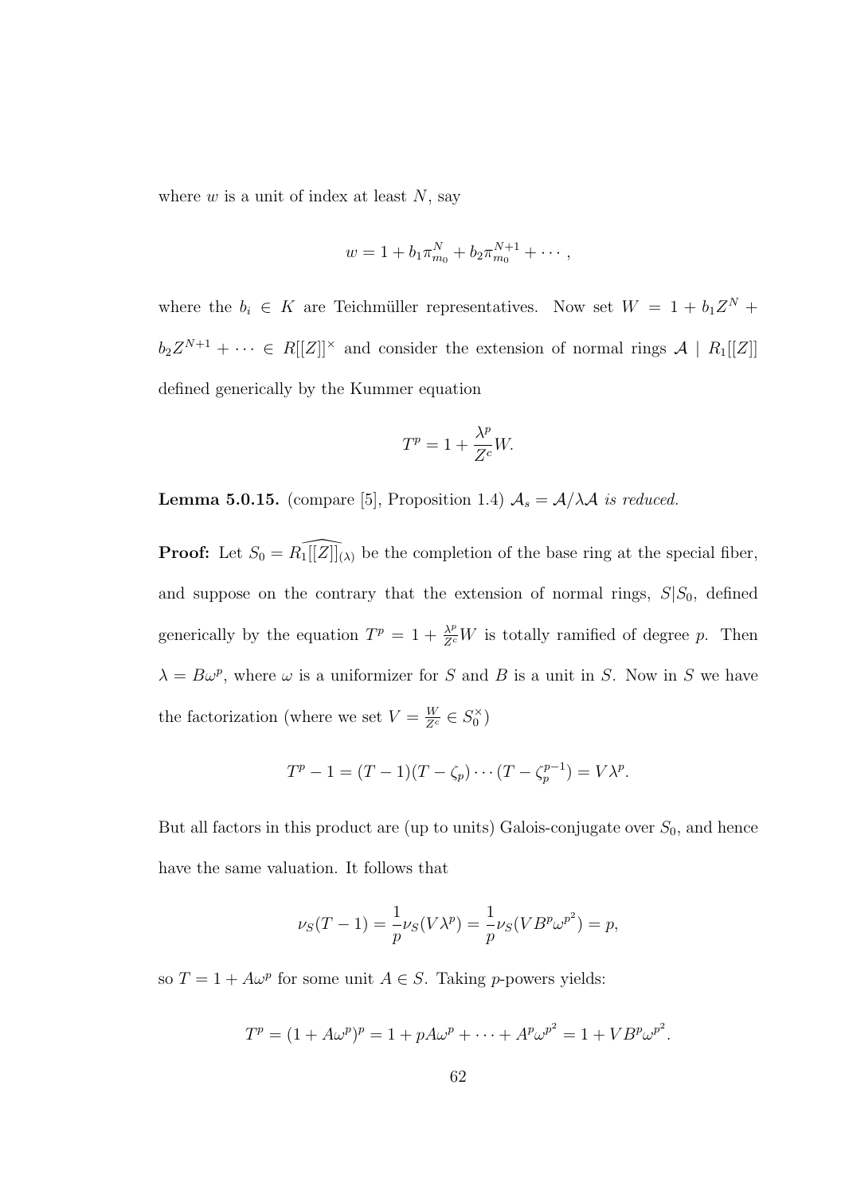where $w$ is a unit of index at least $N$, say

$$w = 1 + b_1\pi_{m_0}^N + b_2\pi_{m_0}^{N+1} + \cdots,$$

where the $b_i \in K$ are Teichmüller representatives. Now set $W = 1 + b_1Z^N + b_2Z^{N+1} + \cdots \in R[[Z]]^\times$ and consider the extension of normal rings $\mathcal{A} \mid R_1[[Z]]$ defined generically by the Kummer equation

$$T^p = 1 + \frac{\lambda^p}{Z^c}W.$$

**Lemma 5.0.15.** (compare [5], Proposition 1.4) *$\mathcal{A}_s = \mathcal{A}/\lambda\mathcal{A}$ is reduced.*

**Proof:** Let $S_0 = \widehat{R_1[[Z]]_{(\lambda)}}$ be the completion of the base ring at the special fiber, and suppose on the contrary that the extension of normal rings, $S|S_0$, defined generically by the equation $T^p = 1 + \frac{\lambda^p}{Z^c}W$ is totally ramified of degree $p$. Then $\lambda = B\omega^p$, where $\omega$ is a uniformizer for $S$ and $B$ is a unit in $S$. Now in $S$ we have the factorization (where we set $V = \frac{W}{Z^c} \in S_0^\times$)

$$T^p - 1 = (T-1)(T-\zeta_p)\cdots(T-\zeta_p^{p-1}) = V\lambda^p.$$

But all factors in this product are (up to units) Galois-conjugate over $S_0$, and hence have the same valuation. It follows that

$$\nu_S(T-1) = \frac{1}{p}\nu_S(V\lambda^p) = \frac{1}{p}\nu_S(VB^p\omega^{p^2}) = p,$$

so $T = 1 + A\omega^p$ for some unit $A \in S$. Taking $p$-powers yields:

$$T^p = (1 + A\omega^p)^p = 1 + pA\omega^p + \cdots + A^p\omega^{p^2} = 1 + VB^p\omega^{p^2}.$$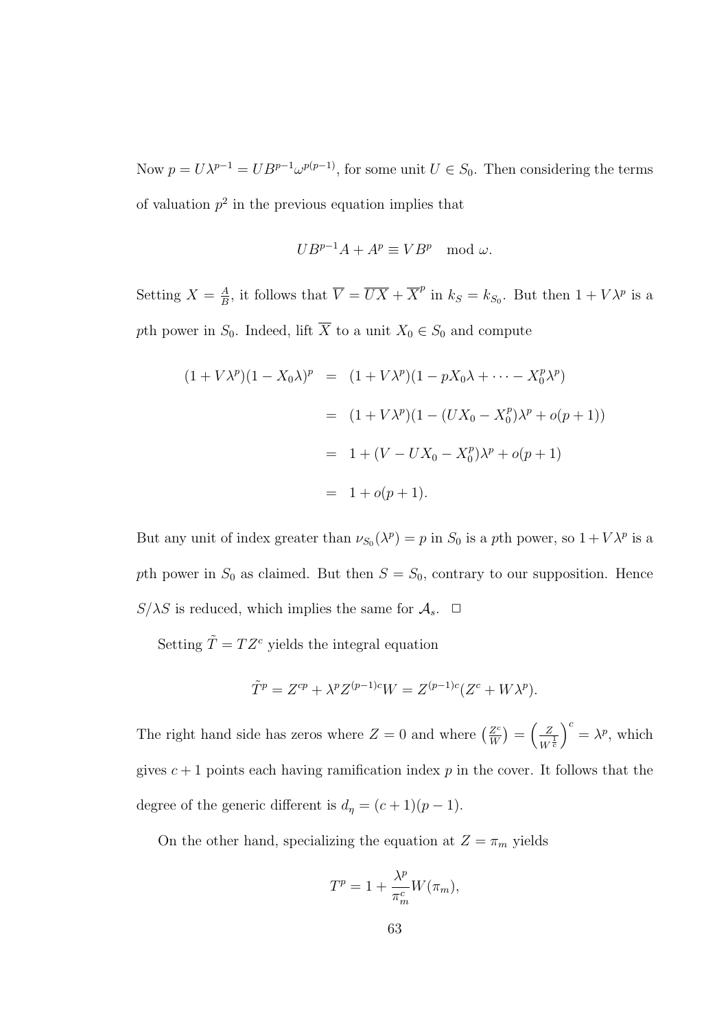Now $p = U\lambda^{p-1} = UB^{p-1}\omega^{p(p-1)}$, for some unit $U \in S_0$. Then considering the terms of valuation $p^2$ in the previous equation implies that

$$UB^{p-1}A + A^p \equiv VB^p \mod \omega.$$

Setting $X = \frac{A}{B}$, it follows that $\overline{V} = \overline{UX} + \overline{X}^p$ in $k_S = k_{S_0}$. But then $1 + V\lambda^p$ is a $p$th power in $S_0$. Indeed, lift $\overline{X}$ to a unit $X_0 \in S_0$ and compute

$$\begin{aligned}
(1+V\lambda^p)(1-X_0\lambda)^p &= (1+V\lambda^p)(1-pX_0\lambda+\cdots-X_0^p\lambda^p) \\
&= (1+V\lambda^p)(1-(UX_0-X_0^p)\lambda^p+o(p+1)) \\
&= 1+(V-UX_0-X_0^p)\lambda^p+o(p+1) \\
&= 1+o(p+1).
\end{aligned}$$

But any unit of index greater than $\nu_{S_0}(\lambda^p) = p$ in $S_0$ is a $p$th power, so $1 + V\lambda^p$ is a $p$th power in $S_0$ as claimed. But then $S = S_0$, contrary to our supposition. Hence $S/\lambda S$ is reduced, which implies the same for $\mathcal{A}_s$. $\square$

Setting $\tilde{T} = TZ^c$ yields the integral equation

$$\tilde{T}^p = Z^{cp} + \lambda^p Z^{(p-1)c}W = Z^{(p-1)c}(Z^c + W\lambda^p).$$

The right hand side has zeros where $Z = 0$ and where $\left(\frac{Z^c}{W}\right) = \left(\frac{Z}{W^{\frac{1}{c}}}\right)^c = \lambda^p$, which gives $c + 1$ points each having ramification index $p$ in the cover. It follows that the degree of the generic different is $d_\eta = (c+1)(p-1)$.

On the other hand, specializing the equation at $Z = \pi_m$ yields

$$T^p = 1 + \frac{\lambda^p}{\pi_m^c}W(\pi_m),$$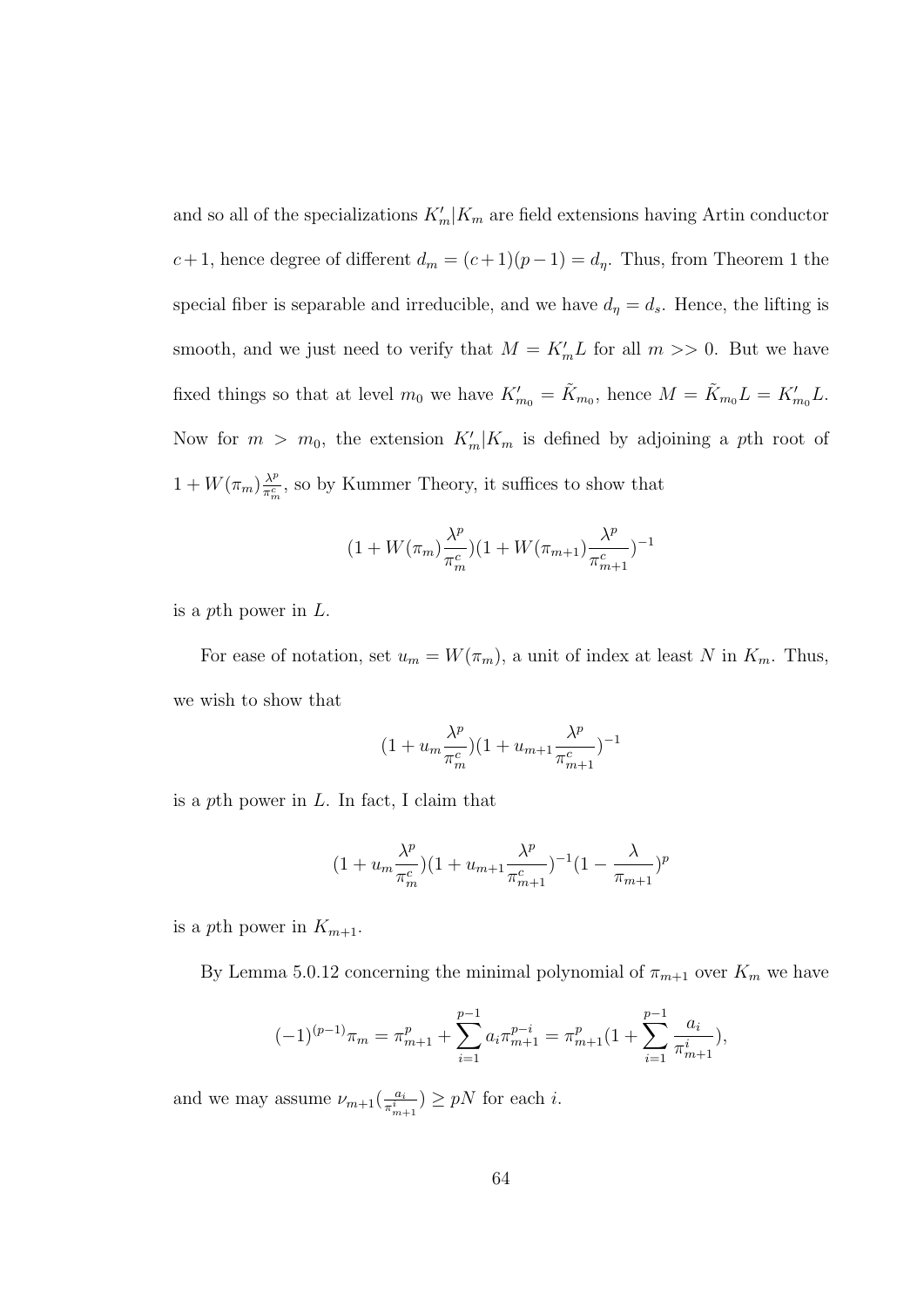and so all of the specializations $K'_m|K_m$ are field extensions having Artin conductor $c+1$, hence degree of different $d_m = (c+1)(p-1) = d_\eta$. Thus, from Theorem 1 the special fiber is separable and irreducible, and we have $d_\eta = d_s$. Hence, the lifting is smooth, and we just need to verify that $M = K'_m L$ for all $m >> 0$. But we have fixed things so that at level $m_0$ we have $K'_{m_0} = \tilde{K}_{m_0}$, hence $M = \tilde{K}_{m_0} L = K'_{m_0} L$. Now for $m > m_0$, the extension $K'_m|K_m$ is defined by adjoining a $p$th root of $1 + W(\pi_m)\frac{\lambda^p}{\pi_m^c}$, so by Kummer Theory, it suffices to show that

$$(1 + W(\pi_m)\frac{\lambda^p}{\pi_m^c})(1 + W(\pi_{m+1})\frac{\lambda^p}{\pi_{m+1}^c})^{-1}$$

is a $p$th power in $L$.

For ease of notation, set $u_m = W(\pi_m)$, a unit of index at least $N$ in $K_m$. Thus, we wish to show that

$$(1 + u_m\frac{\lambda^p}{\pi_m^c})(1 + u_{m+1}\frac{\lambda^p}{\pi_{m+1}^c})^{-1}$$

is a $p$th power in $L$. In fact, I claim that

$$(1 + u_m\frac{\lambda^p}{\pi_m^c})(1 + u_{m+1}\frac{\lambda^p}{\pi_{m+1}^c})^{-1}(1 - \frac{\lambda}{\pi_{m+1}})^p$$

is a $p$th power in $K_{m+1}$.

By Lemma 5.0.12 concerning the minimal polynomial of $\pi_{m+1}$ over $K_m$ we have

$$(-1)^{(p-1)}\pi_m = \pi_{m+1}^p + \sum_{i=1}^{p-1} a_i \pi_{m+1}^{p-i} = \pi_{m+1}^p(1 + \sum_{i=1}^{p-1} \frac{a_i}{\pi_{m+1}^i}),$$

and we may assume $\nu_{m+1}(\frac{a_i}{\pi_{m+1}^i}) \geq pN$ for each $i$.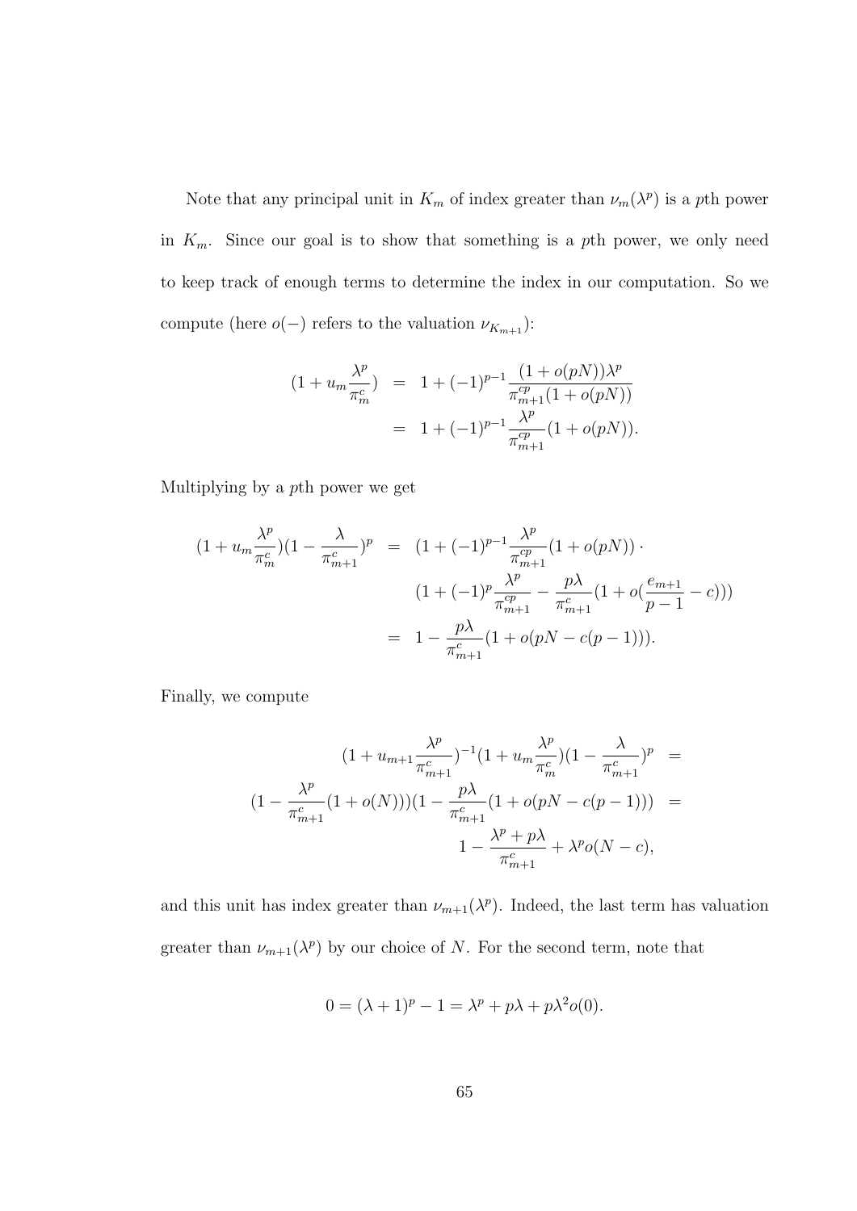Note that any principal unit in $K_m$ of index greater than $\nu_m(\lambda^p)$ is a $p$th power in $K_m$. Since our goal is to show that something is a $p$th power, we only need to keep track of enough terms to determine the index in our computation. So we compute (here $o(-)$ refers to the valuation $\nu_{K_{m+1}}$):

$$
\begin{aligned}
(1 + u_m \frac{\lambda^p}{\pi_m^c}) &= 1 + (-1)^{p-1} \frac{(1 + o(pN))\lambda^p}{\pi_{m+1}^{cp}(1 + o(pN))} \\
&= 1 + (-1)^{p-1} \frac{\lambda^p}{\pi_{m+1}^{cp}}(1 + o(pN)).
\end{aligned}
$$

Multiplying by a $p$th power we get

$$
\begin{aligned}
(1 + u_m \frac{\lambda^p}{\pi_m^c})(1 - \frac{\lambda}{\pi_{m+1}^c})^p &= (1 + (-1)^{p-1} \frac{\lambda^p}{\pi_{m+1}^{cp}}(1 + o(pN)) \cdot \\
&\qquad (1 + (-1)^p \frac{\lambda^p}{\pi_{m+1}^{cp}} - \frac{p\lambda}{\pi_{m+1}^c}(1 + o(\frac{e_{m+1}}{p-1} - c))) \\
&= 1 - \frac{p\lambda}{\pi_{m+1}^c}(1 + o(pN - c(p-1))).
\end{aligned}
$$

Finally, we compute

$$
\begin{aligned}
(1 + u_{m+1} \frac{\lambda^p}{\pi_{m+1}^c})^{-1}(1 + u_m \frac{\lambda^p}{\pi_m^c})(1 - \frac{\lambda}{\pi_{m+1}^c})^p &= \\
(1 - \frac{\lambda^p}{\pi_{m+1}^c}(1 + o(N)))(1 - \frac{p\lambda}{\pi_{m+1}^c}(1 + o(pN - c(p-1))) &= \\
1 - \frac{\lambda^p + p\lambda}{\pi_{m+1}^c} + \lambda^p o(N - c),&
\end{aligned}
$$

and this unit has index greater than $\nu_{m+1}(\lambda^p)$. Indeed, the last term has valuation greater than $\nu_{m+1}(\lambda^p)$ by our choice of $N$. For the second term, note that

$$
0 = (\lambda + 1)^p - 1 = \lambda^p + p\lambda + p\lambda^2 o(0).
$$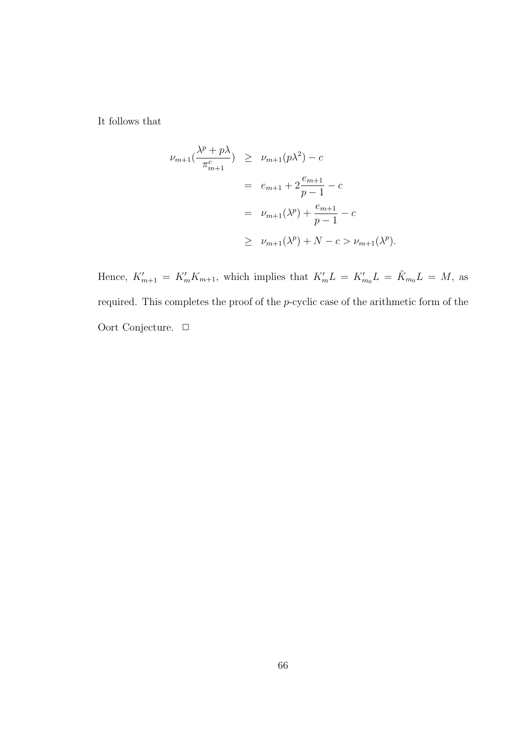It follows that

$$
\begin{aligned}
\nu_{m+1}(\frac{\lambda^p + p\lambda}{\pi_{m+1}^c}) &\geq \nu_{m+1}(p\lambda^2) - c \\
&= e_{m+1} + 2\frac{e_{m+1}}{p-1} - c \\
&= \nu_{m+1}(\lambda^p) + \frac{e_{m+1}}{p-1} - c \\
&\geq \nu_{m+1}(\lambda^p) + N - c > \nu_{m+1}(\lambda^p).
\end{aligned}
$$

Hence, $K'_{m+1} = K'_m K_{m+1}$, which implies that $K'_m L = K'_{m_0} L = \tilde{K}_{m_0} L = M$, as required. This completes the proof of the $p$-cyclic case of the arithmetic form of the Oort Conjecture. □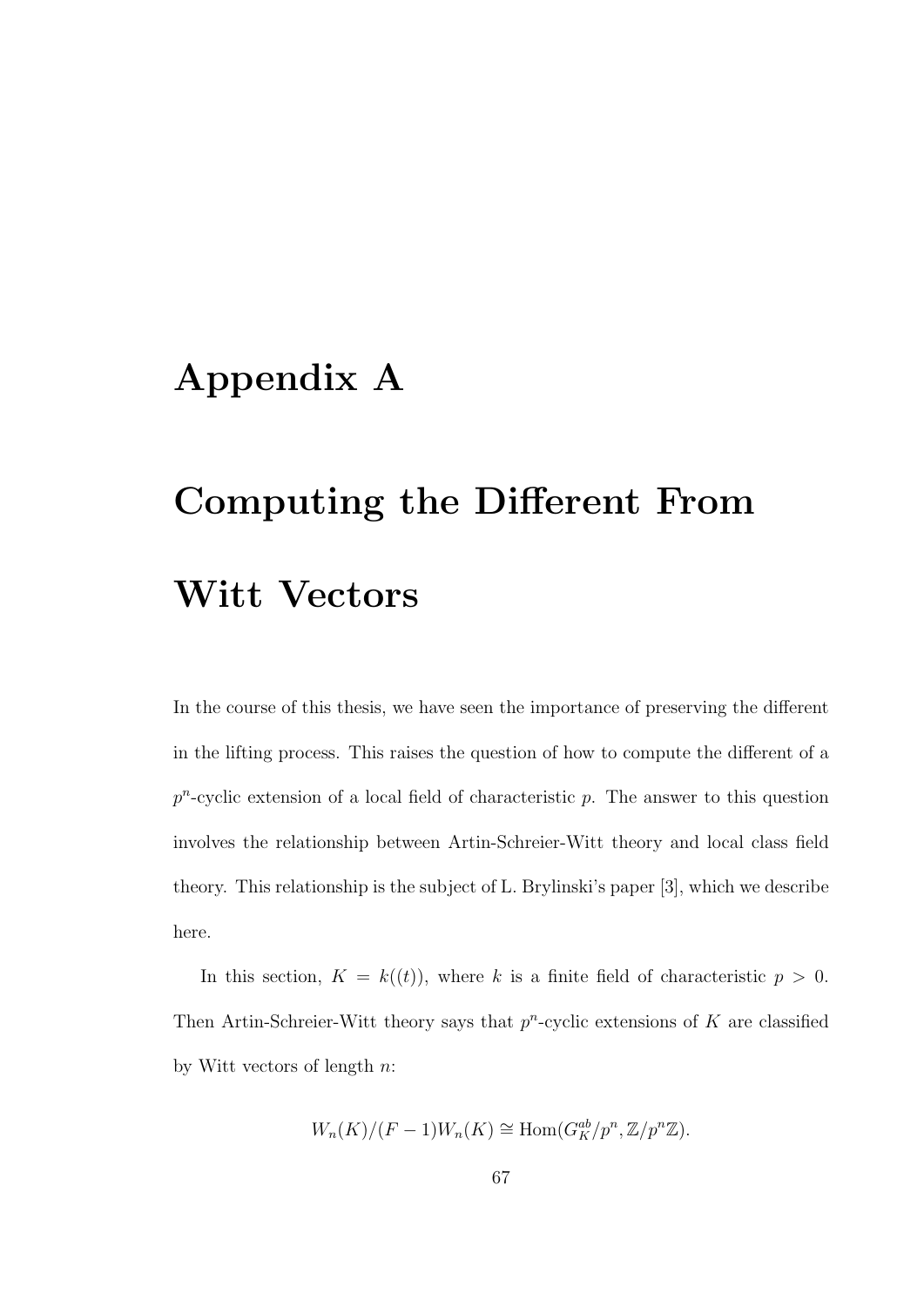# Appendix A

# Computing the Different From Witt Vectors

In the course of this thesis, we have seen the importance of preserving the different in the lifting process. This raises the question of how to compute the different of a $p^n$-cyclic extension of a local field of characteristic $p$. The answer to this question involves the relationship between Artin-Schreier-Witt theory and local class field theory. This relationship is the subject of L. Brylinski's paper [3], which we describe here.

In this section, $K = k((t))$, where $k$ is a finite field of characteristic $p > 0$. Then Artin-Schreier-Witt theory says that $p^n$-cyclic extensions of $K$ are classified by Witt vectors of length $n$:

$$W_n(K)/(F-1)W_n(K) \cong \mathrm{Hom}(G_K^{ab}/p^n, \mathbb{Z}/p^n\mathbb{Z}).$$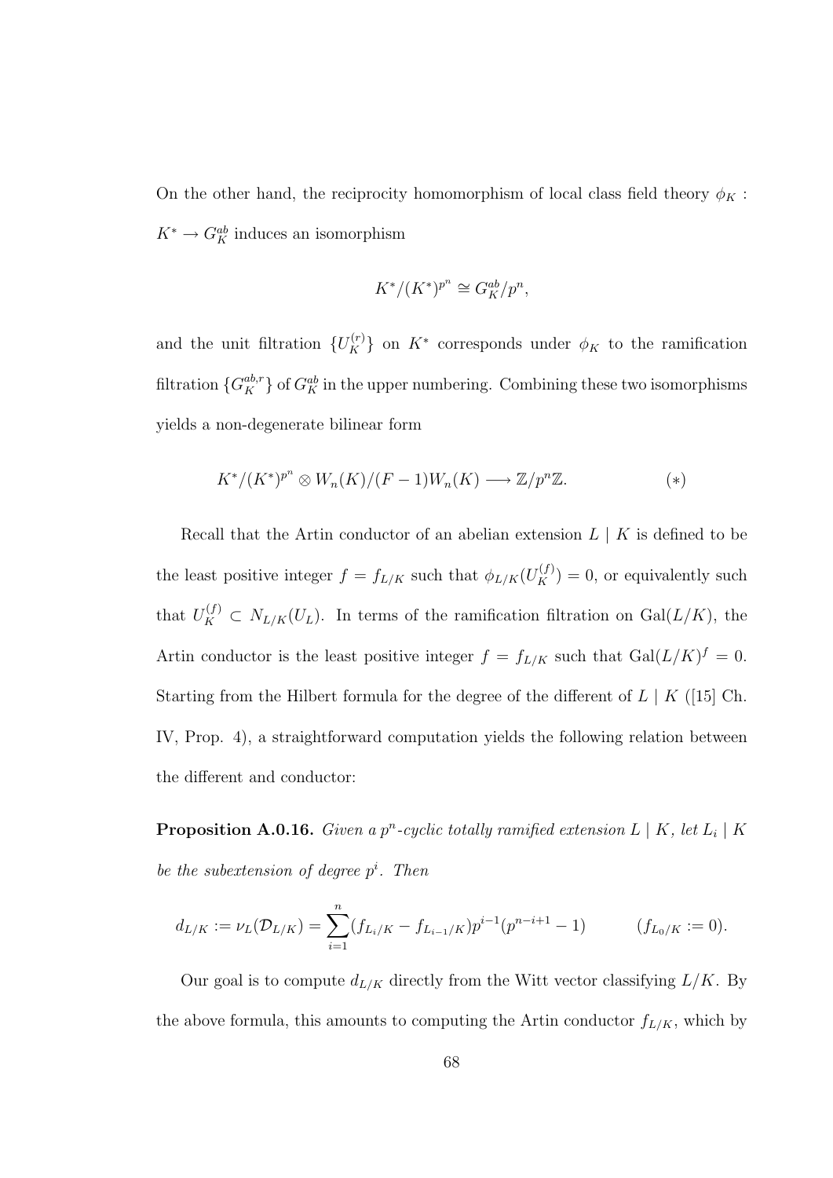On the other hand, the reciprocity homomorphism of local class field theory $\phi_K : K^* \to G_K^{ab}$ induces an isomorphism

$$K^*/(K^*)^{p^n} \cong G_K^{ab}/p^n,$$

and the unit filtration $\{U_K^{(r)}\}$ on $K^*$ corresponds under $\phi_K$ to the ramification filtration $\{G_K^{ab,r}\}$ of $G_K^{ab}$ in the upper numbering. Combining these two isomorphisms yields a non-degenerate bilinear form

$$K^*/(K^*)^{p^n} \otimes W_n(K)/(F-1)W_n(K) \longrightarrow \mathbb{Z}/p^n\mathbb{Z}. \qquad (*)$$

Recall that the Artin conductor of an abelian extension $L \mid K$ is defined to be the least positive integer $f = f_{L/K}$ such that $\phi_{L/K}(U_K^{(f)}) = 0$, or equivalently such that $U_K^{(f)} \subset N_{L/K}(U_L)$. In terms of the ramification filtration on $\mathrm{Gal}(L/K)$, the Artin conductor is the least positive integer $f = f_{L/K}$ such that $\mathrm{Gal}(L/K)^f = 0$. Starting from the Hilbert formula for the degree of the different of $L \mid K$ ([15] Ch. IV, Prop. 4), a straightforward computation yields the following relation between the different and conductor:

**Proposition A.0.16.** *Given a $p^n$-cyclic totally ramified extension $L \mid K$, let $L_i \mid K$ be the subextension of degree $p^i$. Then*

$$d_{L/K} := \nu_L(\mathcal{D}_{L/K}) = \sum_{i=1}^{n} (f_{L_i/K} - f_{L_{i-1}/K}) p^{i-1}(p^{n-i+1} - 1) \qquad (f_{L_0/K} := 0).$$

Our goal is to compute $d_{L/K}$ directly from the Witt vector classifying $L/K$. By the above formula, this amounts to computing the Artin conductor $f_{L/K}$, which by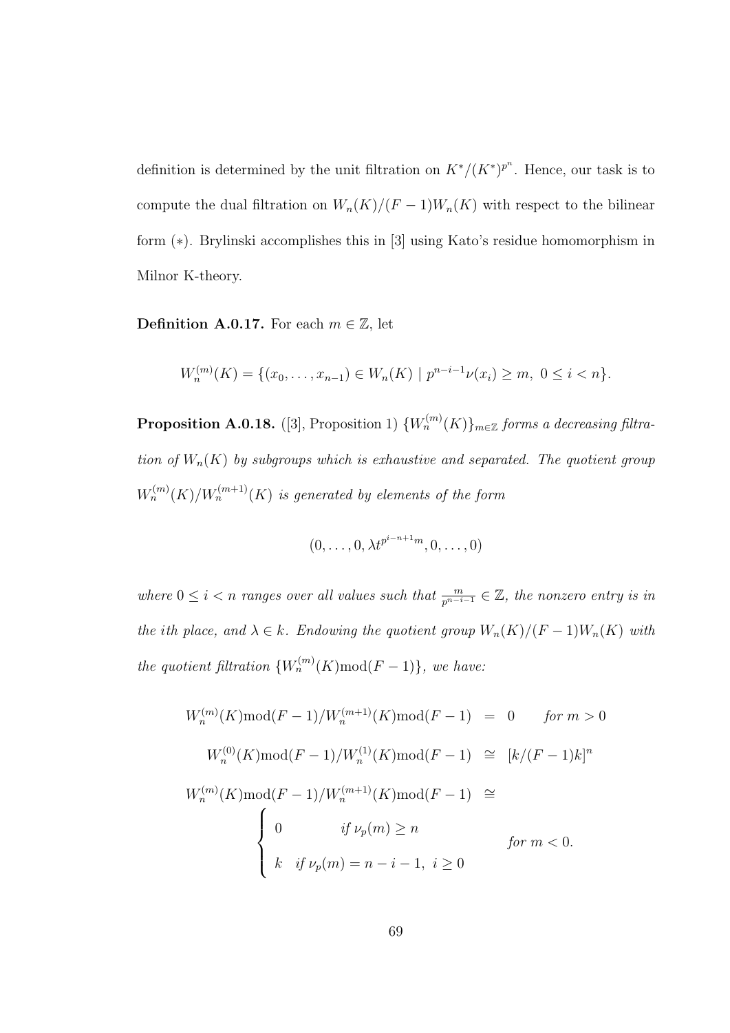definition is determined by the unit filtration on $K^*/(K^*)^{p^n}$. Hence, our task is to compute the dual filtration on $W_n(K)/(F-1)W_n(K)$ with respect to the bilinear form $(*)$. Brylinski accomplishes this in [3] using Kato's residue homomorphism in Milnor K-theory.

**Definition A.0.17.** For each $m \in \mathbb{Z}$, let

$$W_n^{(m)}(K) = \{(x_0, \ldots, x_{n-1}) \in W_n(K) \mid p^{n-i-1}\nu(x_i) \geq m,\ 0 \leq i < n\}.$$

**Proposition A.0.18.** ([3], Proposition 1) *$\{W_n^{(m)}(K)\}_{m\in\mathbb{Z}}$ forms a decreasing filtration of $W_n(K)$ by subgroups which is exhaustive and separated. The quotient group $W_n^{(m)}(K)/W_n^{(m+1)}(K)$ is generated by elements of the form*

$$(0, \ldots, 0, \lambda t^{p^{i-n+1}m}, 0, \ldots, 0)$$

*where $0 \leq i < n$ ranges over all values such that $\frac{m}{p^{n-i-1}} \in \mathbb{Z}$, the nonzero entry is in the ith place, and $\lambda \in k$. Endowing the quotient group $W_n(K)/(F-1)W_n(K)$ with the quotient filtration $\{W_n^{(m)}(K)\mathrm{mod}(F-1)\}$, we have:*

$$W_n^{(m)}(K)\mathrm{mod}(F-1)/W_n^{(m+1)}(K)\mathrm{mod}(F-1) \;=\; 0 \qquad \textit{for } m > 0$$

$$W_n^{(0)}(K)\mathrm{mod}(F-1)/W_n^{(1)}(K)\mathrm{mod}(F-1) \;\cong\; [k/(F-1)k]^n$$

$$W_n^{(m)}(K)\mathrm{mod}(F-1)/W_n^{(m+1)}(K)\mathrm{mod}(F-1) \;\cong\; \begin{cases} 0 & \textit{if } \nu_p(m) \geq n \\ k & \textit{if } \nu_p(m) = n-i-1,\ i \geq 0 \end{cases} \qquad \textit{for } m < 0.$$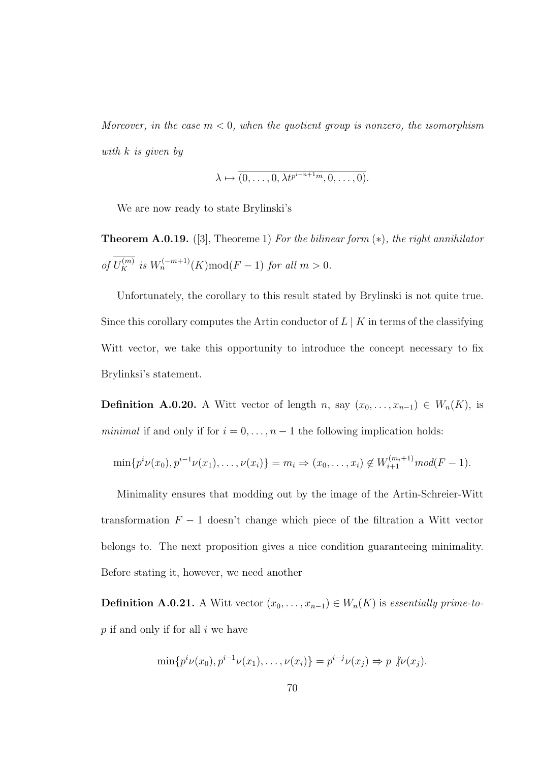*Moreover, in the case $m < 0$, when the quotient group is nonzero, the isomorphism with $k$ is given by*

$$\lambda \mapsto \overline{(0, \ldots, 0, \lambda t^{p^{i-n+1}m}, 0, \ldots, 0)}.$$

We are now ready to state Brylinski's

**Theorem A.0.19.** ([3], Theoreme 1) *For the bilinear form $(*)$, the right annihilator of $\overline{U_K^{(m)}}$ is $W_n^{(-m+1)}(K)\text{mod}(F-1)$ for all $m > 0$.*

Unfortunately, the corollary to this result stated by Brylinski is not quite true. Since this corollary computes the Artin conductor of $L \mid K$ in terms of the classifying Witt vector, we take this opportunity to introduce the concept necessary to fix Brylinksi's statement.

**Definition A.0.20.** A Witt vector of length $n$, say $(x_0, \ldots, x_{n-1}) \in W_n(K)$, is *minimal* if and only if for $i = 0, \ldots, n-1$ the following implication holds:

$$\min\{p^i \nu(x_0), p^{i-1}\nu(x_1), \ldots, \nu(x_i)\} = m_i \Rightarrow (x_0, \ldots, x_i) \notin W_{i+1}^{(m_i+1)} mod(F-1).$$

Minimality ensures that modding out by the image of the Artin-Schreier-Witt transformation $F - 1$ doesn't change which piece of the filtration a Witt vector belongs to. The next proposition gives a nice condition guaranteeing minimality. Before stating it, however, we need another

**Definition A.0.21.** A Witt vector $(x_0, \ldots, x_{n-1}) \in W_n(K)$ is *essentially prime-to-$p$* if and only if for all $i$ we have

$$\min\{p^i \nu(x_0), p^{i-1}\nu(x_1), \ldots, \nu(x_i)\} = p^{i-j}\nu(x_j) \Rightarrow p \not| \nu(x_j).$$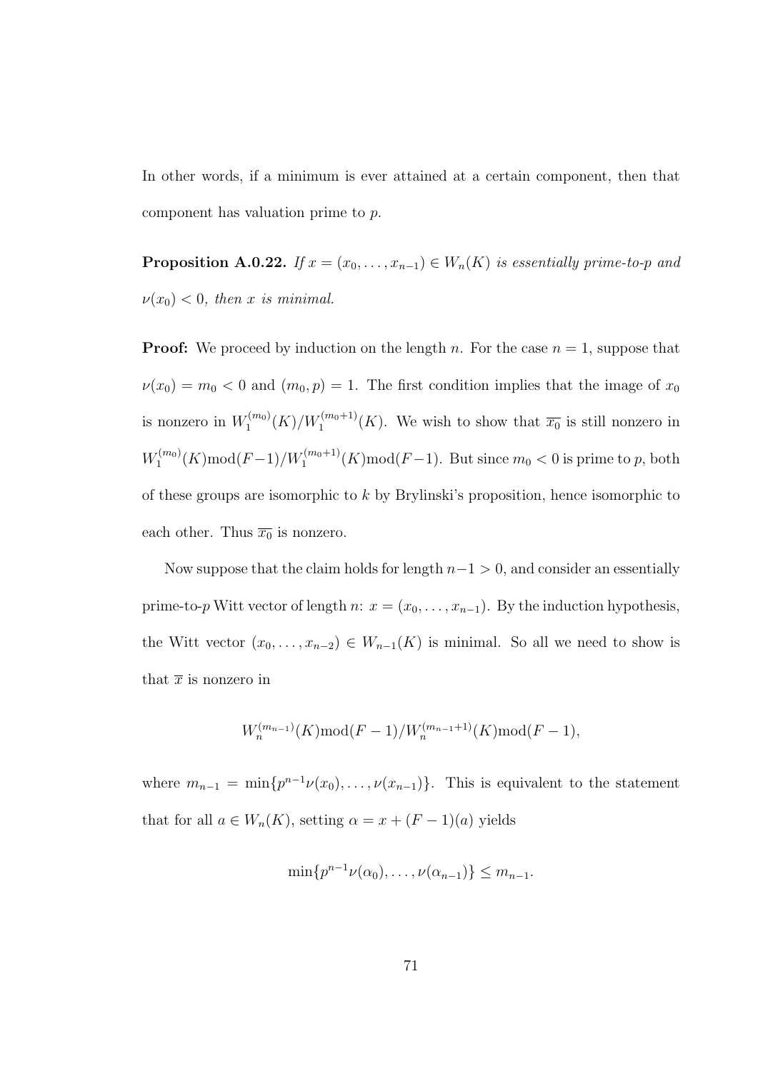In other words, if a minimum is ever attained at a certain component, then that component has valuation prime to $p$.

**Proposition A.0.22.** *If $x = (x_0, \ldots, x_{n-1}) \in W_n(K)$ is essentially prime-to-$p$ and $\nu(x_0) < 0$, then $x$ is minimal.*

**Proof:** We proceed by induction on the length $n$. For the case $n = 1$, suppose that $\nu(x_0) = m_0 < 0$ and $(m_0, p) = 1$. The first condition implies that the image of $x_0$ is nonzero in $W_1^{(m_0)}(K)/W_1^{(m_0+1)}(K)$. We wish to show that $\overline{x_0}$ is still nonzero in $W_1^{(m_0)}(K)\text{mod}(F-1)/W_1^{(m_0+1)}(K)\text{mod}(F-1)$. But since $m_0 < 0$ is prime to $p$, both of these groups are isomorphic to $k$ by Brylinski's proposition, hence isomorphic to each other. Thus $\overline{x_0}$ is nonzero.

Now suppose that the claim holds for length $n-1 > 0$, and consider an essentially prime-to-$p$ Witt vector of length $n$: $x = (x_0, \ldots, x_{n-1})$. By the induction hypothesis, the Witt vector $(x_0, \ldots, x_{n-2}) \in W_{n-1}(K)$ is minimal. So all we need to show is that $\overline{x}$ is nonzero in

$$W_n^{(m_{n-1})}(K)\text{mod}(F-1)/W_n^{(m_{n-1}+1)}(K)\text{mod}(F-1),$$

where $m_{n-1} = \min\{p^{n-1}\nu(x_0), \ldots, \nu(x_{n-1})\}$. This is equivalent to the statement that for all $a \in W_n(K)$, setting $\alpha = x + (F-1)(a)$ yields

$$\min\{p^{n-1}\nu(\alpha_0), \ldots, \nu(\alpha_{n-1})\} \leq m_{n-1}.$$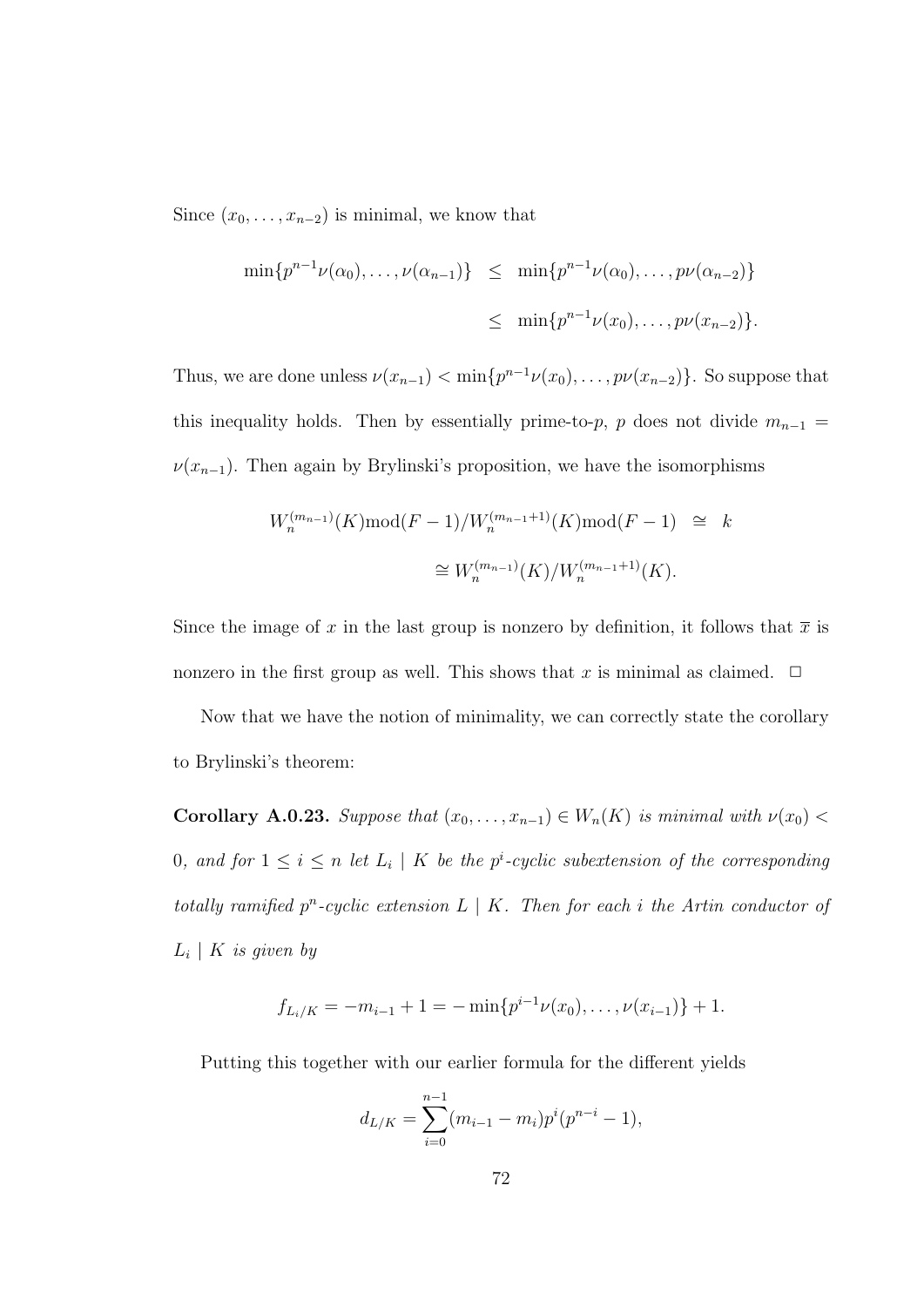Since $(x_0, \ldots, x_{n-2})$ is minimal, we know that

$$\begin{aligned}
\min\{p^{n-1}\nu(\alpha_0), \ldots, \nu(\alpha_{n-1})\} &\leq \min\{p^{n-1}\nu(\alpha_0), \ldots, p\nu(\alpha_{n-2})\} \\
&\leq \min\{p^{n-1}\nu(x_0), \ldots, p\nu(x_{n-2})\}.
\end{aligned}$$

Thus, we are done unless $\nu(x_{n-1}) < \min\{p^{n-1}\nu(x_0), \ldots, p\nu(x_{n-2})\}$. So suppose that this inequality holds. Then by essentially prime-to-$p$, $p$ does not divide $m_{n-1} = \nu(x_{n-1})$. Then again by Brylinski's proposition, we have the isomorphisms

$$\begin{aligned}
W_n^{(m_{n-1})}(K) \bmod (F-1) / W_n^{(m_{n-1}+1)}(K) \bmod (F-1) &\cong k \\
&\cong W_n^{(m_{n-1})}(K) / W_n^{(m_{n-1}+1)}(K).
\end{aligned}$$

Since the image of $x$ in the last group is nonzero by definition, it follows that $\overline{x}$ is nonzero in the first group as well. This shows that $x$ is minimal as claimed. $\Box$

Now that we have the notion of minimality, we can correctly state the corollary to Brylinski's theorem:

**Corollary A.0.23.** *Suppose that $(x_0, \ldots, x_{n-1}) \in W_n(K)$ is minimal with $\nu(x_0) < 0$, and for $1 \leq i \leq n$ let $L_i \mid K$ be the $p^i$-cyclic subextension of the corresponding totally ramified $p^n$-cyclic extension $L \mid K$. Then for each $i$ the Artin conductor of $L_i \mid K$ is given by*

$$f_{L_i/K} = -m_{i-1} + 1 = -\min\{p^{i-1}\nu(x_0), \ldots, \nu(x_{i-1})\} + 1.$$

Putting this together with our earlier formula for the different yields

$$d_{L/K} = \sum_{i=0}^{n-1} (m_{i-1} - m_i) p^i (p^{n-i} - 1),$$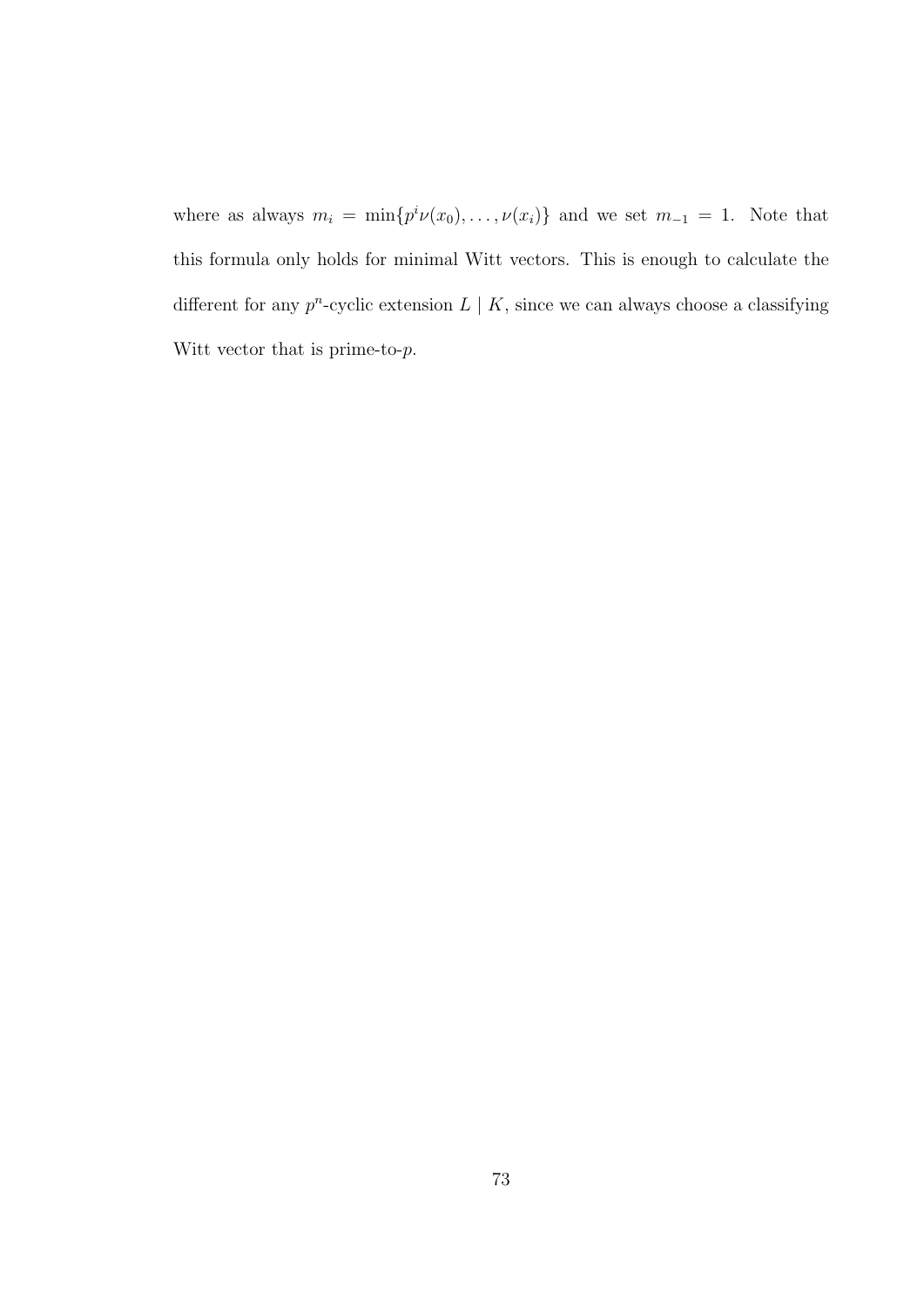where as always $m_i = \min\{p^i\nu(x_0), \ldots, \nu(x_i)\}$ and we set $m_{-1} = 1$. Note that this formula only holds for minimal Witt vectors. This is enough to calculate the different for any $p^n$-cyclic extension $L \mid K$, since we can always choose a classifying Witt vector that is prime-to-$p$.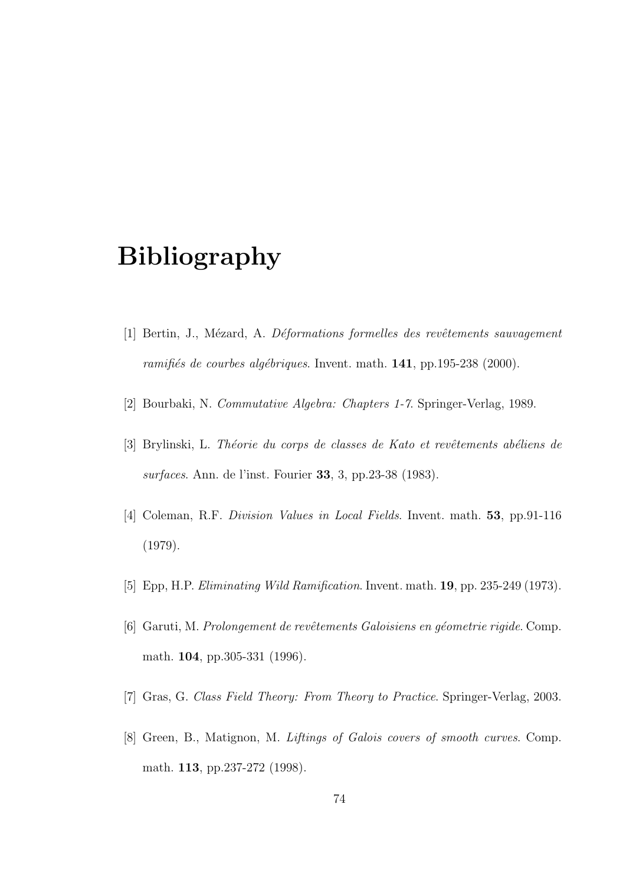# Bibliography

[1] Bertin, J., Mézard, A. *Déformations formelles des revêtements sauvagement ramifiés de courbes algébriques*. Invent. math. **141**, pp.195-238 (2000).

[2] Bourbaki, N. *Commutative Algebra: Chapters 1-7*. Springer-Verlag, 1989.

[3] Brylinski, L. *Théorie du corps de classes de Kato et revêtements abéliens de surfaces*. Ann. de l'inst. Fourier **33**, 3, pp.23-38 (1983).

[4] Coleman, R.F. *Division Values in Local Fields*. Invent. math. **53**, pp.91-116 (1979).

[5] Epp, H.P. *Eliminating Wild Ramification*. Invent. math. **19**, pp. 235-249 (1973).

[6] Garuti, M. *Prolongement de revêtements Galoisiens en géometrie rigide*. Comp. math. **104**, pp.305-331 (1996).

[7] Gras, G. *Class Field Theory: From Theory to Practice*. Springer-Verlag, 2003.

[8] Green, B., Matignon, M. *Liftings of Galois covers of smooth curves*. Comp. math. **113**, pp.237-272 (1998).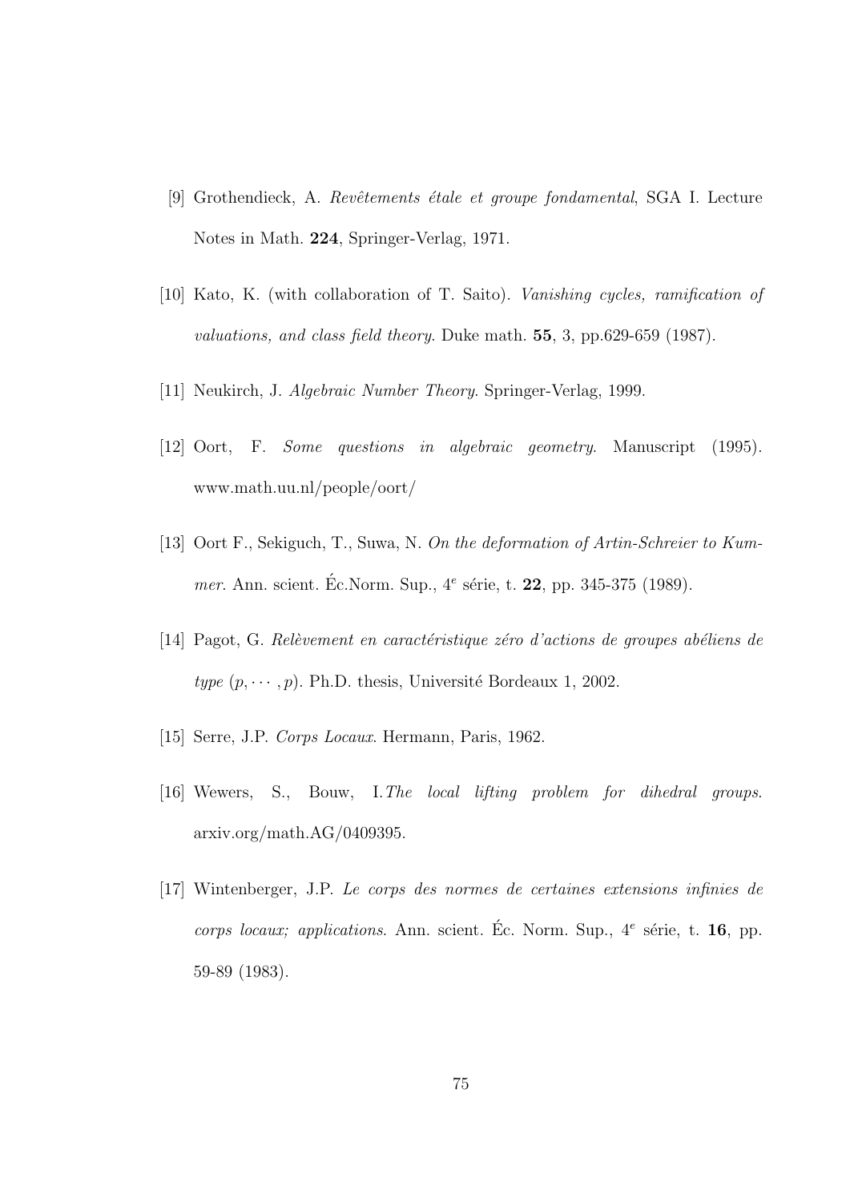[9] Grothendieck, A. *Revêtements étale et groupe fondamental*, SGA I. Lecture Notes in Math. **224**, Springer-Verlag, 1971.

[10] Kato, K. (with collaboration of T. Saito). *Vanishing cycles, ramification of valuations, and class field theory*. Duke math. **55**, 3, pp.629-659 (1987).

[11] Neukirch, J. *Algebraic Number Theory*. Springer-Verlag, 1999.

[12] Oort, F. *Some questions in algebraic geometry*. Manuscript (1995). www.math.uu.nl/people/oort/

[13] Oort F., Sekiguch, T., Suwa, N. *On the deformation of Artin-Schreier to Kummer*. Ann. scient. Éc.Norm. Sup., $4^e$ série, t. **22**, pp. 345-375 (1989).

[14] Pagot, G. *Relèvement en caractéristique zéro d'actions de groupes abéliens de type* $(p, \cdots, p)$. Ph.D. thesis, Université Bordeaux 1, 2002.

[15] Serre, J.P. *Corps Locaux*. Hermann, Paris, 1962.

[16] Wewers, S., Bouw, I. *The local lifting problem for dihedral groups.* arxiv.org/math.AG/0409395.

[17] Wintenberger, J.P. *Le corps des normes de certaines extensions infinies de corps locaux; applications*. Ann. scient. Éc. Norm. Sup., $4^e$ série, t. **16**, pp. 59-89 (1983).